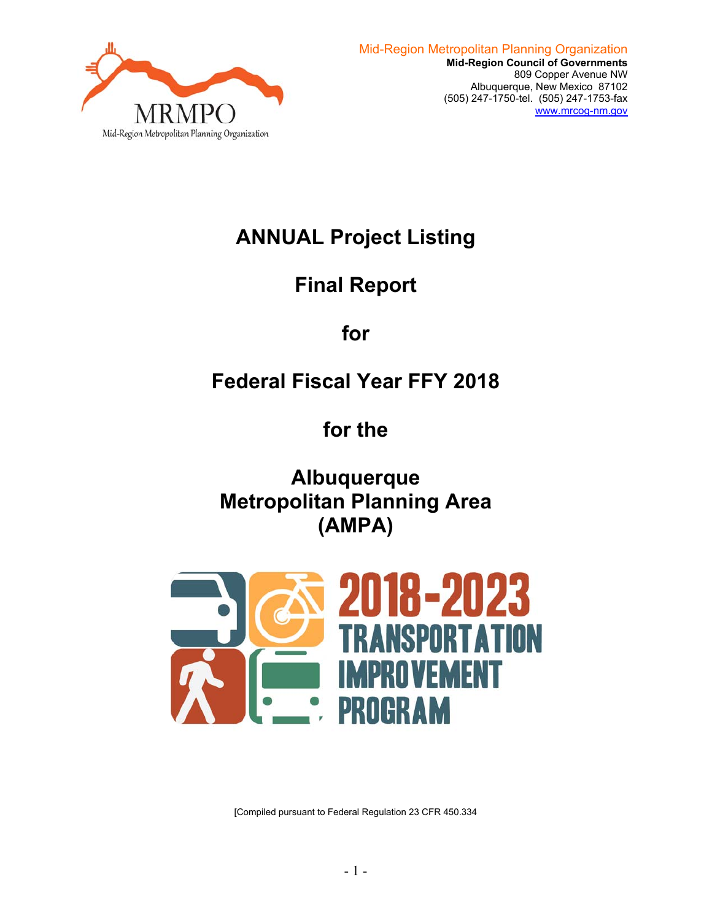MRMPO
Mid-Region Metropolitan Planning Organization

Mid-Region Metropolitan Planning Organization
**Mid-Region Council of Governments**
809 Copper Avenue NW
Albuquerque, New Mexico 87102
(505) 247-1750-tel. (505) 247-1753-fax
www.mrcog-nm.gov

# ANNUAL Project Listing

# Final Report

# for

# Federal Fiscal Year FFY 2018

# for the

# Albuquerque Metropolitan Planning Area (AMPA)

2018-2023 TRANSPORTATION IMPROVEMENT PROGRAM

[Compiled pursuant to Federal Regulation 23 CFR 450.334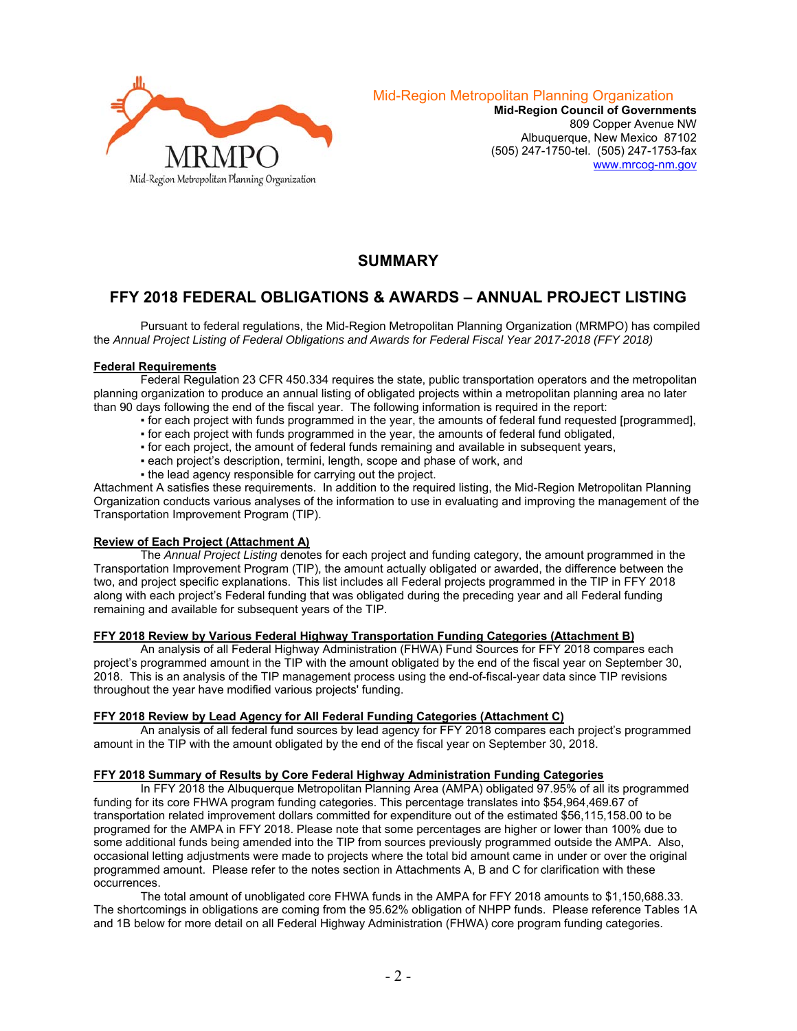Mid-Region Metropolitan Planning Organization
**Mid-Region Council of Governments**
809 Copper Avenue NW
Albuquerque, New Mexico 87102
(505) 247-1750-tel. (505) 247-1753-fax
www.mrcog-nm.gov

## SUMMARY

## FFY 2018 FEDERAL OBLIGATIONS & AWARDS – ANNUAL PROJECT LISTING

Pursuant to federal regulations, the Mid-Region Metropolitan Planning Organization (MRMPO) has compiled the *Annual Project Listing of Federal Obligations and Awards for Federal Fiscal Year 2017-2018 (FFY 2018)*

**Federal Requirements**

Federal Regulation 23 CFR 450.334 requires the state, public transportation operators and the metropolitan planning organization to produce an annual listing of obligated projects within a metropolitan planning area no later than 90 days following the end of the fiscal year. The following information is required in the report:

- for each project with funds programmed in the year, the amounts of federal fund requested [programmed],
- for each project with funds programmed in the year, the amounts of federal fund obligated,
- for each project, the amount of federal funds remaining and available in subsequent years,
- each project's description, termini, length, scope and phase of work, and
- the lead agency responsible for carrying out the project.

Attachment A satisfies these requirements. In addition to the required listing, the Mid-Region Metropolitan Planning Organization conducts various analyses of the information to use in evaluating and improving the management of the Transportation Improvement Program (TIP).

**Review of Each Project (Attachment A)**

The *Annual Project Listing* denotes for each project and funding category, the amount programmed in the Transportation Improvement Program (TIP), the amount actually obligated or awarded, the difference between the two, and project specific explanations. This list includes all Federal projects programmed in the TIP in FFY 2018 along with each project's Federal funding that was obligated during the preceding year and all Federal funding remaining and available for subsequent years of the TIP.

**FFY 2018 Review by Various Federal Highway Transportation Funding Categories (Attachment B)**

An analysis of all Federal Highway Administration (FHWA) Fund Sources for FFY 2018 compares each project's programmed amount in the TIP with the amount obligated by the end of the fiscal year on September 30, 2018. This is an analysis of the TIP management process using the end-of-fiscal-year data since TIP revisions throughout the year have modified various projects' funding.

**FFY 2018 Review by Lead Agency for All Federal Funding Categories (Attachment C)**

An analysis of all federal fund sources by lead agency for FFY 2018 compares each project's programmed amount in the TIP with the amount obligated by the end of the fiscal year on September 30, 2018.

**FFY 2018 Summary of Results by Core Federal Highway Administration Funding Categories**

In FFY 2018 the Albuquerque Metropolitan Planning Area (AMPA) obligated 97.95% of all its programmed funding for its core FHWA program funding categories. This percentage translates into $54,964,469.67 of transportation related improvement dollars committed for expenditure out of the estimated $56,115,158.00 to be programed for the AMPA in FFY 2018. Please note that some percentages are higher or lower than 100% due to some additional funds being amended into the TIP from sources previously programmed outside the AMPA. Also, occasional letting adjustments were made to projects where the total bid amount came in under or over the original programmed amount. Please refer to the notes section in Attachments A, B and C for clarification with these occurrences.

The total amount of unobligated core FHWA funds in the AMPA for FFY 2018 amounts to $1,150,688.33. The shortcomings in obligations are coming from the 95.62% obligation of NHPP funds. Please reference Tables 1A and 1B below for more detail on all Federal Highway Administration (FHWA) core program funding categories.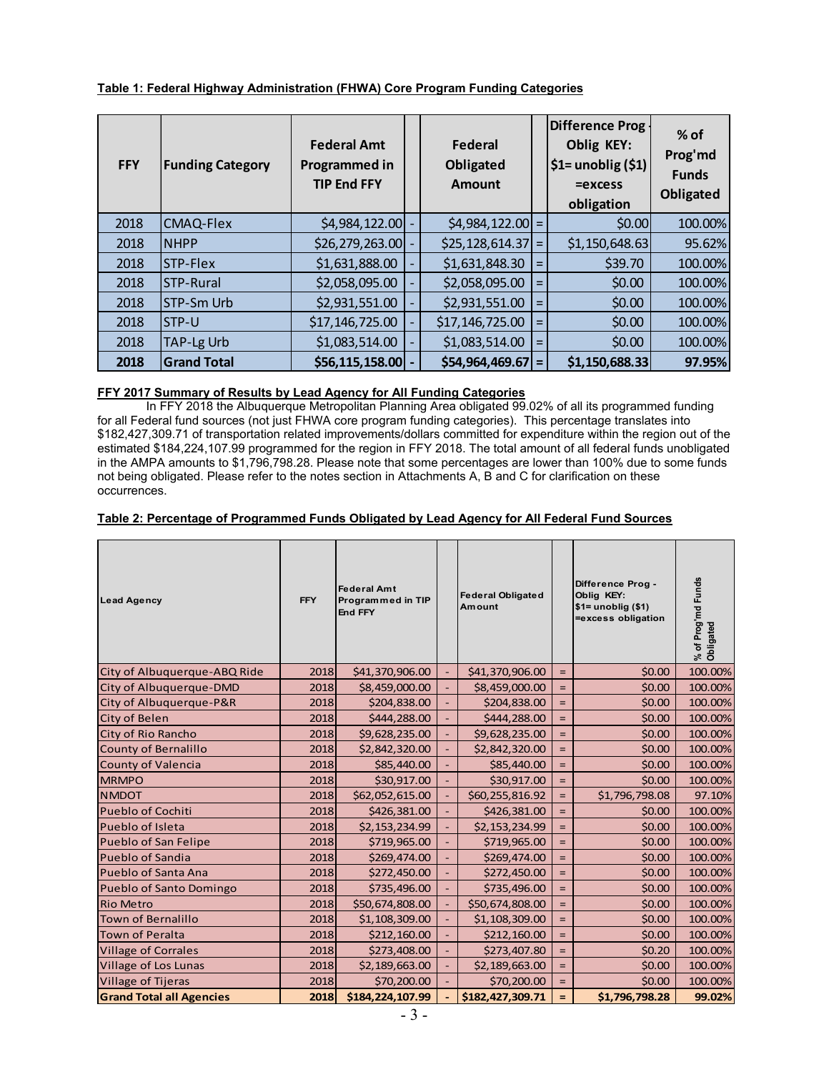**Table 1: Federal Highway Administration (FHWA) Core Program Funding Categories**

| FFY | Funding Category | Federal Amt Programmed in TIP End FFY | | Federal Obligated Amount | | Difference Prog - Oblig KEY: $1= unoblig ($1) =excess obligation | % of Prog'md Funds Obligated |
|---|---|---|---|---|---|---|---|
| 2018 | CMAQ-Flex | $4,984,122.00 | - | $4,984,122.00 | = | $0.00 | 100.00% |
| 2018 | NHPP | $26,279,263.00 | - | $25,128,614.37 | = | $1,150,648.63 | 95.62% |
| 2018 | STP-Flex | $1,631,888.00 | - | $1,631,848.30 | = | $39.70 | 100.00% |
| 2018 | STP-Rural | $2,058,095.00 | - | $2,058,095.00 | = | $0.00 | 100.00% |
| 2018 | STP-Sm Urb | $2,931,551.00 | - | $2,931,551.00 | = | $0.00 | 100.00% |
| 2018 | STP-U | $17,146,725.00 | - | $17,146,725.00 | = | $0.00 | 100.00% |
| 2018 | TAP-Lg Urb | $1,083,514.00 | - | $1,083,514.00 | = | $0.00 | 100.00% |
| **2018** | **Grand Total** | **$56,115,158.00** | **-** | **$54,964,469.67** | **=** | **$1,150,688.33** | **97.95%** |

**FFY 2017 Summary of Results by Lead Agency for All Funding Categories**

In FFY 2018 the Albuquerque Metropolitan Planning Area obligated 99.02% of all its programmed funding for all Federal fund sources (not just FHWA core program funding categories). This percentage translates into $182,427,309.71 of transportation related improvements/dollars committed for expenditure within the region out of the estimated $184,224,107.99 programmed for the region in FFY 2018. The total amount of all federal funds unobligated in the AMPA amounts to $1,796,798.28. Please note that some percentages are lower than 100% due to some funds not being obligated. Please refer to the notes section in Attachments A, B and C for clarification on these occurrences.

**Table 2: Percentage of Programmed Funds Obligated by Lead Agency for All Federal Fund Sources**

| Lead Agency | FFY | Federal Amt Programmed in TIP End FFY | | Federal Obligated Amount | | Difference Prog - Oblig KEY: $1= unoblig ($1) =excess obligation | % of Prog'md Funds Obligated |
|---|---|---|---|---|---|---|---|
| City of Albuquerque-ABQ Ride | 2018 | $41,370,906.00 | - | $41,370,906.00 | = | $0.00 | 100.00% |
| City of Albuquerque-DMD | 2018 | $8,459,000.00 | - | $8,459,000.00 | = | $0.00 | 100.00% |
| City of Albuquerque-P&R | 2018 | $204,838.00 | - | $204,838.00 | = | $0.00 | 100.00% |
| City of Belen | 2018 | $444,288.00 | - | $444,288.00 | = | $0.00 | 100.00% |
| City of Rio Rancho | 2018 | $9,628,235.00 | - | $9,628,235.00 | = | $0.00 | 100.00% |
| County of Bernalillo | 2018 | $2,842,320.00 | - | $2,842,320.00 | = | $0.00 | 100.00% |
| County of Valencia | 2018 | $85,440.00 | - | $85,440.00 | = | $0.00 | 100.00% |
| MRMPO | 2018 | $30,917.00 | - | $30,917.00 | = | $0.00 | 100.00% |
| NMDOT | 2018 | $62,052,615.00 | - | $60,255,816.92 | = | $1,796,798.08 | 97.10% |
| Pueblo of Cochiti | 2018 | $426,381.00 | - | $426,381.00 | = | $0.00 | 100.00% |
| Pueblo of Isleta | 2018 | $2,153,234.99 | - | $2,153,234.99 | = | $0.00 | 100.00% |
| Pueblo of San Felipe | 2018 | $719,965.00 | - | $719,965.00 | = | $0.00 | 100.00% |
| Pueblo of Sandia | 2018 | $269,474.00 | - | $269,474.00 | = | $0.00 | 100.00% |
| Pueblo of Santa Ana | 2018 | $272,450.00 | - | $272,450.00 | = | $0.00 | 100.00% |
| Pueblo of Santo Domingo | 2018 | $735,496.00 | - | $735,496.00 | = | $0.00 | 100.00% |
| Rio Metro | 2018 | $50,674,808.00 | - | $50,674,808.00 | = | $0.00 | 100.00% |
| Town of Bernalillo | 2018 | $1,108,309.00 | - | $1,108,309.00 | = | $0.00 | 100.00% |
| Town of Peralta | 2018 | $212,160.00 | - | $212,160.00 | = | $0.00 | 100.00% |
| Village of Corrales | 2018 | $273,408.00 | - | $273,407.80 | = | $0.20 | 100.00% |
| Village of Los Lunas | 2018 | $2,189,663.00 | - | $2,189,663.00 | = | $0.00 | 100.00% |
| Village of Tijeras | 2018 | $70,200.00 | - | $70,200.00 | = | $0.00 | 100.00% |
| **Grand Total all Agencies** | **2018** | **$184,224,107.99** | **-** | **$182,427,309.71** | **=** | **$1,796,798.28** | **99.02%** |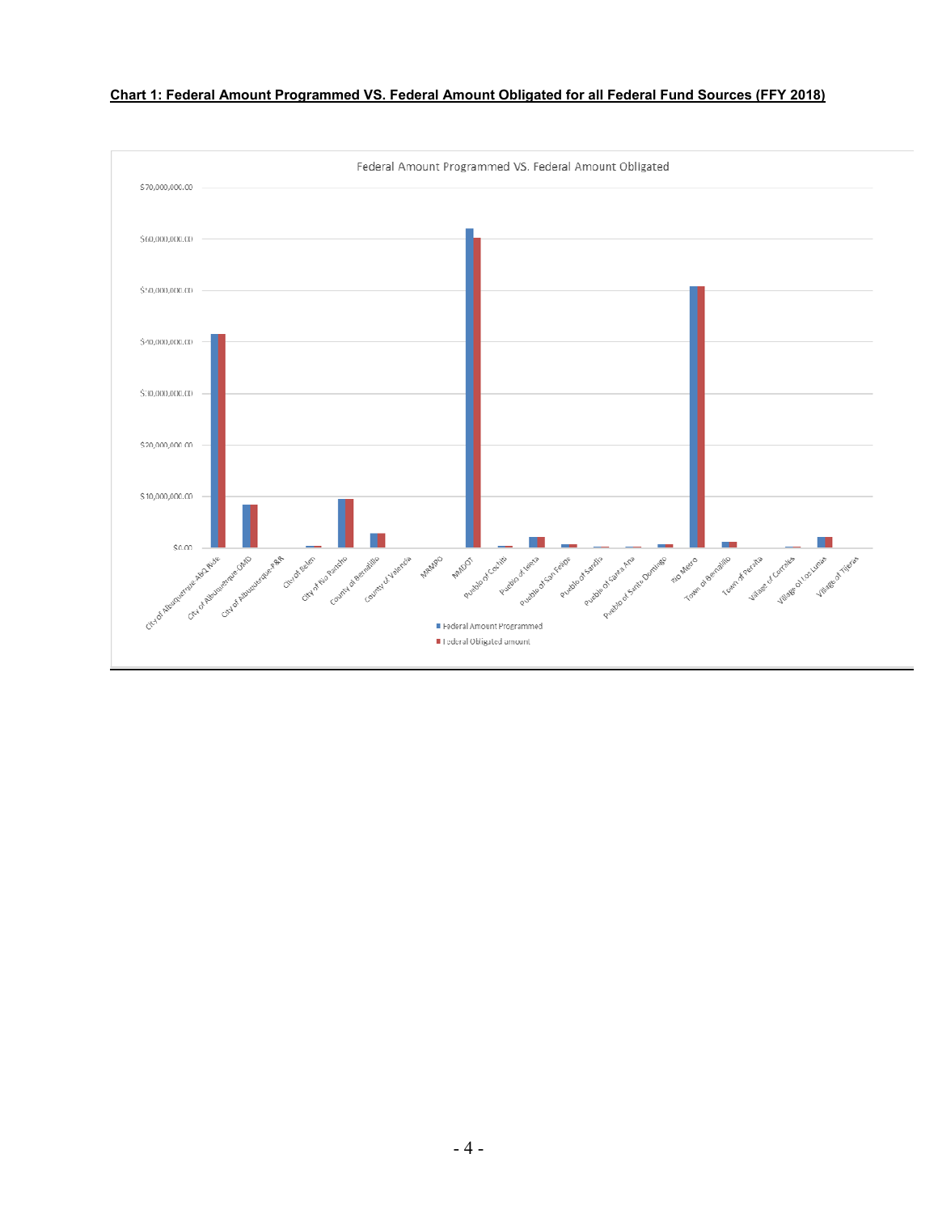**Chart 1: Federal Amount Programmed VS. Federal Amount Obligated for all Federal Fund Sources (FFY 2018)**

Federal Amount Programmed VS. Federal Amount Obligated

$70,000,000.00
$60,000,000.00
$50,000,000.00
$40,000,000.00
$30,000,000.00
$20,000,000.00
$10,000,000.00
$0.00

City of Albuquerque Abq Ride, City of Albuquerque DMD, City of Albuquerque P&R, City of Belen, City of Rio Rancho, County of Bernalillo, County of Valencia, MRMPO, NMDOT, Pueblo of Cochiti, Pueblo of Isleta, Pueblo of San Felipe, Pueblo of Sandia, Pueblo of Santa Ana, Pueblo of Santo Domingo, Rio Metro, Town of Bernalillo, Town of Peralta, Village of Corrales, Village of Los Lunas, Village of Tijeras

■ Federal Amount Programmed
■ Federal Obligated amount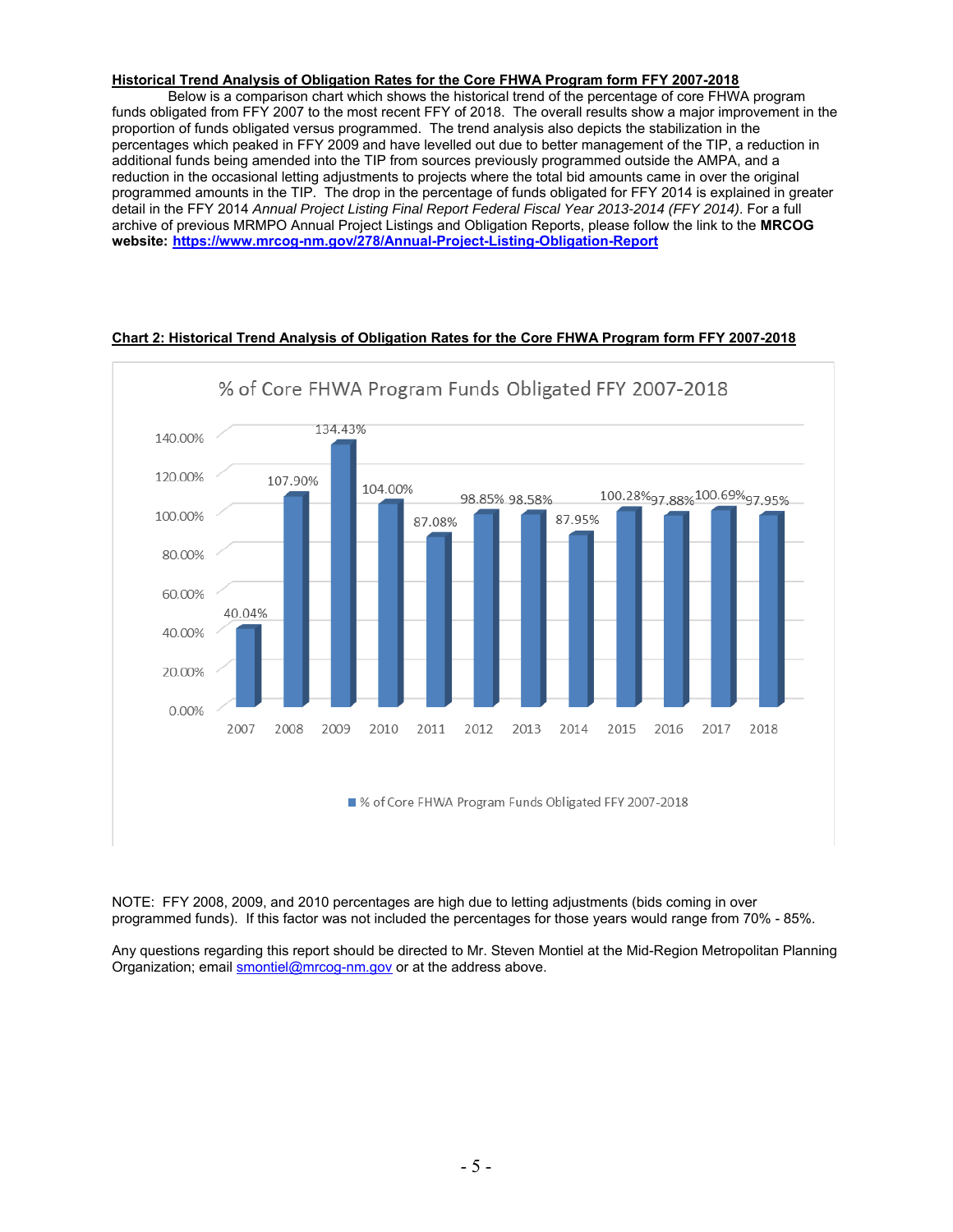**Historical Trend Analysis of Obligation Rates for the Core FHWA Program form FFY 2007-2018**

Below is a comparison chart which shows the historical trend of the percentage of core FHWA program funds obligated from FFY 2007 to the most recent FFY of 2018. The overall results show a major improvement in the proportion of funds obligated versus programmed. The trend analysis also depicts the stabilization in the percentages which peaked in FFY 2009 and have levelled out due to better management of the TIP, a reduction in additional funds being amended into the TIP from sources previously programmed outside the AMPA, and a reduction in the occasional letting adjustments to projects where the total bid amounts came in over the original programmed amounts in the TIP. The drop in the percentage of funds obligated for FFY 2014 is explained in greater detail in the FFY 2014 *Annual Project Listing Final Report Federal Fiscal Year 2013-2014 (FFY 2014)*. For a full archive of previous MRMPO Annual Project Listings and Obligation Reports, please follow the link to the **MRCOG website: https://www.mrcog-nm.gov/278/Annual-Project-Listing-Obligation-Report**

**Chart 2: Historical Trend Analysis of Obligation Rates for the Core FHWA Program form FFY 2007-2018**

% of Core FHWA Program Funds Obligated FFY 2007-2018

| Year | % of Core FHWA Program Funds Obligated FFY 2007-2018 |
|---|---|
| 2007 | 40.04% |
| 2008 | 107.90% |
| 2009 | 134.43% |
| 2010 | 104.00% |
| 2011 | 87.08% |
| 2012 | 98.85% |
| 2013 | 98.58% |
| 2014 | 87.95% |
| 2015 | 100.28% |
| 2016 | 97.88% |
| 2017 | 100.69% |
| 2018 | 97.95% |

NOTE: FFY 2008, 2009, and 2010 percentages are high due to letting adjustments (bids coming in over programmed funds). If this factor was not included the percentages for those years would range from 70% - 85%.

Any questions regarding this report should be directed to Mr. Steven Montiel at the Mid-Region Metropolitan Planning Organization; email smontiel@mrcog-nm.gov or at the address above.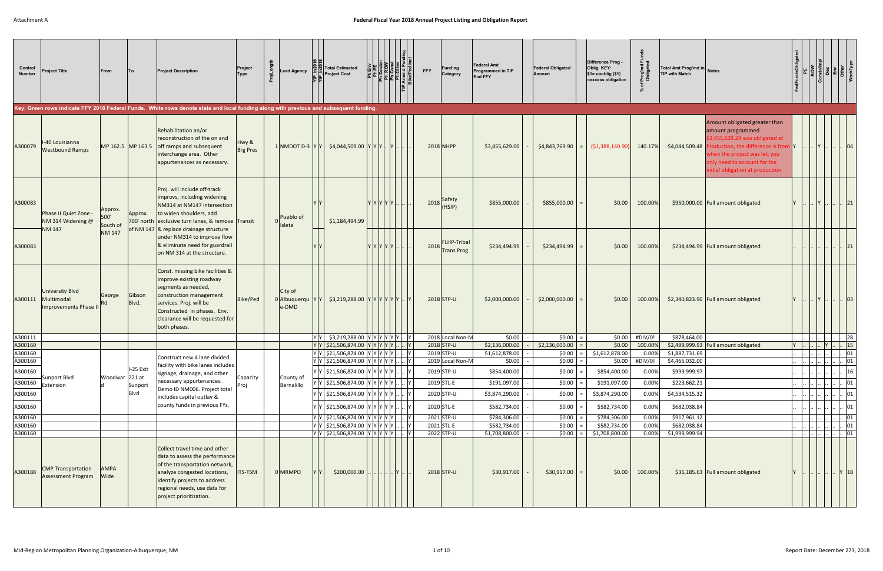# Federal Fiscal Year 2018 Annual Project Listing and Obligation Report

| Control Number | Project Title | From | To | Project Description | Project Type | ProjLength | Lead Agency | TIP_In2016 | TIP_In2018 | Total Estimated Project Cost | Ph Env | Ph PE | Ph Design | Ph ROW | Ph Const | Ph Other | TIP Amend Pending | Bike/Ped Incl | FFY | Funding Category | Federal Amt Programmed in TIP End FFY | | Federal Obligated Amount | | Difference Prog - Oblig KEY: $1= unoblig ($1) =excess obligation | % of Prog'md Funds Obligated | Total Amt Prog'md in TIP with Match | Notes | FedFundsObligated | PE | ROW | Constr/Impl | Des | Env | Other | WorkType |
|---|---|---|---|---|---|---|---|---|---|---|---|---|---|---|---|---|---|---|---|---|---|---|---|---|---|---|---|---|---|---|---|---|---|---|---|---|
| **Key: Green rows indicate FFY 2018 Federal Funds. White rows denote state and local funding along with previous and subsequent funding.** | | | | | | | | | | | | | | | | | | | | | | | | | | | | | | | | | | | | |
| A300079 | I-40 Louisiana Westbound Ramps | MP 162.5 | MP 163.5 | Rehabilitation an/or reconstruction of the on and off ramps and subsequent interchange area. Other appurtenances as necessary. | Hwy & Brg Pres | 1 | NMDOT D-3 | Y | Y | $4,044,509.00 | Y | Y | Y | .. | Y | .. | .. | .. | 2018 | NHPP | $3,455,629.00 | - | $4,843,769.90 | = | ($1,388,140.90) | 140.17% | $4,044,509.48 | Amount obligated greater than amount programmed $3,455,629.24 was obligated at Production, the difference is from when the project was let, you only need to account for the initial obligation at production. | Y | .. | .. | Y | .. | .. | .. | 04 |
| A300083 | Phase II Quiet Zone - NM 314 Widening @ NM 147 | Approx. 500' South of NM 147 | Approx. 700' north of NM 147 | Proj. will include off-track improvs, including widening NM314 at NM147 intersection to widen shoulders, add exclusive turn lanes, & remove & replace drainage structure under NM314 to improve flow & eliminate need for guardrail on NM 314 at the structure. | Transit | 0 | Pueblo of Isleta | Y | Y | $1,184,494.99 | Y | Y | Y | Y | Y | .. | .. | .. | 2018 | Safety (HSIP) | $855,000.00 | - | $855,000.00 | = | $0.00 | 100.00% | $950,000.00 | Full amount obligated | Y | .. | .. | Y | .. | .. | .. | 21 |
| A300083 | | | | | | | | Y | Y | | Y | Y | Y | Y | Y | .. | .. | .. | 2018 | FLHP-Tribal Trans Prog | $234,494.99 | - | $234,494.99 | = | $0.00 | 100.00% | $234,494.99 | Full amount obligated | .. | .. | .. | .. | .. | .. | .. | 21 |
| A300111 | University Blvd Multimodal Improvements Phase II | George Rd | Gibson Blvd. | Const. missing bike facilities & improve existing roadway segments as needed, construction management services. Proj. will be Constructed in phases. Env. clearance will be requested for both phases. | Bike/Ped | 0 | City of Albuquerque-DMD | Y | Y | $3,219,288.00 | Y | Y | Y | Y | Y | Y | .. | Y | 2018 | STP-U | $2,000,000.00 | - | $2,000,000.00 | = | $0.00 | 100.00% | $2,340,823.90 | Full amount obligated | Y | .. | .. | Y | .. | .. | .. | 03 |
| A300111 | | | | | | | | Y | Y | $3,219,288.00 | Y | Y | Y | Y | Y | Y | .. | Y | 2018 | Local Non-M | $0.00 | - | $0.00 | = | $0.00 | #DIV/0! | $878,464.00 | | .. | .. | .. | .. | .. | .. | .. | 28 |
| A300160 | Sunport Blvd Extension | Woodward | I-25 Exit 221 at Sunport Blvd | Construct new 4 lane divided facility with bike lanes includes signage, drainage, and other necessary appurtenances. Demo ID NM006. Project total includes capital outlay & county funds in previous FYs. | Capacity Proj | | County of Bernalillo | Y | Y | $21,506,874.00 | Y | Y | Y | Y | Y | .. | .. | Y | 2018 | STP-U | $2,136,000.00 | - | $2,136,000.00 | = | $0.00 | 100.00% | $2,499,999.93 | Full amount obligated | Y | .. | .. | .. | Y | .. | .. | 15 |
| A300160 | | | | | | | | Y | Y | $21,506,874.00 | Y | Y | Y | Y | Y | .. | .. | Y | 2019 | STP-U | $1,612,878.00 | - | $0.00 | = | $1,612,878.00 | 0.00% | $1,887,731.69 | | .. | .. | .. | .. | .. | .. | .. | 01 |
| A300160 | | | | | | | | Y | Y | $21,506,874.00 | Y | Y | Y | Y | Y | .. | .. | Y | 2019 | Local Non-M | $0.00 | - | $0.00 | = | $0.00 | #DIV/0! | $4,465,032.00 | | .. | .. | .. | .. | .. | .. | .. | 01 |
| A300160 | | | | | | | | Y | Y | $21,506,874.00 | Y | Y | Y | Y | Y | .. | .. | Y | 2019 | STP-U | $854,400.00 | - | $0.00 | = | $854,400.00 | 0.00% | $999,999.97 | | .. | .. | .. | .. | .. | .. | .. | 16 |
| A300160 | | | | | | | | Y | Y | $21,506,874.00 | Y | Y | Y | Y | Y | .. | .. | Y | 2019 | STL-E | $191,097.00 | - | $0.00 | = | $191,097.00 | 0.00% | $223,662.21 | | .. | .. | .. | .. | .. | .. | .. | 01 |
| A300160 | | | | | | | | Y | Y | $21,506,874.00 | Y | Y | Y | Y | Y | .. | .. | Y | 2020 | STP-U | $3,874,290.00 | - | $0.00 | = | $3,874,290.00 | 0.00% | $4,534,515.32 | | .. | .. | .. | .. | .. | .. | .. | 01 |
| A300160 | | | | | | | | Y | Y | $21,506,874.00 | Y | Y | Y | Y | Y | .. | .. | Y | 2020 | STL-E | $582,734.00 | - | $0.00 | = | $582,734.00 | 0.00% | $682,038.84 | | .. | .. | .. | .. | .. | .. | .. | 01 |
| A300160 | | | | | | | | Y | Y | $21,506,874.00 | Y | Y | Y | Y | Y | .. | .. | Y | 2021 | STP-U | $784,306.00 | - | $0.00 | = | $784,306.00 | 0.00% | $917,961.12 | | .. | .. | .. | .. | .. | .. | .. | 01 |
| A300160 | | | | | | | | Y | Y | $21,506,874.00 | Y | Y | Y | Y | Y | .. | .. | Y | 2021 | STL-E | $582,734.00 | - | $0.00 | = | $582,734.00 | 0.00% | $682,038.84 | | .. | .. | .. | .. | .. | .. | .. | 01 |
| A300160 | | | | | | | | Y | Y | $21,506,874.00 | Y | Y | Y | Y | Y | .. | .. | Y | 2022 | STP-U | $1,708,800.00 | - | $0.00 | = | $1,708,800.00 | 0.00% | $1,999,999.94 | | .. | .. | .. | .. | .. | .. | .. | 01 |
| A300188 | CMP Transportation Assessment Program | AMPA Wide | | Collect travel time and other data to assess the performance of the transportation network, analyze congested locations, identify projects to address regional needs, use data for project prioritization. | ITS-TSM | 0 | MRMPO | Y | Y | $200,000.00 | .. | .. | .. | .. | .. | Y | .. | .. | 2018 | STP-U | $30,917.00 | - | $30,917.00 | = | $0.00 | 100.00% | $36,185.63 | Full amount obligated | Y | .. | .. | .. | .. | .. | Y | 18 |

Mid-Region Metropolitan Planning Organization-Albuquerque, NM

Report Date: December 273, 2018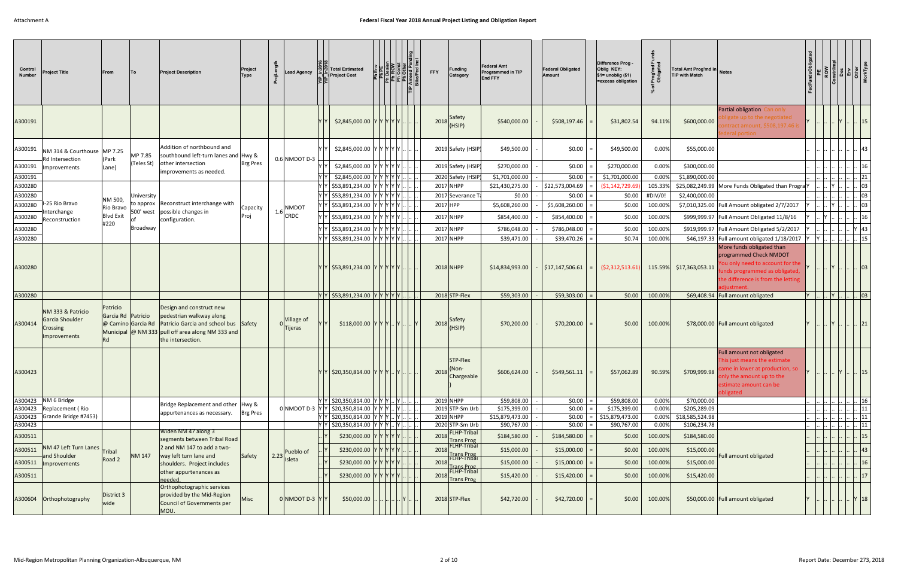# Federal Fiscal Year 2018 Annual Project Listing and Obligation Report

Attachment A

| Control Number | Project Title | From | To | Project Description | Project Type | ProjLength | Lead Agency | TIP_in2016 | TIP_in2018 | Total Estimated Project Cost | Ph Env | Ph PE | Ph Design | Ph ROW | Ph Const | Ph Other | TIP Amend Pending | Bike/Ped Incl | FFY | Funding Category | Federal Amt Programmed in TIP End FFY | | Federal Obligated Amount | | Difference Prog - Oblig KEY: $1= unoblig ($1) =excess obligation | % of Prog'md Funds Obligated | Total Amt Prog'md in TIP with Match | Notes | FedFundsObligated | PE | ROW | Const/Impl | Des | Env | Other | WorkType |
|---|---|---|---|---|---|---|---|---|---|---|---|---|---|---|---|---|---|---|---|---|---|---|---|---|---|---|---|---|---|---|---|---|---|---|---|---|
| A300191 | | | | | | | | Y | Y | $2,845,000.00 | Y | Y | Y | Y | Y | .. | .. | .. | 2018 | Safety (HSIP) | $540,000.00 | - | $508,197.46 | = | $31,802.54 | 94.11% | $600,000.00 | Partial obligation Can only obligate up to the negotiated contract amount, $508,197.46 is federal portion | Y | .. | .. | .. | Y | .. | .. | 15 |
| A300191 | NM 314 & Courthouse Rd Intersection Improvements | MP 7.25 (Park Lane) | MP 7.85 (Teles St) | Addition of northbound and southbound left-turn lanes and other intersection improvements as needed. | Hwy & Brg Pres | 0.6 | NMDOT D-3 | Y | Y | $2,845,000.00 | Y | Y | Y | Y | Y | .. | .. | .. | 2019 | Safety (HSIP) | $49,500.00 | - | $0.00 | = | $49,500.00 | 0.00% | $55,000.00 | | .. | .. | .. | .. | .. | .. | .. | 43 |
| A300191 | | | | | | | | Y | Y | $2,845,000.00 | Y | Y | Y | Y | Y | .. | .. | .. | 2019 | Safety (HSIP) | $270,000.00 | - | $0.00 | = | $270,000.00 | 0.00% | $300,000.00 | | .. | .. | .. | .. | .. | .. | .. | 16 |
| A300191 | | | | | | | | Y | Y | $2,845,000.00 | Y | Y | Y | Y | Y | .. | .. | .. | 2020 | Safety (HSIP) | $1,701,000.00 | - | $0.00 | = | $1,701,000.00 | 0.00% | $1,890,000.00 | | .. | .. | .. | .. | .. | .. | .. | 21 |
| A300280 | I-25 Rio Bravo Interchange Reconstruction | NM 500, Rio Bravo Blvd Exit #220 | University to approx 500' west of Broadway | Reconstruct interchange with possible changes in configuration. | Capacity Proj | 1.6 | NMDOT CRDC | Y | Y | $53,891,234.00 | Y | Y | Y | Y | Y | .. | .. | .. | 2017 | NHPP | $21,430,275.00 | - | $22,573,004.69 | = | ($1,142,729.69) | 105.33% | $25,082,249.99 | More Funds Obligated than Progra | Y | .. | .. | Y | .. | .. | .. | 03 |
| A300280 | | | | | | | | Y | Y | $53,891,234.00 | Y | Y | Y | Y | Y | .. | .. | .. | 2017 | Severance Ta | $0.00 | - | $0.00 | = | $0.00 | #DIV/0! | $2,400,000.00 | | .. | .. | .. | .. | .. | .. | .. | 03 |
| A300280 | | | | | | | | Y | Y | $53,891,234.00 | Y | Y | Y | Y | Y | .. | .. | .. | 2017 | HPP | $5,608,260.00 | - | $5,608,260.00 | = | $0.00 | 100.00% | $7,010,325.00 | Full Amount obligated 2/7/2017 | Y | .. | .. | Y | .. | .. | .. | 03 |
| A300280 | | | | | | | | Y | Y | $53,891,234.00 | Y | Y | Y | Y | Y | .. | .. | .. | 2017 | NHPP | $854,400.00 | - | $854,400.00 | = | $0.00 | 100.00% | $999,999.97 | Full Amount Obligated 11/8/16 | Y | .. | Y | .. | .. | .. | .. | 16 |
| A300280 | | | | | | | | Y | Y | $53,891,234.00 | Y | Y | Y | Y | Y | .. | .. | .. | 2017 | NHPP | $786,048.00 | - | $786,048.00 | = | $0.00 | 100.00% | $919,999.97 | Full Amount Obligated 5/2/2017 | Y | .. | .. | .. | .. | .. | Y | 43 |
| A300280 | | | | | | | | Y | Y | $53,891,234.00 | Y | Y | Y | Y | Y | .. | .. | .. | 2017 | NHPP | $39,471.00 | - | $39,470.26 | = | $0.74 | 100.00% | $46,197.33 | Full amount obligated 1/18/2017 | Y | Y | .. | .. | .. | .. | .. | 15 |
| A300280 | | | | | | | | Y | Y | $53,891,234.00 | Y | Y | Y | Y | Y | .. | .. | .. | 2018 | NHPP | $14,834,993.00 | - | $17,147,506.61 | = | ($2,312,513.61) | 115.59% | $17,363,053.11 | More funds obligated than programmed Check NMDOT You only need to account for the funds programmed as obligated, the difference is from the letting adjustment. | Y | .. | .. | Y | .. | .. | .. | 03 |
| A300280 | | | | | | | | Y | Y | $53,891,234.00 | Y | Y | Y | Y | Y | .. | .. | .. | 2018 | STP-Flex | $59,303.00 | - | $59,303.00 | = | $0.00 | 100.00% | $69,408.94 | Full amount obligated | Y | .. | .. | Y | .. | .. | .. | 03 |
| A300414 | NM 333 & Patricio Garcia Shoulder Crossing Improvements | Patricio Garcia Rd @ Camino Municipal Rd | Patricio Garcia Rd @ NM 333 | Design and construct new pedestrian walkway along Patricio Garcia and school bus pull off area along NM 333 and the intersection. | Safety | 0 | Village of Tijeras | Y | Y | $118,000.00 | Y | Y | Y | .. | Y | .. | .. | Y | 2018 | Safety (HSIP) | $70,200.00 | - | $70,200.00 | = | $0.00 | 100.00% | $78,000.00 | Full amount obligated | Y | .. | .. | Y | .. | .. | .. | 21 |
| A300423 | | | | | | | | Y | Y | $20,350,814.00 | Y | Y | Y | .. | Y | .. | .. | .. | 2018 | STP-Flex (Non-Chargeable) | $606,624.00 | - | $549,561.11 | = | $57,062.89 | 90.59% | $709,999.98 | Full amount not obligated This just means the estimate came in lower at production, so only the amount up to the estimate amount can be obligated | Y | .. | .. | .. | Y | .. | .. | 15 |
| A300423 | NM 6 Bridge Replacement ( Rio Grande Bridge #7453) | | | Bridge Replacement and other appurtenances as necessary. | Hwy & Brg Pres | 0 | NMDOT D-3 | Y | Y | $20,350,814.00 | Y | Y | Y | .. | Y | .. | .. | .. | 2019 | NHPP | $59,808.00 | - | $0.00 | = | $59,808.00 | 0.00% | $70,000.00 | | .. | .. | .. | .. | .. | .. | .. | 16 |
| A300423 | | | | | | | | Y | Y | $20,350,814.00 | Y | Y | Y | .. | Y | .. | .. | .. | 2019 | STP-Sm Urb | $175,399.00 | - | $0.00 | = | $175,399.00 | 0.00% | $205,289.09 | | .. | .. | .. | .. | .. | .. | .. | 11 |
| A300423 | | | | | | | | Y | Y | $20,350,814.00 | Y | Y | Y | .. | Y | .. | .. | .. | 2019 | NHPP | $15,879,473.00 | - | $0.00 | = | $15,879,473.00 | 0.00% | $18,585,524.98 | | .. | .. | .. | .. | .. | .. | .. | 11 |
| A300423 | | | | | | | | Y | Y | $20,350,814.00 | Y | Y | Y | .. | Y | .. | .. | .. | 2020 | STP-Sm Urb | $90,767.00 | - | $0.00 | = | $90,767.00 | 0.00% | $106,234.78 | | .. | .. | .. | .. | .. | .. | .. | 11 |
| A300511 | NM 47 Left Turn Lanes and Shoulder Improvements | Tribal Road 2 | NM 147 | Widen NM 47 along 3 segments between Tribal Road 2 and NM 147 to add a two-way left turn lane and shoulders. Project includes other appurtenances as needed. | Safety | 2.23 | Pueblo of Isleta | .. | Y | $230,000.00 | Y | Y | Y | Y | Y | .. | .. | .. | 2018 | FLHP-Tribal Trans Prog | $184,580.00 | - | $184,580.00 | = | $0.00 | 100.00% | $184,580.00 | Full amount obligated | .. | .. | .. | .. | .. | .. | .. | 15 |
| A300511 | | | | | | | | .. | Y | $230,000.00 | Y | Y | Y | Y | Y | .. | .. | .. | 2018 | FLHP-Tribal Trans Prog | $15,000.00 | - | $15,000.00 | = | $0.00 | 100.00% | $15,000.00 | | .. | .. | .. | .. | .. | .. | .. | 43 |
| A300511 | | | | | | | | .. | Y | $230,000.00 | Y | Y | Y | Y | Y | .. | .. | .. | 2018 | FLHP-Tribal Trans Prog | $15,000.00 | - | $15,000.00 | = | $0.00 | 100.00% | $15,000.00 | | .. | .. | .. | .. | .. | .. | .. | 16 |
| A300511 | | | | | | | | .. | Y | $230,000.00 | Y | Y | Y | Y | Y | .. | .. | .. | 2018 | FLHP-Tribal Trans Prog | $15,420.00 | - | $15,420.00 | = | $0.00 | 100.00% | $15,420.00 | | .. | .. | .. | .. | .. | .. | .. | 17 |
| A300604 | Orthophotography | District 3 wide | | Orthophotographic services provided by the Mid-Region Council of Governments per MOU. | Misc | 0 | NMDOT D-3 | Y | Y | $50,000.00 | .. | .. | .. | .. | .. | Y | .. | .. | 2018 | STP-Flex | $42,720.00 | - | $42,720.00 | = | $0.00 | 100.00% | $50,000.00 | Full amount obligated | Y | .. | .. | .. | .. | .. | Y | 18 |

Mid-Region Metropolitan Planning Organization-Albuquerque, NM

Report Date: December 273, 2018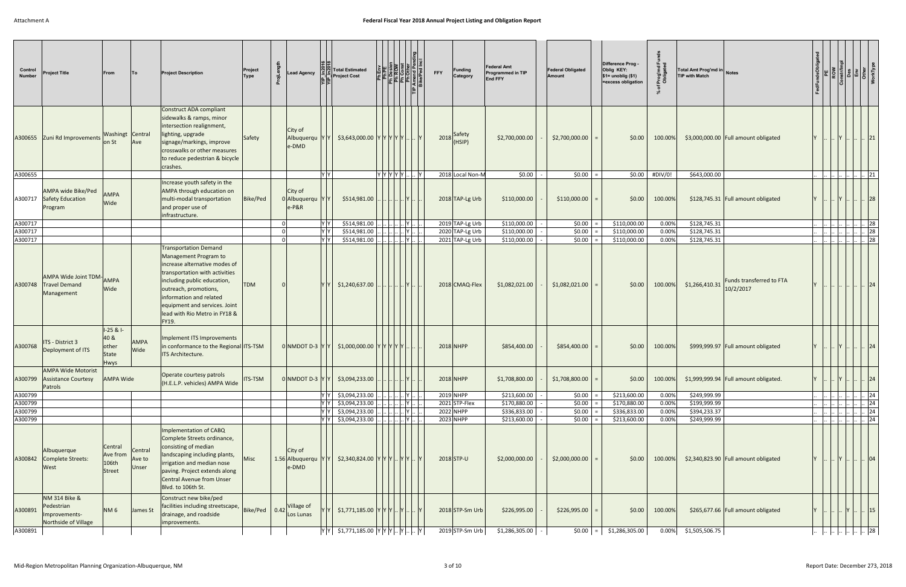# Federal Fiscal Year 2018 Annual Project Listing and Obligation Report

| Control Number | Project Title | From | To | Project Description | Project Type | ProjLength | Lead Agency | YIP_In2016 | YIP_In2018 | Total Estimated Project Cost | Ph Env | Ph PE | Ph Design | Ph ROW | Ph Const | Ph Other | TIP Amend Pending | Bike/Ped Incl | FFY | Funding Category | Federal Amt Programmed in TIP End FFY | | Federal Obligated Amount | | Difference Prog - Oblig KEY: $1= unoblig ($1) =excess obligation | % of Prog'md Funds Obligated | Total Amt Prog'md in TIP with Match | Notes | FedFundsObligated | PE | ROW | Const/Impl | Des | Env | Other | WorkType |
|---|---|---|---|---|---|---|---|---|---|---|---|---|---|---|---|---|---|---|---|---|---|---|---|---|---|---|---|---|---|---|---|---|---|---|---|---|
| A300655 | Zuni Rd Improvements | Washingt on St | Central Ave | Construct ADA compliant sidewalks & ramps, minor intersection realignment, lighting, upgrade signage/markings, improve crosswalks or other measures to reduce pedestrian & bicycle crashes. | Safety | | City of Albuquerque-DMD | Y | Y | $3,643,000.00 | Y | Y | Y | Y | Y | .. | .. | Y | 2018 | Safety (HSIP) | $2,700,000.00 | - | $2,700,000.00 | = | $0.00 | 100.00% | $3,000,000.00 | Full amount obligated | Y | .. | .. | Y | .. | .. | .. | 21 |
| A300655 | | | | | | | | Y | Y | | Y | Y | Y | Y | Y | .. | .. | Y | 2018 | Local Non-M | $0.00 | - | $0.00 | = | $0.00 | #DIV/0! | $643,000.00 | | .. | .. | .. | .. | .. | .. | .. | 21 |
| A300717 | AMPA wide Bike/Ped Safety Education Program | AMPA Wide | | Increase youth safety in the AMPA through education on multi-modal transportation and proper use of infrastructure. | Bike/Ped | 0 | City of Albuquerque-P&R | Y | Y | $514,981.00 | .. | .. | .. | .. | Y | .. | .. | | 2018 | TAP-Lg Urb | $110,000.00 | - | $110,000.00 | = | $0.00 | 100.00% | $128,745.31 | Full amount obligated | Y | .. | .. | Y | .. | .. | .. | 28 |
| A300717 | | | | | | 0 | | Y | Y | $514,981.00 | .. | .. | .. | .. | Y | .. | .. | | 2019 | TAP-Lg Urb | $110,000.00 | - | $0.00 | = | $110,000.00 | 0.00% | $128,745.31 | | .. | .. | .. | .. | .. | .. | .. | 28 |
| A300717 | | | | | | 0 | | Y | Y | $514,981.00 | .. | .. | .. | .. | Y | .. | .. | | 2020 | TAP-Lg Urb | $110,000.00 | - | $0.00 | = | $110,000.00 | 0.00% | $128,745.31 | | .. | .. | .. | .. | .. | .. | .. | 28 |
| A300717 | | | | | | 0 | | Y | Y | $514,981.00 | .. | .. | .. | .. | Y | .. | .. | | 2021 | TAP-Lg Urb | $110,000.00 | - | $0.00 | = | $110,000.00 | 0.00% | $128,745.31 | | .. | .. | .. | .. | .. | .. | .. | 28 |
| A300748 | AMPA Wide Joint TDM-Travel Demand Management | AMPA Wide | | Transportation Demand Management Program to increase alternative modes of transportation with activities including public education, outreach, promotions, information and related equipment and services. Joint lead with Rio Metro in FY18 & FY19. | TDM | 0 | | Y | Y | $1,240,637.00 | .. | .. | .. | .. | Y | .. | .. | | 2018 | CMAQ-Flex | $1,082,021.00 | - | $1,082,021.00 | = | $0.00 | 100.00% | $1,266,410.31 | Funds transferred to FTA 10/2/2017 | Y | .. | .. | .. | .. | .. | .. | 24 |
| A300768 | ITS - District 3 Deployment of ITS | I-25 & I-40 & other State Hwys | AMPA Wide | Implement ITS Improvements in conformance to the Regional ITS Architecture. | ITS-TSM | 0 | NMDOT D-3 | Y | Y | $1,000,000.00 | Y | Y | Y | Y | Y | .. | .. | .. | 2018 | NHPP | $854,400.00 | - | $854,400.00 | = | $0.00 | 100.00% | $999,999.97 | Full amount obligated | Y | .. | .. | Y | .. | .. | .. | 24 |
| A300799 | AMPA Wide Motorist Assistance Courtesy Patrols | AMPA Wide | | Operate courtesy patrols (H.E.L.P. vehicles) AMPA Wide | ITS-TSM | 0 | NMDOT D-3 | Y | Y | $3,094,233.00 | .. | .. | .. | .. | Y | .. | .. | | 2018 | NHPP | $1,708,800.00 | - | $1,708,800.00 | = | $0.00 | 100.00% | $1,999,999.94 | Full amount obligated. | Y | .. | .. | Y | .. | .. | .. | 24 |
| A300799 | | | | | | | | Y | Y | $3,094,233.00 | .. | .. | .. | .. | Y | .. | .. | | 2019 | NHPP | $213,600.00 | - | $0.00 | = | $213,600.00 | 0.00% | $249,999.99 | | .. | .. | .. | .. | .. | .. | .. | 24 |
| A300799 | | | | | | | | Y | Y | $3,094,233.00 | .. | .. | .. | .. | Y | .. | .. | | 2021 | STP-Flex | $170,880.00 | - | $0.00 | = | $170,880.00 | 0.00% | $199,999.99 | | .. | .. | .. | .. | .. | .. | .. | 24 |
| A300799 | | | | | | | | Y | Y | $3,094,233.00 | .. | .. | .. | .. | Y | .. | .. | | 2022 | NHPP | $336,833.00 | - | $0.00 | = | $336,833.00 | 0.00% | $394,233.37 | | .. | .. | .. | .. | .. | .. | .. | 24 |
| A300799 | | | | | | | | Y | Y | $3,094,233.00 | .. | .. | .. | .. | Y | .. | .. | | 2023 | NHPP | $213,600.00 | - | $0.00 | = | $213,600.00 | 0.00% | $249,999.99 | | .. | .. | .. | .. | .. | .. | .. | 24 |
| A300842 | Albuquerque Complete Streets: West | Central Ave from 106th Street | Central Ave to Unser | Implementation of CABQ Complete Streets ordinance, consisting of median landscaping including plants, irrigation and median nose paving. Project extends along Central Avenue from Unser Blvd. to 106th St. | Misc | 1.56 | City of Albuquerque-DMD | Y | Y | $2,340,824.00 | Y | Y | Y | .. | Y | Y | .. | Y | 2018 | STP-U | $2,000,000.00 | - | $2,000,000.00 | = | $0.00 | 100.00% | $2,340,823.90 | Full amount obligated | Y | .. | .. | Y | .. | .. | .. | 04 |
| A300891 | NM 314 Bike & Pedestrian Improvements-Northside of Village | NM 6 | James St | Construct new bike/ped facilities including streetscape, drainage, and roadside improvements. | Bike/Ped | 0.42 | Village of Los Lunas | Y | Y | $1,771,185.00 | Y | Y | Y | .. | Y | .. | .. | Y | 2018 | STP-Sm Urb | $226,995.00 | - | $226,995.00 | = | $0.00 | 100.00% | $265,677.66 | Full amount obligated | Y | .. | .. | .. | Y | .. | .. | 15 |
| A300891 | | | | | | | | Y | Y | $1,771,185.00 | Y | Y | Y | .. | Y | .. | .. | Y | 2019 | STP-Sm Urb | $1,286,305.00 | - | $0.00 | = | $1,286,305.00 | 0.00% | $1,505,506.75 | | .. | .. | .. | .. | .. | .. | .. | 28 |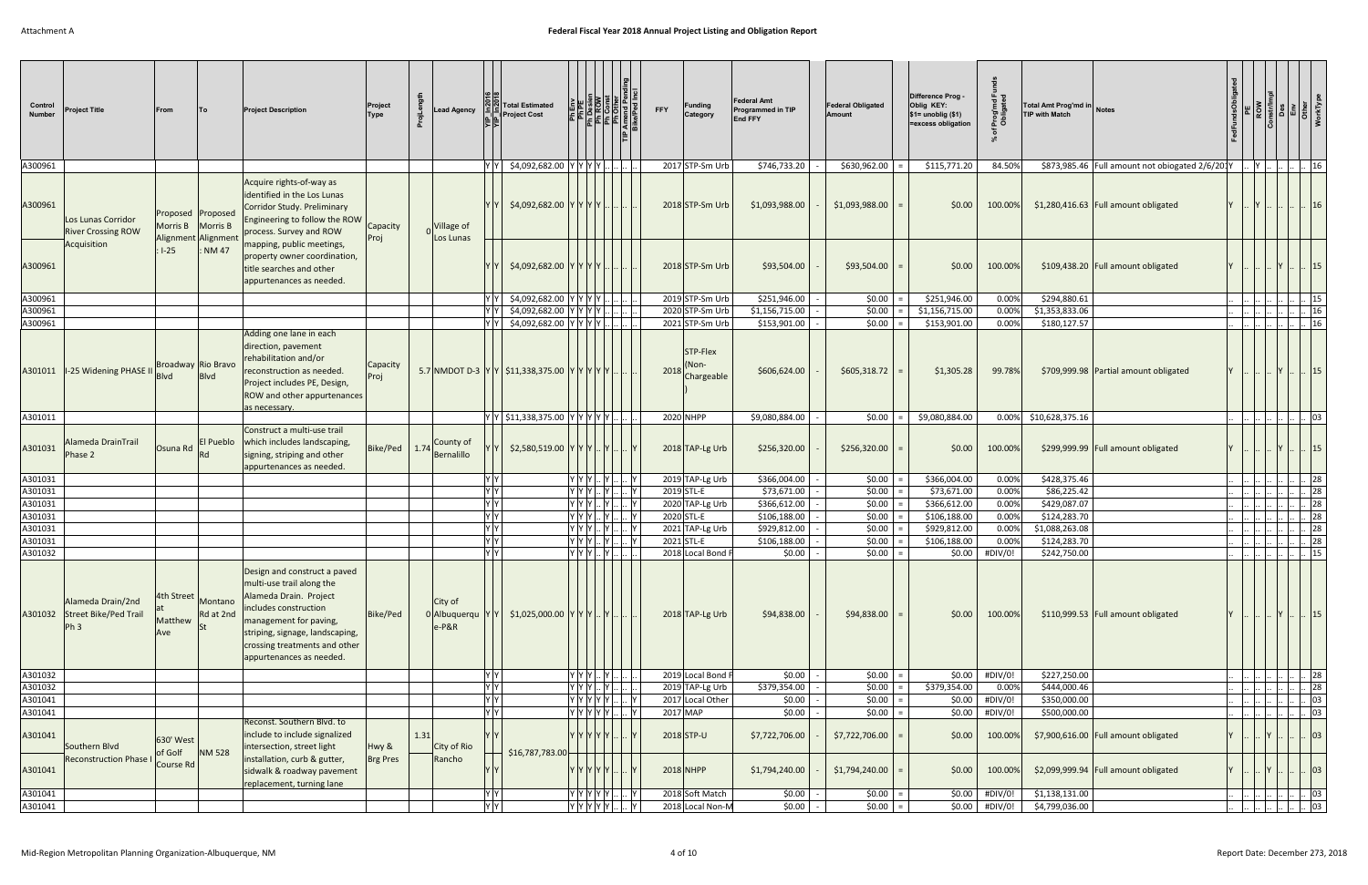Attachment A

# Federal Fiscal Year 2018 Annual Project Listing and Obligation Report

| Control Number | Project Title | From | To | Project Description | Project Type | ProjLength | Lead Agency | YIP_In2016 | YIP_In2018 | Total Estimated Project Cost | Ph Env | Ph PE | Ph Design | Ph ROW | Ph Const | Ph Other | TIP Amend Pending | Bike/Ped Incl | FFY | Funding Category | Federal Amt Programmed in TIP End FFY | | Federal Obligated Amount | | Difference Prog - Oblig KEY: $1= unoblig ($1) =excess obligation | % of Prog'md Funds Obligated | Total Amt Prog'md in TIP with Match | Notes | FedFundsObligated | PE | ROW | Const/Impl | Des | Env | Other | WorkType |
|---|---|---|---|---|---|---|---|---|---|---|---|---|---|---|---|---|---|---|---|---|---|---|---|---|---|---|---|---|---|---|---|---|---|---|---|---|
| A300961 | | | | | | | | Y | Y | $4,092,682.00 | Y | Y | Y | Y | .. | .. | .. | .. | 2017 | STP-Sm Urb | $746,733.20 | - | $630,962.00 | = | $115,771.20 | 84.50% | $873,985.46 | Full amount not obiogated 2/6/201 | Y | .. | Y | .. | .. | .. | .. | 16 |
| A300961 | Los Lunas Corridor River Crossing ROW Acquisition | Proposed Morris B Alignment : I-25 | Proposed Morris B Alignment : NM 47 | Acquire rights-of-way as identified in the Los Lunas Corridor Study. Preliminary Engineering to follow the ROW process. Survey and ROW mapping, public meetings, property owner coordination, title searches and other appurtenances as needed. | Capacity Proj | 0 | Village of Los Lunas | Y | Y | $4,092,682.00 | Y | Y | Y | Y | .. | .. | .. | .. | 2018 | STP-Sm Urb | $1,093,988.00 | - | $1,093,988.00 | = | $0.00 | 100.00% | $1,280,416.63 | Full amount obligated | Y | .. | Y | .. | .. | .. | .. | 16 |
| A300961 | | | | | | | | Y | Y | $4,092,682.00 | Y | Y | Y | Y | .. | .. | .. | .. | 2018 | STP-Sm Urb | $93,504.00 | - | $93,504.00 | = | $0.00 | 100.00% | $109,438.20 | Full amount obligated | Y | .. | .. | .. | Y | .. | .. | 15 |
| A300961 | | | | | | | | Y | Y | $4,092,682.00 | Y | Y | Y | Y | .. | .. | .. | .. | 2019 | STP-Sm Urb | $251,946.00 | - | $0.00 | = | $251,946.00 | 0.00% | $294,880.61 | | .. | .. | .. | .. | .. | .. | .. | 15 |
| A300961 | | | | | | | | Y | Y | $4,092,682.00 | Y | Y | Y | Y | .. | .. | .. | .. | 2020 | STP-Sm Urb | $1,156,715.00 | - | $0.00 | = | $1,156,715.00 | 0.00% | $1,353,833.06 | | .. | .. | .. | .. | .. | .. | .. | 16 |
| A300961 | | | | | | | | Y | Y | $4,092,682.00 | Y | Y | Y | Y | .. | .. | .. | .. | 2021 | STP-Sm Urb | $153,901.00 | - | $0.00 | = | $153,901.00 | 0.00% | $180,127.57 | | .. | .. | .. | .. | .. | .. | .. | 16 |
| A301011 | I-25 Widening PHASE II | Broadway Blvd | Rio Bravo Blvd | Adding one lane in each direction, pavement rehabilitation and/or reconstruction as needed. Project includes PE, Design, ROW and other appurtenances as necessary. | Capacity Proj | 5.7 | NMDOT D-3 | Y | Y | $11,338,375.00 | Y | Y | Y | Y | Y | .. | .. | .. | 2018 | STP-Flex (Non-Chargeable ) | $606,624.00 | - | $605,318.72 | = | $1,305.28 | 99.78% | $709,999.98 | Partial amount obligated | Y | .. | .. | .. | Y | .. | .. | 15 |
| A301011 | | | | | | | | Y | Y | $11,338,375.00 | Y | Y | Y | Y | Y | .. | .. | .. | 2020 | NHPP | $9,080,884.00 | - | $0.00 | = | $9,080,884.00 | 0.00% | $10,628,375.16 | | .. | .. | .. | .. | .. | .. | .. | 03 |
| A301031 | Alameda DrainTrail Phase 2 | Osuna Rd | El Pueblo Rd | Construct a multi-use trail which includes landscaping, signing, striping and other appurtenances as needed. | Bike/Ped | 1.74 | County of Bernalillo | Y | Y | $2,580,519.00 | Y | Y | Y | .. | Y | .. | .. | Y | 2018 | TAP-Lg Urb | $256,320.00 | - | $256,320.00 | = | $0.00 | 100.00% | $299,999.99 | Full amount obligated | Y | .. | .. | .. | Y | .. | .. | 15 |
| A301031 | | | | | | | | Y | Y | | Y | Y | Y | .. | Y | .. | .. | Y | 2019 | TAP-Lg Urb | $366,004.00 | - | $0.00 | = | $366,004.00 | 0.00% | $428,375.46 | | .. | .. | .. | .. | .. | .. | .. | 28 |
| A301031 | | | | | | | | Y | Y | | Y | Y | Y | .. | Y | .. | .. | Y | 2019 | STL-E | $73,671.00 | - | $0.00 | = | $73,671.00 | 0.00% | $86,225.42 | | .. | .. | .. | .. | .. | .. | .. | 28 |
| A301031 | | | | | | | | Y | Y | | Y | Y | Y | .. | Y | .. | .. | Y | 2020 | TAP-Lg Urb | $366,612.00 | - | $0.00 | = | $366,612.00 | 0.00% | $429,087.07 | | .. | .. | .. | .. | .. | .. | .. | 28 |
| A301031 | | | | | | | | Y | Y | | Y | Y | Y | .. | Y | .. | .. | Y | 2020 | STL-E | $106,188.00 | - | $0.00 | = | $106,188.00 | 0.00% | $124,283.70 | | .. | .. | .. | .. | .. | .. | .. | 28 |
| A301031 | | | | | | | | Y | Y | | Y | Y | Y | .. | Y | .. | .. | Y | 2021 | TAP-Lg Urb | $929,812.00 | - | $0.00 | = | $929,812.00 | 0.00% | $1,088,263.08 | | .. | .. | .. | .. | .. | .. | .. | 28 |
| A301031 | | | | | | | | Y | Y | | Y | Y | Y | .. | Y | .. | .. | Y | 2021 | STL-E | $106,188.00 | - | $0.00 | = | $106,188.00 | 0.00% | $124,283.70 | | .. | .. | .. | .. | .. | .. | .. | 28 |
| A301032 | | | | | | | | Y | Y | | Y | Y | Y | .. | Y | .. | .. | .. | 2018 | Local Bond F | $0.00 | - | $0.00 | = | $0.00 | #DIV/0! | $242,750.00 | | .. | .. | .. | .. | .. | .. | .. | 15 |
| A301032 | Alameda Drain/2nd Street Bike/Ped Trail Ph 3 | 4th Street at Matthew Ave | Montano Rd at 2nd St | Design and construct a paved multi-use trail along the Alameda Drain. Project includes construction management for paving, striping, signage, landscaping, crossing treatments and other appurtenances as needed. | Bike/Ped | 0 | City of Albuquerque-P&R | Y | Y | $1,025,000.00 | Y | Y | Y | .. | Y | .. | .. | .. | 2018 | TAP-Lg Urb | $94,838.00 | - | $94,838.00 | = | $0.00 | 100.00% | $110,999.53 | Full amount obligated | Y | .. | .. | .. | Y | .. | .. | 15 |
| A301032 | | | | | | | | Y | Y | | Y | Y | Y | .. | Y | .. | .. | .. | 2019 | Local Bond F | $0.00 | - | $0.00 | = | $0.00 | #DIV/0! | $227,250.00 | | .. | .. | .. | .. | .. | .. | .. | 28 |
| A301032 | | | | | | | | Y | Y | | Y | Y | Y | .. | Y | .. | .. | .. | 2019 | TAP-Lg Urb | $379,354.00 | - | $0.00 | = | $379,354.00 | 0.00% | $444,000.46 | | .. | .. | .. | .. | .. | .. | .. | 28 |
| A301041 | | | | | | | | Y | Y | | Y | Y | Y | Y | Y | .. | .. | Y | 2017 | Local Other | $0.00 | - | $0.00 | = | $0.00 | #DIV/0! | $350,000.00 | | .. | .. | .. | .. | .. | .. | .. | 03 |
| A301041 | | | | | | | | Y | Y | | Y | Y | Y | Y | Y | .. | .. | Y | 2017 | MAP | $0.00 | - | $0.00 | = | $0.00 | #DIV/0! | $500,000.00 | | .. | .. | .. | .. | .. | .. | .. | 03 |
| A301041 | Southern Blvd Reconstruction Phase I | 630' West of Golf Course Rd | NM 528 | Reconst. Southern Blvd. to include to include signalized intersection, street light installation, curb & gutter, sidwalk & roadway pavement replacement, turning lane | Hwy & Brg Pres | 1.31 | City of Rio Rancho | Y | Y | $16,787,783.00 | Y | Y | Y | Y | Y | .. | .. | Y | 2018 | STP-U | $7,722,706.00 | - | $7,722,706.00 | = | $0.00 | 100.00% | $7,900,616.00 | Full amount obligated | Y | .. | .. | Y | .. | .. | .. | 03 |
| A301041 | | | | | | | | Y | Y | | Y | Y | Y | Y | Y | .. | .. | Y | 2018 | NHPP | $1,794,240.00 | - | $1,794,240.00 | = | $0.00 | 100.00% | $2,099,999.94 | Full amount obligated | Y | .. | .. | Y | .. | .. | .. | 03 |
| A301041 | | | | | | | | Y | Y | | Y | Y | Y | Y | Y | .. | .. | Y | 2018 | Soft Match | $0.00 | - | $0.00 | = | $0.00 | #DIV/0! | $1,138,131.00 | | .. | .. | .. | .. | .. | .. | .. | 03 |
| A301041 | | | | | | | | Y | Y | | Y | Y | Y | Y | Y | .. | .. | Y | 2018 | Local Non-M | $0.00 | - | $0.00 | = | $0.00 | #DIV/0! | $4,799,036.00 | | .. | .. | .. | .. | .. | .. | .. | 03 |

Mid-Region Metropolitan Planning Organization-Albuquerque, NM

Report Date: December 273, 2018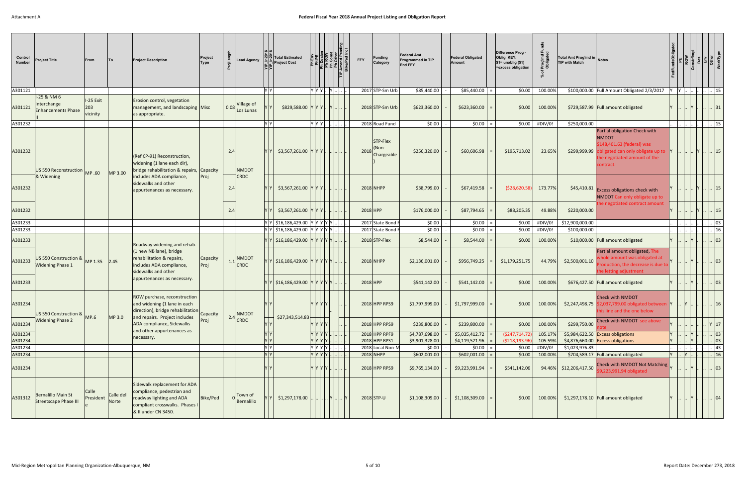**Attachment A**

# Federal Fiscal Year 2018 Annual Project Listing and Obligation Report

| Control Number | Project Title | From | To | Project Description | Project Type | ProjLength | Lead Agency | YIP_In2016 | YIP_In2018 | Total Estimated Project Cost | Ph Env | Ph PE | Ph Design | Ph ROW | Ph Const | Ph Other | TIP Amend Pending | Bike/Ped Incl | FFY | Funding Category | Federal Amt Programmed in TIP End FFY | | Federal Obligated Amount | | Difference Prog - Oblig KEY: $1= unoblig ($1) =excess obligation | % of Prog'md Funds Obligated | Total Amt Prog'md in TIP with Match | Notes | FedFundsObligated | PE | ROW | Const/Impl | Des | Env | Other | WorkType |
|---|---|---|---|---|---|---|---|---|---|---|---|---|---|---|---|---|---|---|---|---|---|---|---|---|---|---|---|---|---|---|---|---|---|---|---|---|
| A301121 | | | | | | | | Y | Y | | Y | Y | Y | .. | Y | .. | .. | .. | 2017 | STP-Sm Urb | $85,440.00 | - | $85,440.00 | = | $0.00 | 100.00% | $100,000.00 | Full Amount Obligated 2/3/2017 | Y | Y | .. | .. | .. | .. | .. | 15 |
| A301121 | I-25 & NM 6 Interchange Enhancements Phase II | I-25 Exit 203 vicinity | | Erosion control, vegetation management, and landscaping as appropriate. | Misc | 0.08 | Village of Los Lunas | Y | Y | $829,588.00 | Y | Y | Y | .. | Y | .. | .. | .. | 2018 | STP-Sm Urb | $623,360.00 | - | $623,360.00 | = | $0.00 | 100.00% | $729,587.99 | Full amount obligated | Y | .. | .. | Y | .. | .. | .. | 31 |
| A301232 | | | | | | | | Y | Y | | Y | Y | Y | .. | .. | .. | .. | .. | 2018 | Road Fund | $0.00 | - | $0.00 | = | $0.00 | #DIV/0! | $250,000.00 | | .. | .. | .. | .. | .. | .. | .. | 15 |
| A301232 | US 550 Reconstruction & Widening | MP .60 | MP 3.00 | (Ref CP-91) Reconstruction, widening (1 lane each dir), bridge rehabilitation & repairs, includes ADA compliance, sidewalks and other appurtenances as necessary. | Capacity Proj | 2.4 | NMDOT CRDC | Y | Y | $3,567,261.00 | Y | Y | Y | .. | .. | .. | .. | .. | 2018 | STP-Flex (Non-Chargeable) | $256,320.00 | - | $60,606.98 | = | $195,713.02 | 23.65% | $299,999.99 | Partial obligation Check with NMDOT $148,401.63 (federal) was obligated can only obligate up to the negotiated amount of the contract. | Y | .. | .. | .. | Y | .. | .. | 15 |
| A301232 | | | | | | 2.4 | | Y | Y | $3,567,261.00 | Y | Y | Y | .. | .. | .. | .. | .. | 2018 | NHPP | $38,799.00 | - | $67,419.58 | = | ($28,620.58) | 173.77% | $45,410.81 | Excess obligations check with NMDOT Can only obligate up to the negotiated contract amount | Y | .. | .. | .. | Y | .. | .. | 15 |
| A301232 | | | | | | 2.4 | | Y | Y | $3,567,261.00 | Y | Y | Y | .. | .. | .. | .. | .. | 2018 | HPP | $176,000.00 | - | $87,794.65 | = | $88,205.35 | 49.88% | $220,000.00 | | Y | .. | .. | .. | Y | .. | .. | 15 |
| A301233 | | | | | | | | Y | Y | $16,186,429.00 | Y | Y | Y | Y | Y | .. | .. | .. | 2017 | State Bond F | $0.00 | - | $0.00 | = | $0.00 | #DIV/0! | $12,900,000.00 | | .. | .. | .. | .. | .. | .. | .. | 03 |
| A301233 | | | | | | | | Y | Y | $16,186,429.00 | Y | Y | Y | Y | Y | .. | .. | .. | 2017 | State Bond F | $0.00 | - | $0.00 | = | $0.00 | #DIV/0! | $100,000.00 | | .. | .. | .. | .. | .. | .. | .. | 16 |
| A301233 | | | | | | | | Y | Y | $16,186,429.00 | Y | Y | Y | Y | Y | .. | .. | .. | 2018 | STP-Flex | $8,544.00 | - | $8,544.00 | = | $0.00 | 100.00% | $10,000.00 | Full amount obligated | Y | .. | .. | Y | .. | .. | .. | 03 |
| A301233 | US 550 Construction & Widening Phase 1 | MP 1.35 | 2.45 | Roadway widening and rehab. (1 new NB lane), bridge rehabilitation & repairs, includes ADA compliance, sidewalks and other appurtenances as necessary. | Capacity Proj | 1.1 | NMDOT CRDC | Y | Y | $16,186,429.00 | Y | Y | Y | Y | Y | .. | .. | .. | 2018 | NHPP | $2,136,001.00 | - | $956,749.25 | = | $1,179,251.75 | 44.79% | $2,500,001.10 | Partial amount obligated, The whole amount was obligated at Production, the decrease is due to the letting adjustment | Y | .. | .. | Y | .. | .. | .. | 03 |
| A301233 | | | | | | | | Y | Y | $16,186,429.00 | Y | Y | Y | Y | Y | .. | .. | .. | 2018 | HPP | $541,142.00 | - | $541,142.00 | = | $0.00 | 100.00% | $676,427.50 | Full amount obligated | Y | .. | .. | Y | .. | .. | .. | 03 |
| A301234 | US 550 Construction & Widening Phase 2 | MP.6 | MP 3.0 | ROW purchase, reconstruction and widening (1 lane in each direction), bridge rehabilitation and repairs. Project includes ADA compliance, Sidewalks and other appurtenances as necessary. | Capacity Proj | 2.4 | NMDOT CRDC | Y | Y | $27,343,514.83 | Y | Y | Y | Y | | .. | .. | | 2018 | HPP RPS9 | $1,797,999.00 | - | $1,797,999.00 | = | $0.00 | 100.00% | $2,247,498.75 | Check with NMDOT $2,037,799.00 obligated between this line and the one below | Y | .. | Y | .. | .. | .. | .. | 16 |
| A301234 | | | | | | | | Y | Y | | Y | Y | Y | Y | | .. | .. | | 2018 | HPP RPS9 | $239,800.00 | - | $239,800.00 | = | $0.00 | 100.00% | $299,750.00 | Check with NMDOT see above note | Y | .. | .. | .. | .. | .. | Y | 17 |
| A301234 | | | | | | | | Y | Y | | Y | Y | Y | Y | .. | .. | .. | .. | 2018 | HPP RPF9 | $4,787,698.00 | - | $5,035,412.72 | = | ($247,714.72) | 105.17% | $5,984,622.50 | Excess obligations | Y | .. | .. | Y | .. | .. | .. | 03 |
| A301234 | | | | | | | | Y | Y | | Y | Y | Y | Y | .. | .. | .. | .. | 2018 | HPP RPS1 | $3,901,328.00 | - | $4,119,521.96 | = | ($218,193.96) | 105.59% | $4,876,660.00 | Excess obligations | Y | .. | .. | Y | .. | .. | .. | 03 |
| A301234 | | | | | | | | Y | Y | | Y | Y | Y | Y | .. | .. | .. | .. | 2018 | Local Non-M | $0.00 | - | $0.00 | = | $0.00 | #DIV/0! | $1,023,976.83 | | .. | .. | .. | .. | .. | .. | .. | 43 |
| A301234 | | | | | | | | Y | Y | | Y | Y | Y | Y | .. | .. | .. | .. | 2018 | NHPP | $602,001.00 | - | $602,001.00 | = | $0.00 | 100.00% | $704,589.17 | Full amount obligated | Y | .. | Y | .. | .. | .. | .. | 16 |
| A301234 | | | | | | | | Y | Y | | Y | Y | Y | Y | .. | .. | .. | .. | 2018 | HPP RPS9 | $9,765,134.00 | - | $9,223,991.94 | = | $541,142.06 | 94.46% | $12,206,417.50 | Check with NMDOT Not Matching $9,223,991.94 obligated | Y | .. | .. | Y | .. | .. | .. | 03 |
| A301312 | Bernalillo Main St Streetscape Phase III | Calle President e | Calle del Norte | Sidewalk replacement for ADA compliance, pedestrian and roadway lighting and ADA compliant crosswalks. Phases I & II under CN 3450. | Bike/Ped | 0 | Town of Bernalillo | Y | Y | $1,297,178.00 | .. | .. | .. | .. | Y | .. | .. | Y | 2018 | STP-U | $1,108,309.00 | - | $1,108,309.00 | = | $0.00 | 100.00% | $1,297,178.10 | Full amount obligated | Y | .. | .. | Y | .. | .. | .. | 04 |

Mid-Region Metropolitan Planning Organization-Albuquerque, NM

Report Date: December 273, 2018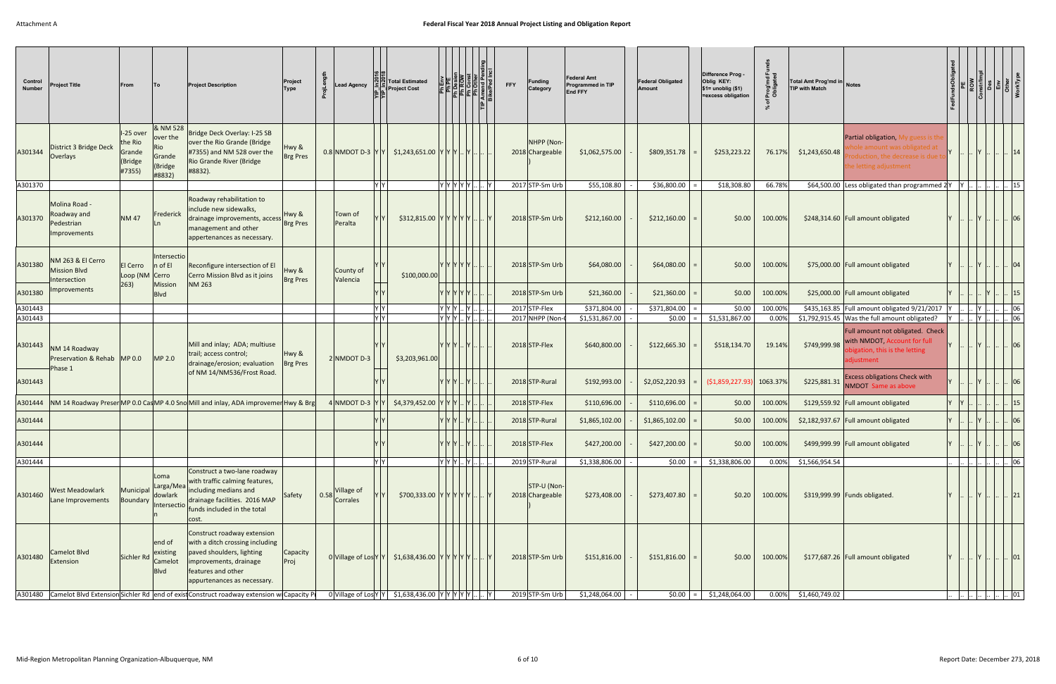Attachment A

# Federal Fiscal Year 2018 Annual Project Listing and Obligation Report

| Control Number | Project Title | From | To | Project Description | Project Type | ProjLength | Lead Agency | TIP_In2016 | TIP_In2018 | Total Estimated Project Cost | Ph Env | Ph PE | Ph Design | Ph ROW | Ph Const | Ph Other | TIP Amend Pending | Bike/Ped Incl | FFY | Funding Category | Federal Amt Programmed in TIP End FFY | | Federal Obligated Amount | | Difference Prog - Oblig KEY: $1= unoblig ($1) =excess obligation | % of Prog'md Funds Obligated | Total Amt Prog'md in TIP with Match | Notes | FedFundsObligated | PE | ROW | Const/Impl | Des | Env | Other | WorkType |
|---|---|---|---|---|---|---|---|---|---|---|---|---|---|---|---|---|---|---|---|---|---|---|---|---|---|---|---|---|---|---|---|---|---|---|---|---|
| A301344 | District 3 Bridge Deck Overlays | I-25 over the Rio Grande (Bridge #7355) | & NM 528 over the Rio Grande (Bridge #8832) | Bridge Deck Overlay: I-25 SB over the Rio Grande (Bridge #7355) and NM 528 over the Rio Grande River (Bridge #8832). | Hwy & Brg Pres | 0.8 | NMDOT D-3 | Y | Y | $1,243,651.00 | Y | Y | Y | .. | Y | .. | .. | .. | 2018 | NHPP (Non-Chargeable) | $1,062,575.00 | - | $809,351.78 | = | $253,223.22 | 76.17% | $1,243,650.48 | Partial obligation, My guess is the whole amount was obligated at production, the decrease is due to the letting adjustment | Y | .. | .. | Y | .. | .. | .. | 14 |
| A301370 | | | | | | | | Y | Y | | Y | Y | Y | Y | Y | .. | .. | Y | 2017 | STP-Sm Urb | $55,108.80 | - | $36,800.00 | = | $18,308.80 | 66.78% | $64,500.00 | Less obligated than programmed 2 | Y | Y | .. | .. | .. | .. | .. | 15 |
| A301370 | Molina Road - Roadway and Pedestrian Improvements | NM 47 | Frederick Ln | Roadway rehabilitation to include new sidewalks, drainage improvements, access management and other appertenances as necessary. | Hwy & Brg Pres | | Town of Peralta | Y | Y | $312,815.00 | Y | Y | Y | Y | Y | .. | .. | Y | 2018 | STP-Sm Urb | $212,160.00 | - | $212,160.00 | = | $0.00 | 100.00% | $248,314.60 | Full amount obligated | Y | .. | .. | Y | .. | .. | .. | 06 |
| A301380 | NM 263 & El Cerro Mission Blvd Intersection Improvements | El Cerro Loop (NM 263) | Intersection of El Cerro Mission Blvd | Reconfigure intersection of El Cerro Mission Blvd as it joins NM 263 | Hwy & Brg Pres | | County of Valencia | Y | Y | $100,000.00 | Y | Y | Y | Y | Y | .. | .. | .. | 2018 | STP-Sm Urb | $64,080.00 | - | $64,080.00 | = | $0.00 | 100.00% | $75,000.00 | Full amount obligated | Y | .. | .. | Y | .. | .. | .. | 04 |
| A301380 | | | | | | | | Y | Y | | Y | Y | Y | Y | Y | .. | .. | .. | 2018 | STP-Sm Urb | $21,360.00 | - | $21,360.00 | = | $0.00 | 100.00% | $25,000.00 | Full amount obligated | Y | .. | .. | .. | Y | .. | .. | 15 |
| A301443 | | | | | | | | Y | Y | | Y | Y | Y | .. | Y | .. | .. | .. | 2017 | STP-Flex | $371,804.00 | - | $371,804.00 | = | $0.00 | 100.00% | $435,163.85 | Full amount obligated 9/21/2017 | Y | .. | .. | Y | .. | .. | .. | 06 |
| A301443 | | | | | | | | Y | Y | | Y | Y | Y | .. | Y | .. | .. | .. | 2017 | NHPP (Non-C | $1,531,867.00 | - | $0.00 | = | $1,531,867.00 | 0.00% | $1,792,915.45 | Was the full amount obligated? | Y | .. | .. | Y | .. | .. | .. | 06 |
| A301443 | NM 14 Roadway Preservation & Rehab Phase 1 | MP 0.0 | MP 2.0 | Mill and inlay; ADA; multiuse trail; access control; drainage/erosion; evaluation of NM 14/NM536/Frost Road. | Hwy & Brg Pres | 2 | NMDOT D-3 | Y | Y | $3,203,961.00 | Y | Y | Y | .. | Y | .. | .. | .. | 2018 | STP-Flex | $640,800.00 | - | $122,665.30 | = | $518,134.70 | 19.14% | $749,999.98 | Full amount not obligated. Check with NMDOT, Account for full obigation, this is the letting adjustment | Y | .. | .. | Y | .. | .. | .. | 06 |
| A301443 | | | | | | | | Y | Y | | Y | Y | Y | .. | Y | .. | .. | .. | 2018 | STP-Rural | $192,993.00 | - | $2,052,220.93 | = | ($1,859,227.93) | 1063.37% | $225,881.31 | Excess obligations Check with NMDOT Same as above | Y | .. | .. | Y | .. | .. | .. | 06 |
| A301444 | NM 14 Roadway Preser | MP 0.0 Cas | MP 4.0 Sno | Mill and inlay, ADA improvemer | Hwy & Brg | 4 | NMDOT D-3 | Y | Y | $4,379,452.00 | Y | Y | Y | .. | Y | .. | .. | .. | 2018 | STP-Flex | $110,696.00 | - | $110,696.00 | = | $0.00 | 100.00% | $129,559.92 | Full amount obligated | Y | Y | .. | .. | .. | .. | .. | 15 |
| A301444 | | | | | | | | Y | Y | | Y | Y | Y | .. | Y | .. | .. | .. | 2018 | STP-Rural | $1,865,102.00 | - | $1,865,102.00 | = | $0.00 | 100.00% | $2,182,937.67 | Full amount obligated | Y | .. | .. | Y | .. | .. | .. | 06 |
| A301444 | | | | | | | | Y | Y | | Y | Y | Y | .. | Y | .. | .. | .. | 2018 | STP-Flex | $427,200.00 | - | $427,200.00 | = | $0.00 | 100.00% | $499,999.99 | Full amount obligated | Y | .. | .. | Y | .. | .. | .. | 06 |
| A301444 | | | | | | | | Y | Y | | Y | Y | Y | .. | Y | .. | .. | .. | 2019 | STP-Rural | $1,338,806.00 | - | $0.00 | = | $1,338,806.00 | 0.00% | $1,566,954.54 | | .. | .. | .. | .. | .. | .. | .. | 06 |
| A301460 | West Meadowlark Lane Improvements | Municipal Boundary | Loma Larga/Meadowlark Intersection | Construct a two-lane roadway with traffic calming features, including medians and drainage facilities. 2016 MAP funds included in the total cost. | Safety | 0.58 | Village of Corrales | Y | Y | $700,333.00 | Y | Y | Y | Y | Y | .. | .. | Y | 2018 | STP-U (Non-Chargeable) | $273,408.00 | - | $273,407.80 | = | $0.20 | 100.00% | $319,999.99 | Funds obligated. | Y | .. | .. | Y | .. | .. | .. | 21 |
| A301480 | Camelot Blvd Extension | Sichler Rd | end of existing Camelot Blvd | Construct roadway extension with a ditch crossing including paved shoulders, lighting improvements, drainage features and other appurtenances as necessary. | Capacity Proj | 0 | Village of Los | Y | Y | $1,638,436.00 | Y | Y | Y | Y | Y | .. | .. | Y | 2018 | STP-Sm Urb | $151,816.00 | - | $151,816.00 | = | $0.00 | 100.00% | $177,687.26 | Full amount obligated | Y | .. | .. | Y | .. | .. | .. | 01 |
| A301480 | Camelot Blvd Extension | Sichler Rd | end of exist | Construct roadway extension wi | Capacity Pr | 0 | Village of Los | Y | Y | $1,638,436.00 | Y | Y | Y | Y | Y | .. | .. | Y | 2019 | STP-Sm Urb | $1,248,064.00 | - | $0.00 | = | $1,248,064.00 | 0.00% | $1,460,749.02 | | .. | .. | .. | .. | .. | .. | .. | 01 |

Mid-Region Metropolitan Planning Organization-Albuquerque, NM

Report Date: December 273, 2018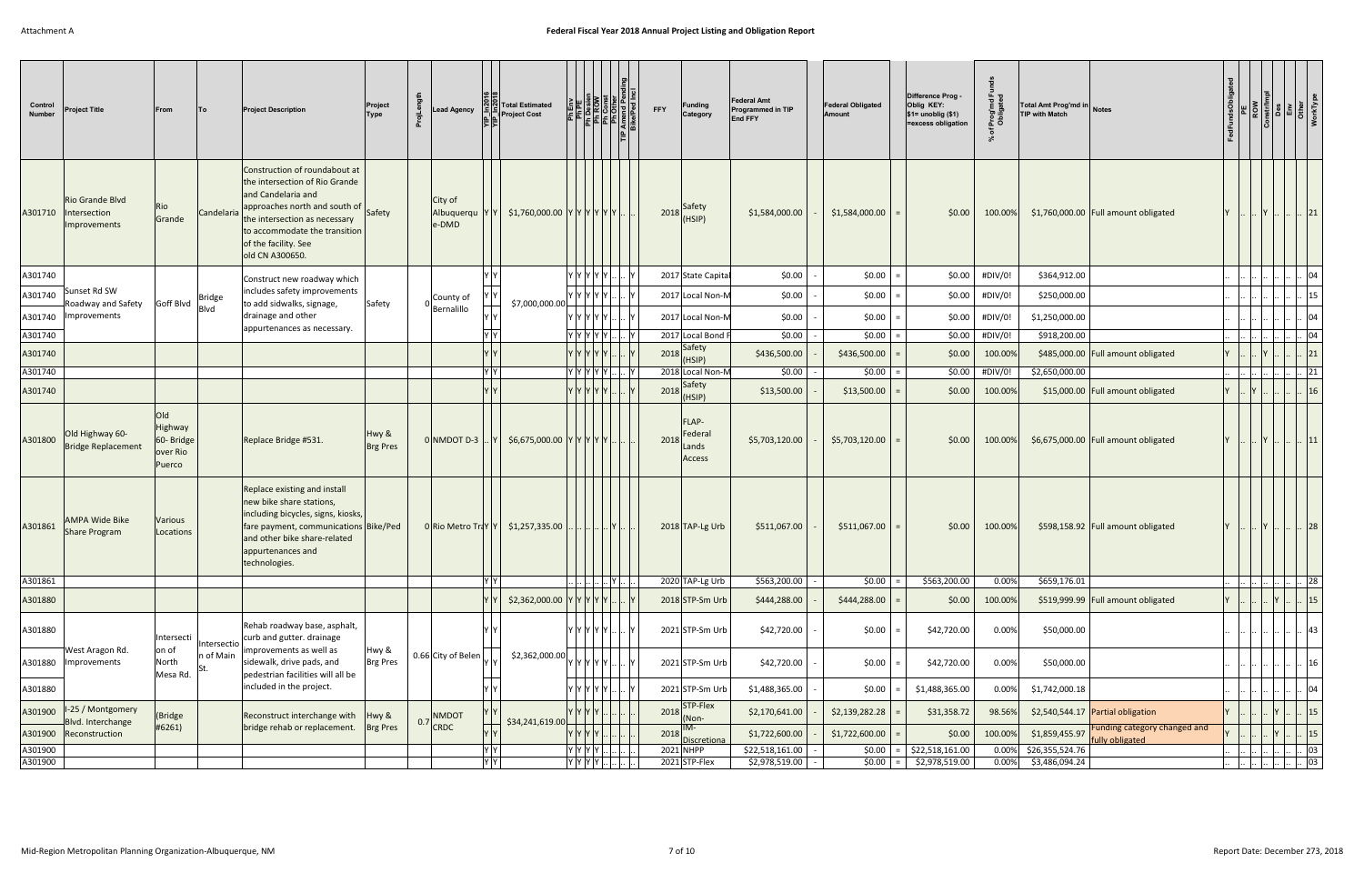Attachment A

# Federal Fiscal Year 2018 Annual Project Listing and Obligation Report

| Control Number | Project Title | From | To | Project Description | Project Type | ProjLength | Lead Agency | YIP_In2016 | YIP_In2018 | Total Estimated Project Cost | Ph Env | Ph PE | Ph Design | Ph ROW | Ph Const | Ph Other | TIP Amend Pending | Bike/Ped Incl | FFY | Funding Category | Federal Amt Programmed in TIP End FFY | | Federal Obligated Amount | | Difference Prog - Oblig KEY: $1= unoblig ($1) =excess obligation | % of Prog'md Funds Obligated | Total Amt Prog'md in TIP with Match | Notes | FedFundsObligated | PE | ROW | Const/Impl | Des | Env | Other | WorkType |
|---|---|---|---|---|---|---|---|---|---|---|---|---|---|---|---|---|---|---|---|---|---|---|---|---|---|---|---|---|---|---|---|---|---|---|---|---|
| A301710 | Rio Grande Blvd Intersection Improvements | Rio Grande | Candelaria | Construction of roundabout at the intersection of Rio Grande and Candelaria and approaches north and south of the intersection as necessary to accommodate the transition of the facility. See old CN A300650. | Safety | | City of Albuquerque-DMD | Y | Y | $1,760,000.00 | Y | Y | Y | Y | Y | Y | .. | .. | 2018 | Safety (HSIP) | $1,584,000.00 | - | $1,584,000.00 | = | $0.00 | 100.00% | $1,760,000.00 | Full amount obligated | Y | .. | .. | Y | .. | .. | .. | 21 |
| A301740 | Sunset Rd SW Roadway and Safety Improvements | Goff Blvd | Bridge Blvd | Construct new roadway which includes safety improvements to add sidwalks, signage, drainage and other appurtenances as necessary. | Safety | 0 | County of Bernalillo | Y | Y | $7,000,000.00 | Y | Y | Y | Y | Y | .. | .. | Y | 2017 | State Capital | $0.00 | - | $0.00 | = | $0.00 | #DIV/0! | $364,912.00 | | .. | .. | .. | .. | .. | .. | .. | 04 |
| A301740 | | | | | | | | Y | Y | | Y | Y | Y | Y | Y | .. | .. | Y | 2017 | Local Non-M | $0.00 | - | $0.00 | = | $0.00 | #DIV/0! | $250,000.00 | | .. | .. | .. | .. | .. | .. | .. | 15 |
| A301740 | | | | | | | | Y | Y | | Y | Y | Y | Y | Y | .. | .. | Y | 2017 | Local Non-M | $0.00 | - | $0.00 | = | $0.00 | #DIV/0! | $1,250,000.00 | | .. | .. | .. | .. | .. | .. | .. | 04 |
| A301740 | | | | | | | | Y | Y | | Y | Y | Y | Y | Y | .. | .. | Y | 2017 | Local Bond F | $0.00 | - | $0.00 | = | $0.00 | #DIV/0! | $918,200.00 | | .. | .. | .. | .. | .. | .. | .. | 04 |
| A301740 | | | | | | | | Y | Y | | Y | Y | Y | Y | Y | .. | .. | Y | 2018 | Safety (HSIP) | $436,500.00 | - | $436,500.00 | = | $0.00 | 100.00% | $485,000.00 | Full amount obligated | Y | .. | .. | Y | .. | .. | .. | 21 |
| A301740 | | | | | | | | Y | Y | | Y | Y | Y | Y | Y | .. | .. | Y | 2018 | Local Non-M | $0.00 | - | $0.00 | = | $0.00 | #DIV/0! | $2,650,000.00 | | .. | .. | .. | .. | .. | .. | .. | 21 |
| A301740 | | | | | | | | Y | Y | | Y | Y | Y | Y | Y | .. | .. | Y | 2018 | Safety (HSIP) | $13,500.00 | - | $13,500.00 | = | $0.00 | 100.00% | $15,000.00 | Full amount obligated | Y | .. | Y | .. | .. | .. | .. | 16 |
| A301800 | Old Highway 60-Bridge Replacement | Old Highway 60- Bridge over Rio Puerco | | Replace Bridge #531. | Hwy & Brg Pres | 0 | NMDOT D-3 | .. | Y | $6,675,000.00 | Y | Y | Y | Y | Y | Y | .. | .. | 2018 | FLAP-Federal Lands Access | $5,703,120.00 | - | $5,703,120.00 | = | $0.00 | 100.00% | $6,675,000.00 | Full amount obligated | Y | .. | .. | Y | .. | .. | .. | 11 |
| A301861 | AMPA Wide Bike Share Program | Various Locations | | Replace existing and install new bike share stations, including bicycles, signs, kiosks, fare payment, communications and other bike share-related appurtenances and technologies. | Bike/Ped | 0 | Rio Metro Tra | Y | Y | $1,257,335.00 | .. | .. | .. | .. | .. | Y | .. | .. | 2018 | TAP-Lg Urb | $511,067.00 | - | $511,067.00 | = | $0.00 | 100.00% | $598,158.92 | Full amount obligated | Y | .. | .. | Y | .. | .. | .. | 28 |
| A301861 | | | | | | | | Y | Y | | .. | .. | .. | .. | .. | Y | .. | .. | 2020 | TAP-Lg Urb | $563,200.00 | - | $0.00 | = | $563,200.00 | 0.00% | $659,176.01 | | .. | .. | .. | .. | .. | .. | .. | 28 |
| A301880 | West Aragon Rd. Improvements | Intersection of North Mesa Rd. | Intersection of Main St. | Rehab roadway base, asphalt, curb and gutter. drainage improvements as well as sidewalk, drive pads, and pedestrian facilities will all be included in the project. | Hwy & Brg Pres | 0.66 | City of Belen | Y | Y | $2,362,000.00 | Y | Y | Y | Y | Y | .. | .. | Y | 2018 | STP-Sm Urb | $444,288.00 | - | $444,288.00 | = | $0.00 | 100.00% | $519,999.99 | Full amount obligated | Y | .. | .. | .. | Y | .. | .. | 15 |
| A301880 | | | | | | | | Y | Y | | Y | Y | Y | Y | Y | .. | .. | Y | 2021 | STP-Sm Urb | $42,720.00 | - | $0.00 | = | $42,720.00 | 0.00% | $50,000.00 | | .. | .. | .. | .. | .. | .. | .. | 43 |
| A301880 | | | | | | | | Y | Y | | Y | Y | Y | Y | Y | .. | .. | Y | 2021 | STP-Sm Urb | $42,720.00 | - | $0.00 | = | $42,720.00 | 0.00% | $50,000.00 | | .. | .. | .. | .. | .. | .. | .. | 16 |
| A301880 | | | | | | | | Y | Y | | Y | Y | Y | Y | Y | .. | .. | Y | 2021 | STP-Sm Urb | $1,488,365.00 | - | $0.00 | = | $1,488,365.00 | 0.00% | $1,742,000.18 | | .. | .. | .. | .. | .. | .. | .. | 04 |
| A301900 | I-25 / Montgomery Blvd. Interchange Reconstruction | (Bridge #6261) | | Reconstruct interchange with bridge rehab or replacement. | Hwy & Brg Pres | 0.7 | NMDOT CRDC | Y | Y | $34,241,619.00 | Y | Y | Y | Y | .. | .. | .. | .. | 2018 | STP-Flex (Non- | $2,170,641.00 | - | $2,139,282.28 | = | $31,358.72 | 98.56% | $2,540,544.17 | Partial obligation | Y | .. | .. | .. | Y | .. | .. | 15 |
| A301900 | | | | | | | | Y | Y | | Y | Y | Y | Y | .. | .. | .. | .. | 2018 | IM-Discretiona | $1,722,600.00 | - | $1,722,600.00 | = | $0.00 | 100.00% | $1,859,455.97 | Funding category changed and fully obligated | Y | .. | .. | .. | Y | .. | .. | 15 |
| A301900 | | | | | | | | Y | Y | | Y | Y | Y | Y | .. | .. | .. | .. | 2021 | NHPP | $22,518,161.00 | - | $0.00 | = | $22,518,161.00 | 0.00% | $26,355,524.76 | | .. | .. | .. | .. | .. | .. | .. | 03 |
| A301900 | | | | | | | | Y | Y | | Y | Y | Y | Y | .. | .. | .. | .. | 2021 | STP-Flex | $2,978,519.00 | - | $0.00 | = | $2,978,519.00 | 0.00% | $3,486,094.24 | | .. | .. | .. | .. | .. | .. | .. | 03 |

Mid-Region Metropolitan Planning Organization-Albuquerque, NM

Report Date: December 273, 2018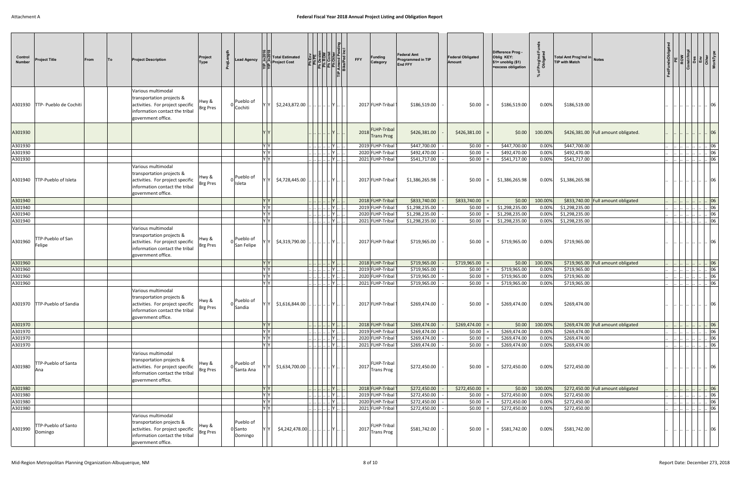Attachment A

# Federal Fiscal Year 2018 Annual Project Listing and Obligation Report

| Control Number | Project Title | From | To | Project Description | Project Type | ProjLength | Lead Agency | YIP_In2016 | YIP_In2018 | Total Estimated Project Cost | Ph Env | Ph PE | Ph Design | Ph ROW | Ph Const | Ph Other | TIP Amend Pending | Bike/Ped Incl | FFY | Funding Category | Federal Amt Programmed in TIP End FFY | | Federal Obligated Amount | | Difference Prog - Oblig KEY: $1= unoblig ($1) =excess obligation | % of Prog'md Funds Obligated | Total Amt Prog'md in TIP with Match | Notes | FedFundsObligated | PE | ROW | Const/Impl | Des | Env | Other | WorkType |
|---|---|---|---|---|---|---|---|---|---|---|---|---|---|---|---|---|---|---|---|---|---|---|---|---|---|---|---|---|---|---|---|---|---|---|---|---|
| A301930 | TTP- Pueblo de Cochiti | | | Various multimodal transportation projects & activities. For project specific information contact the tribal government office. | Hwy & Brg Pres | 0 | Pueblo of Cochiti | Y | Y | $2,243,872.00 | .. | .. | .. | .. | .. | Y | .. | .. | 2017 | FLHP-Tribal | $186,519.00 | - | $0.00 | = | $186,519.00 | 0.00% | $186,519.00 | | .. | .. | .. | .. | .. | .. | .. | 06 |
| A301930 | | | | | | | | Y | Y | | .. | .. | .. | .. | .. | Y | .. | .. | 2018 | FLHP-Tribal Trans Prog | $426,381.00 | - | $426,381.00 | = | $0.00 | 100.00% | $426,381.00 | Full amount obligated. | .. | .. | .. | .. | .. | .. | .. | 06 |
| A301930 | | | | | | | | Y | Y | | .. | .. | .. | .. | .. | Y | .. | .. | 2019 | FLHP-Tribal T | $447,700.00 | - | $0.00 | = | $447,700.00 | 0.00% | $447,700.00 | | .. | .. | .. | .. | .. | .. | .. | 06 |
| A301930 | | | | | | | | Y | Y | | .. | .. | .. | .. | .. | Y | .. | .. | 2020 | FLHP-Tribal T | $492,470.00 | - | $0.00 | = | $492,470.00 | 0.00% | $492,470.00 | | .. | .. | .. | .. | .. | .. | .. | 06 |
| A301930 | | | | | | | | Y | Y | | .. | .. | .. | .. | .. | Y | .. | .. | 2021 | FLHP-Tribal T | $541,717.00 | - | $0.00 | = | $541,717.00 | 0.00% | $541,717.00 | | .. | .. | .. | .. | .. | .. | .. | 06 |
| A301940 | TTP-Pueblo of Isleta | | | Various multimodal transportation projects & activities. For project specific information contact the tribal government office. | Hwy & Brg Pres | 0 | Pueblo of Isleta | Y | Y | $4,728,445.00 | .. | .. | .. | .. | .. | Y | .. | .. | 2017 | FLHP-Tribal T | $1,386,265.98 | - | $0.00 | = | $1,386,265.98 | 0.00% | $1,386,265.98 | | .. | .. | .. | .. | .. | .. | .. | 06 |
| A301940 | | | | | | | | Y | Y | | .. | .. | .. | .. | .. | Y | .. | .. | 2018 | FLHP-Tribal T | $833,740.00 | - | $833,740.00 | = | $0.00 | 100.00% | $833,740.00 | Full amount obligated | .. | .. | .. | .. | .. | .. | .. | 06 |
| A301940 | | | | | | | | Y | Y | | .. | .. | .. | .. | .. | Y | .. | .. | 2019 | FLHP-Tribal T | $1,298,235.00 | - | $0.00 | = | $1,298,235.00 | 0.00% | $1,298,235.00 | | .. | .. | .. | .. | .. | .. | .. | 06 |
| A301940 | | | | | | | | Y | Y | | .. | .. | .. | .. | .. | Y | .. | .. | 2020 | FLHP-Tribal T | $1,298,235.00 | - | $0.00 | = | $1,298,235.00 | 0.00% | $1,298,235.00 | | .. | .. | .. | .. | .. | .. | .. | 06 |
| A301940 | | | | | | | | Y | Y | | .. | .. | .. | .. | .. | Y | .. | .. | 2021 | FLHP-Tribal T | $1,298,235.00 | - | $0.00 | = | $1,298,235.00 | 0.00% | $1,298,235.00 | | .. | .. | .. | .. | .. | .. | .. | 06 |
| A301960 | TTP-Pueblo of San Felipe | | | Various multimodal transportation projects & activities. For project specific information contact the tribal government office. | Hwy & Brg Pres | 0 | Pueblo of San Felipe | Y | Y | $4,319,790.00 | .. | .. | .. | .. | .. | Y | .. | .. | 2017 | FLHP-Tribal T | $719,965.00 | - | $0.00 | = | $719,965.00 | 0.00% | $719,965.00 | | .. | .. | .. | .. | .. | .. | .. | 06 |
| A301960 | | | | | | | | Y | Y | | .. | .. | .. | .. | .. | Y | .. | .. | 2018 | FLHP-Tribal T | $719,965.00 | - | $719,965.00 | = | $0.00 | 100.00% | $719,965.00 | Full amount obligated | .. | .. | .. | .. | .. | .. | .. | 06 |
| A301960 | | | | | | | | Y | Y | | .. | .. | .. | .. | .. | Y | .. | .. | 2019 | FLHP-Tribal T | $719,965.00 | - | $0.00 | = | $719,965.00 | 0.00% | $719,965.00 | | .. | .. | .. | .. | .. | .. | .. | 06 |
| A301960 | | | | | | | | Y | Y | | .. | .. | .. | .. | .. | Y | .. | .. | 2020 | FLHP-Tribal T | $719,965.00 | - | $0.00 | = | $719,965.00 | 0.00% | $719,965.00 | | .. | .. | .. | .. | .. | .. | .. | 06 |
| A301960 | | | | | | | | Y | Y | | .. | .. | .. | .. | .. | Y | .. | .. | 2021 | FLHP-Tribal T | $719,965.00 | - | $0.00 | = | $719,965.00 | 0.00% | $719,965.00 | | .. | .. | .. | .. | .. | .. | .. | 06 |
| A301970 | TTP-Pueblo of Sandia | | | Various multimodal transportation projects & activities. For project specific information contact the tribal government office. | Hwy & Brg Pres | 0 | Pueblo of Sandia | Y | Y | $1,616,844.00 | .. | .. | .. | .. | .. | Y | .. | .. | 2017 | FLHP-Tribal T | $269,474.00 | - | $0.00 | = | $269,474.00 | 0.00% | $269,474.00 | | .. | .. | .. | .. | .. | .. | .. | 06 |
| A301970 | | | | | | | | Y | Y | | .. | .. | .. | .. | .. | Y | .. | .. | 2018 | FLHP-Tribal T | $269,474.00 | - | $269,474.00 | = | $0.00 | 100.00% | $269,474.00 | Full amount obligated | .. | .. | .. | .. | .. | .. | .. | 06 |
| A301970 | | | | | | | | Y | Y | | .. | .. | .. | .. | .. | Y | .. | .. | 2019 | FLHP-Tribal T | $269,474.00 | - | $0.00 | = | $269,474.00 | 0.00% | $269,474.00 | | .. | .. | .. | .. | .. | .. | .. | 06 |
| A301970 | | | | | | | | Y | Y | | .. | .. | .. | .. | .. | Y | .. | .. | 2020 | FLHP-Tribal T | $269,474.00 | - | $0.00 | = | $269,474.00 | 0.00% | $269,474.00 | | .. | .. | .. | .. | .. | .. | .. | 06 |
| A301970 | | | | | | | | Y | Y | | .. | .. | .. | .. | .. | Y | .. | .. | 2021 | FLHP-Tribal T | $269,474.00 | - | $0.00 | = | $269,474.00 | 0.00% | $269,474.00 | | .. | .. | .. | .. | .. | .. | .. | 06 |
| A301980 | TTP-Pueblo of Santa Ana | | | Various multimodal transportation projects & activities. For project specific information contact the tribal government office. | Hwy & Brg Pres | 0 | Pueblo of Santa Ana | Y | Y | $1,634,700.00 | .. | .. | .. | .. | .. | Y | .. | .. | 2017 | FLHP-Tribal Trans Prog | $272,450.00 | - | $0.00 | = | $272,450.00 | 0.00% | $272,450.00 | | .. | .. | .. | .. | .. | .. | .. | 06 |
| A301980 | | | | | | | | Y | Y | | .. | .. | .. | .. | .. | Y | .. | .. | 2018 | FLHP-Tribal T | $272,450.00 | - | $272,450.00 | = | $0.00 | 100.00% | $272,450.00 | Full amount obligated | .. | .. | .. | .. | .. | .. | .. | 06 |
| A301980 | | | | | | | | Y | Y | | .. | .. | .. | .. | .. | Y | .. | .. | 2019 | FLHP-Tribal T | $272,450.00 | - | $0.00 | = | $272,450.00 | 0.00% | $272,450.00 | | .. | .. | .. | .. | .. | .. | .. | 06 |
| A301980 | | | | | | | | Y | Y | | .. | .. | .. | .. | .. | Y | .. | .. | 2020 | FLHP-Tribal T | $272,450.00 | - | $0.00 | = | $272,450.00 | 0.00% | $272,450.00 | | .. | .. | .. | .. | .. | .. | .. | 06 |
| A301980 | | | | | | | | Y | Y | | .. | .. | .. | .. | .. | Y | .. | .. | 2021 | FLHP-Tribal T | $272,450.00 | - | $0.00 | = | $272,450.00 | 0.00% | $272,450.00 | | .. | .. | .. | .. | .. | .. | .. | 06 |
| A301990 | TTP-Pueblo of Santo Domingo | | | Various multimodal transportation projects & activities. For project specific information contact the tribal government office. | Hwy & Brg Pres | 0 | Pueblo of Santo Domingo | Y | Y | $4,242,478.00 | .. | .. | .. | .. | .. | Y | .. | .. | 2017 | FLHP-Tribal Trans Prog | $581,742.00 | - | $0.00 | = | $581,742.00 | 0.00% | $581,742.00 | | .. | .. | .. | .. | .. | .. | .. | 06 |

Mid-Region Metropolitan Planning Organization-Albuquerque, NM

Report Date: December 273, 2018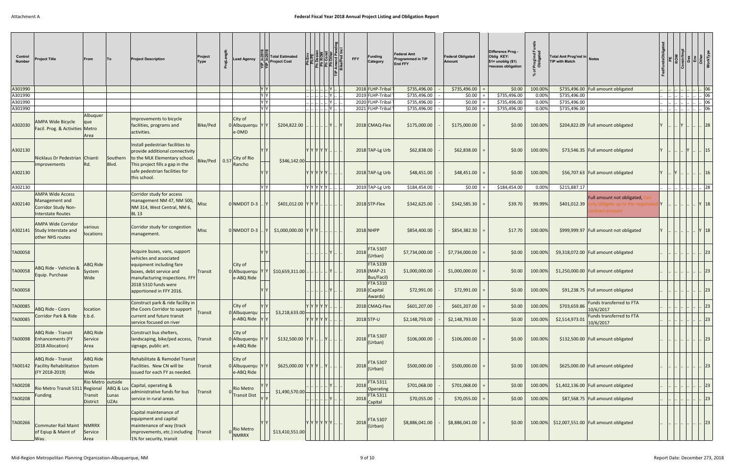| Control Number | Project Title | From | To | Project Description | Project Type | ProjLength | Lead Agency | TIP_In2016 | TIP_In2018 | Total Estimated Project Cost | Ph Env | Ph PE | Ph Design | Ph ROW | Ph Const | Ph Other | TIP Amend Pending | Bike/Ped Incl | FFY | Funding Category | Federal Amt Programmed in TIP End FFY | | Federal Obligated Amount | | Difference Prog - Oblig KEY: $1= unoblig ($1) =excess obligation | % of Prog'md Funds Obligated | Total Amt Prog'md in TIP with Match | Notes | FedFundsObligated | PE | ROW | Const/Impl | Des | Env | Other | WorkType |
|---|---|---|---|---|---|---|---|---|---|---|---|---|---|---|---|---|---|---|---|---|---|---|---|---|---|---|---|---|---|---|---|---|---|---|---|---|
| A301990 | | | | | | | | Y | Y | | .. | .. | .. | .. | .. | Y | .. | | 2018 | FLHP-Tribal T | $735,496.00 | - | $735,496.00 | = | $0.00 | 100.00% | $735,496.00 | Full amount obligated | .. | .. | .. | .. | .. | .. | .. | 06 |
| A301990 | | | | | | | | Y | Y | | .. | .. | .. | .. | .. | Y | .. | | 2019 | FLHP-Tribal T | $735,496.00 | - | $0.00 | = | $735,496.00 | 0.00% | $735,496.00 | | .. | .. | .. | .. | .. | .. | .. | 06 |
| A301990 | | | | | | | | Y | Y | | .. | .. | .. | .. | .. | Y | .. | | 2020 | FLHP-Tribal T | $735,496.00 | - | $0.00 | = | $735,496.00 | 0.00% | $735,496.00 | | .. | .. | .. | .. | .. | .. | .. | 06 |
| A301990 | | | | | | | | Y | Y | | .. | .. | .. | .. | .. | Y | .. | | 2021 | FLHP-Tribal T | $735,496.00 | - | $0.00 | = | $735,496.00 | 0.00% | $735,496.00 | | .. | .. | .. | .. | .. | .. | .. | 06 |
| A302030 | AMPA Wide Bicycle Facil. Prog. & Activities | Albuquerque Metro Area | | Improvements to bicycle facilities, programs and activities. | Bike/Ped | 0 | City of Albuquerque-DMD | Y | Y | $204,822.00 | .. | .. | .. | .. | .. | Y | .. | Y | 2018 | CMAQ-Flex | $175,000.00 | - | $175,000.00 | = | $0.00 | 100.00% | $204,822.09 | Full amount obligated | Y | .. | .. | Y | .. | .. | .. | 28 |
| A302130 | Nicklaus Dr Pedestrian Improvements | Chianti Rd. | Southern Blvd. | Install pedestrian facilities to provide additional connectivity to the MLK Elementary school. This project fills a gap in the safe pedestrian facilities for this school. | Bike/Ped | 0.57 | City of Rio Rancho | Y | Y | $346,142.00 | Y | Y | Y | Y | Y | .. | .. | .. | 2018 | TAP-Lg Urb | $62,838.00 | - | $62,838.00 | = | $0.00 | 100.00% | $73,546.35 | Full amount obligated | Y | .. | .. | .. | Y | .. | .. | 15 |
| A302130 | | | | | | | | Y | Y | | Y | Y | Y | Y | Y | .. | .. | .. | 2018 | TAP-Lg Urb | $48,451.00 | - | $48,451.00 | = | $0.00 | 100.00% | $56,707.63 | Full amount obligated | Y | .. | Y | .. | .. | .. | .. | 16 |
| A302130 | | | | | | | | Y | Y | | Y | Y | Y | Y | Y | .. | .. | .. | 2019 | TAP-Lg Urb | $184,454.00 | - | $0.00 | = | $184,454.00 | 0.00% | $215,887.17 | | .. | .. | .. | .. | .. | .. | .. | 28 |
| A302140 | AMPA Wide Access Management and Corridor Study Non-Interstate Routes | | | Corridor study for access management NM 47, NM 500, NM 314, West Central, NM 6, BL 13 | Misc | 0 | NMDOT D-3 | .. | Y | $401,012.00 | Y | Y | Y | .. | .. | .. | .. | .. | 2018 | STP-Flex | $342,625.00 | - | $342,585.30 | = | $39.70 | 99.99% | $401,012.39 | Full amount not obligated, Can only obligate up to the negotiated contract amount | Y | .. | .. | .. | .. | .. | Y | 18 |
| A302141 | AMPA Wide Corridor Study Interstate and other NHS routes | various locations | | Corridor study for congestion management. | Misc | 0 | NMDOT D-3 | .. | Y | $1,000,000.00 | Y | Y | Y | .. | .. | .. | .. | .. | 2018 | NHPP | $854,400.00 | - | $854,382.30 | = | $17.70 | 100.00% | $999,999.97 | Full amount not obligated | Y | .. | .. | .. | .. | .. | Y | 18 |
| TA00058 | ABQ Ride - Vehicles & Equip. Purchase | ABQ Ride System Wide | | Acquire buses, vans, support vehicles and associated equipment including fare boxes, debt service and manufacturing inspections. FFY 2018 5310 funds were apportioned in FFY 2016. | Transit | 0 | City of Albuquerque-ABQ Ride | Y | Y | $10,659,311.00 | .. | .. | .. | .. | .. | Y | .. | .. | 2018 | FTA 5307 (Urban) | $7,734,000.00 | - | $7,734,000.00 | = | $0.00 | 100.00% | $9,318,072.00 | Full amount obligated | .. | .. | .. | .. | .. | .. | .. | 23 |
| TA00058 | | | | | | | | Y | Y | | .. | .. | .. | .. | .. | Y | .. | .. | 2018 | FTA 5339 (MAP-21 Bus/Facil) | $1,000,000.00 | - | $1,000,000.00 | = | $0.00 | 100.00% | $1,250,000.00 | Full amount obligated | .. | .. | .. | .. | .. | .. | .. | 23 |
| TA00058 | | | | | | | | Y | Y | | .. | .. | .. | .. | .. | Y | .. | .. | 2018 | FTA 5310 (Capital Awards) | $72,991.00 | - | $72,991.00 | = | $0.00 | 100.00% | $91,238.75 | Full amount obligated | .. | .. | .. | .. | .. | .. | .. | 23 |
| TA00085 | ABQ Ride - Coors Corridor Park & Ride | location t.b.d. | | Construct park & ride facility in the Coors Corridor to support current and future transit service focused on river | Transit | 0 | City of Albuquerque-ABQ Ride | Y | Y | $3,218,633.00 | Y | Y | Y | Y | Y | .. | .. | .. | 2018 | CMAQ-Flex | $601,207.00 | - | $601,207.00 | = | $0.00 | 100.00% | $703,659.86 | Funds transferred to FTA 10/6/2017 | .. | .. | .. | .. | .. | .. | .. | 23 |
| TA00085 | | | | | | | | Y | Y | | Y | Y | Y | Y | Y | .. | .. | .. | 2018 | STP-U | $2,148,793.00 | - | $2,148,793.00 | = | $0.00 | 100.00% | $2,514,973.01 | Funds transferred to FTA 10/6/2017 | .. | .. | .. | .. | .. | .. | .. | 23 |
| TA00098 | ABQ Ride - Transit Enhancements (FY 2018 Allocation) | ABQ Ride Service Area | | Construct bus shelters, landscaping, bike/ped access, signage, public art. | Transit | 0 | City of Albuquerque-ABQ Ride | Y | Y | $132,500.00 | Y | Y | .. | .. | Y | .. | .. | .. | 2018 | FTA 5307 (Urban) | $106,000.00 | - | $106,000.00 | = | $0.00 | 100.00% | $132,500.00 | Full amount obligated | .. | .. | .. | .. | .. | .. | .. | 23 |
| TA00142 | ABQ Ride - Transit Facility Rehabilitation (FY 2018-2019) | ABQ Ride System Wide | | Rehabilitate & Remodel Transit Facilities. New CN will be issued for each FY as needed. | Transit | 0 | City of Albuquerque-ABQ Ride | Y | Y | $625,000.00 | Y | Y | Y | .. | Y | .. | .. | .. | 2018 | FTA 5307 (Urban) | $500,000.00 | - | $500,000.00 | = | $0.00 | 100.00% | $625,000.00 | Full amount obligated | .. | .. | .. | .. | .. | .. | .. | 23 |
| TA00208 | Rio Metro Transit 5311 Funding | Rio Metro Regional Transit District | outside ABQ & Los Lunas UZAs | Capital, operating & administrative funds for bus service in rural areas. | Transit | 0 | Rio Metro Transit Dist | Y | Y | $1,490,570.00 | .. | .. | .. | .. | .. | Y | .. | .. | 2018 | FTA 5311 Operating | $701,068.00 | - | $701,068.00 | = | $0.00 | 100.00% | $1,402,136.00 | Full amount obligated | .. | .. | .. | .. | .. | .. | .. | 23 |
| TA00208 | | | | | | | | Y | Y | | .. | .. | .. | .. | .. | Y | .. | .. | 2018 | FTA 5311 Capital | $70,055.00 | - | $70,055.00 | = | $0.00 | 100.00% | $87,568.75 | Full amount obligated | .. | .. | .. | .. | .. | .. | .. | 23 |
| TA00266 | Commuter Rail Maint of Eqiup & Maint of Way. | NMRRX Service Area | | Capital maintenance of equipment and capital maintenance of way (track improvements, etc.) including 1% for security, transit | Transit | 0 | Rio Metro NMRRX | Y | Y | $13,410,551.00 | Y | Y | Y | Y | Y | Y | .. | .. | 2018 | FTA 5307 (Urban) | $8,886,041.00 | - | $8,886,041.00 | = | $0.00 | 100.00% | $12,007,551.00 | Full amount obligated | .. | .. | .. | .. | .. | .. | .. | 23 |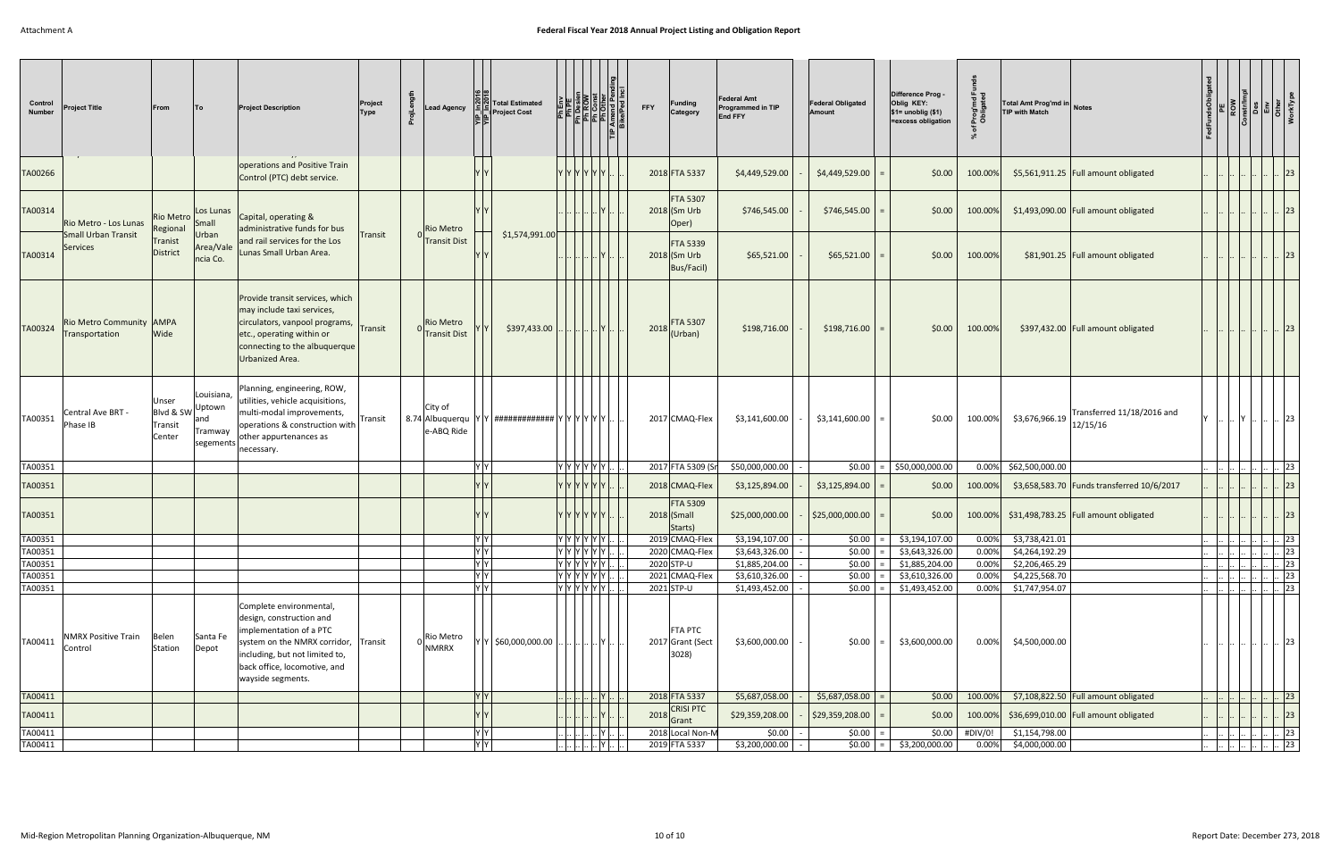# Federal Fiscal Year 2018 Annual Project Listing and Obligation Report

| Control Number | Project Title | From | To | Project Description | Project Type | ProjLength | Lead Agency | YIP_In2016 | YIP_In2018 | Total Estimated Project Cost | Ph Env | Ph PE | Ph Design | Ph ROW | Ph Const | Ph Other | TIP Amend Pending | Bike/Ped Incl | FFY | Funding Category | Federal Amt Programmed in TIP End FFY | | Federal Obligated Amount | | Difference Prog - Oblig KEY: $1= unoblig ($1) =excess obligation | % of Prog'md Funds Obligated | Total Amt Prog'md in TIP with Match | Notes | FedFundsObligated | PE | ROW | Const/Impl | Des | Env | Other | WorkType |
|---|---|---|---|---|---|---|---|---|---|---|---|---|---|---|---|---|---|---|---|---|---|---|---|---|---|---|---|---|---|---|---|---|---|---|---|---|
| TA00266 | | | | operations and Positive Train Control (PTC) debt service. | | | | Y | Y | | Y | Y | Y | Y | Y | Y | .. | .. | 2018 | FTA 5337 | $4,449,529.00 | - | $4,449,529.00 | = | $0.00 | 100.00% | $5,561,911.25 | Full amount obligated | .. | .. | .. | .. | .. | .. | .. | 23 |
| TA00314 | Rio Metro - Los Lunas Small Urban Transit Services | Rio Metro Regional Transit District | Los Lunas Small Urban Area/Valencia Co. | Capital, operating & administrative funds for bus and rail services for the Los Lunas Small Urban Area. | Transit | 0 | Rio Metro Transit Dist | Y | Y | $1,574,991.00 | .. | .. | .. | .. | .. | Y | .. | .. | 2018 | FTA 5307 (Sm Urb Oper) | $746,545.00 | - | $746,545.00 | = | $0.00 | 100.00% | $1,493,090.00 | Full amount obligated | .. | .. | .. | .. | .. | .. | .. | 23 |
| TA00314 | | | | | | | | Y | Y | | .. | .. | .. | .. | .. | Y | .. | .. | 2018 | FTA 5339 (Sm Urb Bus/Facil) | $65,521.00 | - | $65,521.00 | = | $0.00 | 100.00% | $81,901.25 | Full amount obligated | .. | .. | .. | .. | .. | .. | .. | 23 |
| TA00324 | Rio Metro Community Transportation | AMPA Wide | | Provide transit services, which may include taxi services, circulators, vanpool programs, etc., operating within or connecting to the albuquerque Urbanized Area. | Transit | 0 | Rio Metro Transit Dist | Y | Y | $397,433.00 | .. | .. | .. | .. | .. | Y | .. | .. | 2018 | FTA 5307 (Urban) | $198,716.00 | - | $198,716.00 | = | $0.00 | 100.00% | $397,432.00 | Full amount obligated | .. | .. | .. | .. | .. | .. | .. | 23 |
| TA00351 | Central Ave BRT - Phase IB | Unser Blvd & SW Transit Center | Louisiana, Uptown and Tramway segements | Planning, engineering, ROW, utilities, vehicle acquisitions, multi-modal improvements, operations & construction with other appurtenances as necessary. | Transit | 8.74 | City of Albuquerque-ABQ Ride | Y | Y | ############ | Y | Y | Y | Y | Y | Y | .. | .. | 2017 | CMAQ-Flex | $3,141,600.00 | - | $3,141,600.00 | = | $0.00 | 100.00% | $3,676,966.19 | Transferred 11/18/2016 and 12/15/16 | Y | .. | .. | Y | .. | .. | .. | 23 |
| TA00351 | | | | | | | | Y | Y | | Y | Y | Y | Y | Y | Y | .. | .. | 2017 | FTA 5309 (Sr | $50,000,000.00 | - | $0.00 | = | $50,000,000.00 | 0.00% | $62,500,000.00 | | .. | .. | .. | .. | .. | .. | .. | 23 |
| TA00351 | | | | | | | | Y | Y | | Y | Y | Y | Y | Y | Y | .. | .. | 2018 | CMAQ-Flex | $3,125,894.00 | - | $3,125,894.00 | = | $0.00 | 100.00% | $3,658,583.70 | Funds transferred 10/6/2017 | .. | .. | .. | .. | .. | .. | .. | 23 |
| TA00351 | | | | | | | | Y | Y | | Y | Y | Y | Y | Y | Y | .. | .. | 2018 | FTA 5309 (Small Starts) | $25,000,000.00 | - | $25,000,000.00 | = | $0.00 | 100.00% | $31,498,783.25 | Full amount obligated | .. | .. | .. | .. | .. | .. | .. | 23 |
| TA00351 | | | | | | | | Y | Y | | Y | Y | Y | Y | Y | Y | .. | .. | 2019 | CMAQ-Flex | $3,194,107.00 | - | $0.00 | = | $3,194,107.00 | 0.00% | $3,738,421.01 | | .. | .. | .. | .. | .. | .. | .. | 23 |
| TA00351 | | | | | | | | Y | Y | | Y | Y | Y | Y | Y | Y | .. | .. | 2020 | CMAQ-Flex | $3,643,326.00 | - | $0.00 | = | $3,643,326.00 | 0.00% | $4,264,192.29 | | .. | .. | .. | .. | .. | .. | .. | 23 |
| TA00351 | | | | | | | | Y | Y | | Y | Y | Y | Y | Y | Y | .. | .. | 2020 | STP-U | $1,885,204.00 | - | $0.00 | = | $1,885,204.00 | 0.00% | $2,206,465.29 | | .. | .. | .. | .. | .. | .. | .. | 23 |
| TA00351 | | | | | | | | Y | Y | | Y | Y | Y | Y | Y | Y | .. | .. | 2021 | CMAQ-Flex | $3,610,326.00 | - | $0.00 | = | $3,610,326.00 | 0.00% | $4,225,568.70 | | .. | .. | .. | .. | .. | .. | .. | 23 |
| TA00351 | | | | | | | | Y | Y | | Y | Y | Y | Y | Y | Y | .. | .. | 2021 | STP-U | $1,493,452.00 | - | $0.00 | = | $1,493,452.00 | 0.00% | $1,747,954.07 | | .. | .. | .. | .. | .. | .. | .. | 23 |
| TA00411 | NMRX Positive Train Control | Belen Station | Santa Fe Depot | Complete environmental, design, construction and implementation of a PTC system on the NMRX corridor, including, but not limited to, back office, locomotive, and wayside segments. | Transit | 0 | Rio Metro NMRRX | Y | Y | $60,000,000.00 | .. | .. | .. | .. | .. | Y | .. | .. | 2017 | FTA PTC Grant (Sect 3028) | $3,600,000.00 | - | $0.00 | = | $3,600,000.00 | 0.00% | $4,500,000.00 | | .. | .. | .. | .. | .. | .. | .. | 23 |
| TA00411 | | | | | | | | Y | Y | | .. | .. | .. | .. | .. | Y | .. | .. | 2018 | FTA 5337 | $5,687,058.00 | - | $5,687,058.00 | = | $0.00 | 100.00% | $7,108,822.50 | Full amount obligated | .. | .. | .. | .. | .. | .. | .. | 23 |
| TA00411 | | | | | | | | Y | Y | | .. | .. | .. | .. | .. | Y | .. | .. | 2018 | CRISI PTC Grant | $29,359,208.00 | - | $29,359,208.00 | = | $0.00 | 100.00% | $36,699,010.00 | Full amount obligated | .. | .. | .. | .. | .. | .. | .. | 23 |
| TA00411 | | | | | | | | Y | Y | | .. | .. | .. | .. | .. | Y | .. | .. | 2018 | Local Non-M | $0.00 | - | $0.00 | = | $0.00 | #DIV/0! | $1,154,798.00 | | .. | .. | .. | .. | .. | .. | .. | 23 |
| TA00411 | | | | | | | | Y | Y | | .. | .. | .. | .. | .. | Y | .. | .. | 2019 | FTA 5337 | $3,200,000.00 | - | $0.00 | = | $3,200,000.00 | 0.00% | $4,000,000.00 | | .. | .. | .. | .. | .. | .. | .. | 23 |

Report Date: December 273, 2018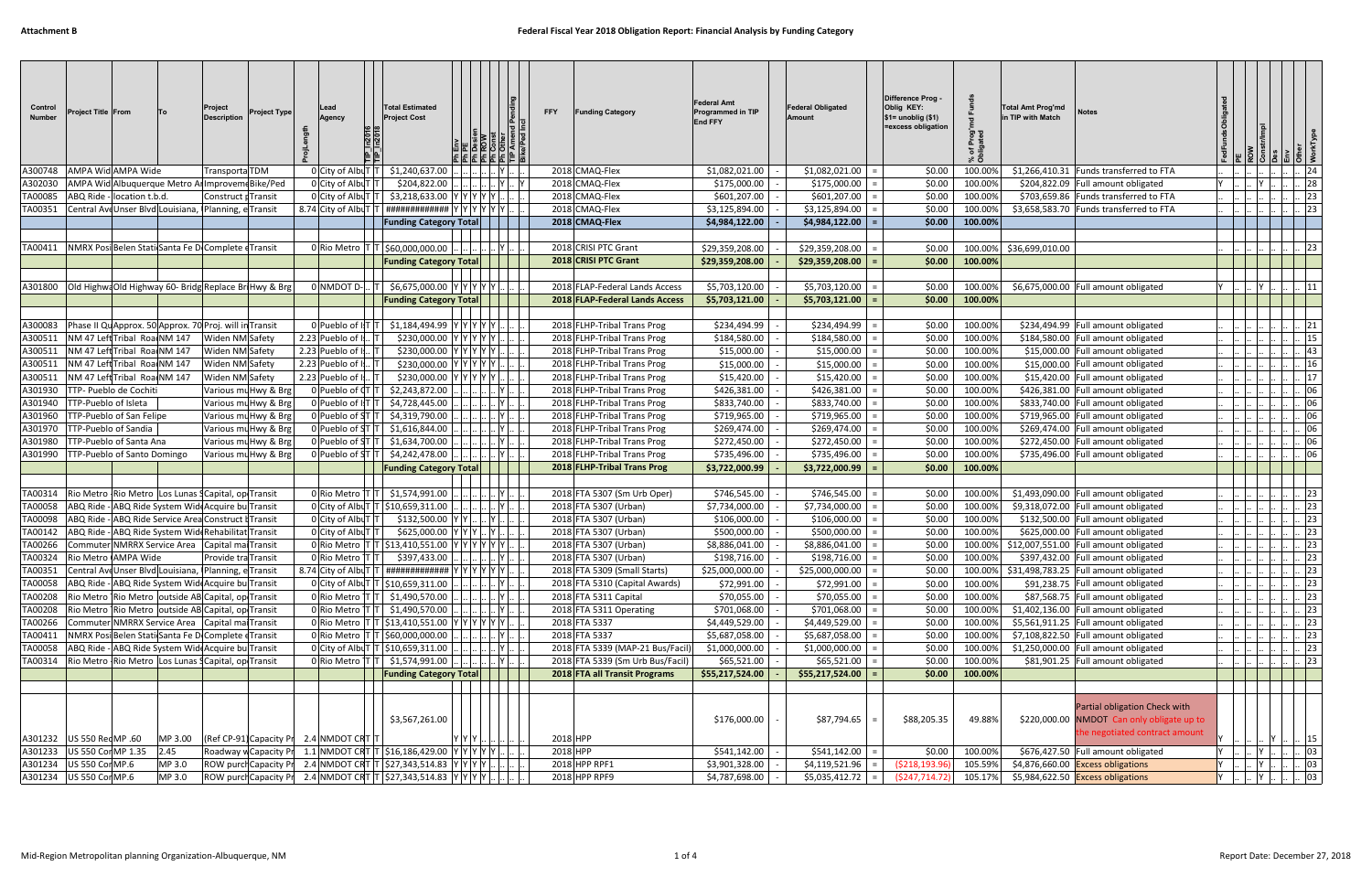Attachment B

# Federal Fiscal Year 2018 Obligation Report: Financial Analysis by Funding Category

| Control Number | Project Title | From | To | Project Description | Project Type | ProjLength | Lead Agency | TIP_in2016 | TIP_in2018 | Total Estimated Project Cost | Ph Env | Ph PE | Ph Design | Ph ROW | Ph Const | Ph Other | TIP Amend Pending | Bike/Ped Incl | FFY | Funding Category | Federal Amt Programmed in TIP End FFY | | Federal Obligated Amount | | Difference Prog - Oblig KEY: $1= unoblig ($1) =excess obligation | % of Prog'md Funds Obligated | Total Amt Prog'md in TIP with Match | Notes | FedFunds Obligated | PE | ROW | Constr/Impl | Des | Env | Other | WorkType |
|---|---|---|---|---|---|---|---|---|---|---|---|---|---|---|---|---|---|---|---|---|---|---|---|---|---|---|---|---|---|---|---|---|---|---|---|---|
| A300748 | AMPA Wid | AMPA Wide | | Transporta | TDM | 0 | City of Albu | T | | $1,240,637.00 | .. | .. | .. | .. | Y | .. | .. | | 2018 | CMAQ-Flex | $1,082,021.00 | - | $1,082,021.00 | = | $0.00 | 100.00% | $1,266,410.31 | Funds transferred to FTA | .. | .. | .. | .. | .. | .. | .. | 24 |
| A302030 | AMPA Wid | Albuquerque Metro Ar | | Improveme | Bike/Ped | 0 | City of Albu | T | | $204,822.00 | .. | .. | .. | .. | Y | .. | .. | Y | 2018 | CMAQ-Flex | $175,000.00 | - | $175,000.00 | = | $0.00 | 100.00% | $204,822.09 | Full amount obligated | Y | .. | .. | Y | .. | .. | .. | 28 |
| TA00085 | ABQ Ride - location t.b.d. | | | Construct g | Transit | 0 | City of Albu | T | | $3,218,633.00 | Y | Y | Y | Y | Y | .. | .. | | 2018 | CMAQ-Flex | $601,207.00 | - | $601,207.00 | = | $0.00 | 100.00% | $703,659.86 | Funds transferred to FTA | .. | .. | .. | .. | .. | .. | .. | 23 |
| TA00351 | Central Ave | Unser Blvd | Louisiana, | Planning, e | Transit | 8.74 | City of Albu | T | T | ############ | Y | Y | Y | Y | Y | Y | .. | | 2018 | CMAQ-Flex | $3,125,894.00 | - | $3,125,894.00 | = | $0.00 | 100.00% | $3,658,583.70 | Funds transferred to FTA | .. | .. | .. | .. | .. | .. | .. | 23 |
| | | | | | | | | | | **Funding Category Total** | | | | | | | | | | **2018 CMAQ-Flex** | **$4,984,122.00** | - | **$4,984,122.00** | = | **$0.00** | **100.00%** | | | | | | | | | | |
| TA00411 | NMRX Posi | Belen Stati | Santa Fe D | Complete e | Transit | 0 | Rio Metro | T | T | $60,000,000.00 | .. | .. | .. | .. | Y | .. | .. | | 2018 | CRISI PTC Grant | $29,359,208.00 | - | $29,359,208.00 | = | $0.00 | 100.00% | $36,699,010.00 | | .. | .. | .. | .. | .. | .. | .. | 23 |
| | | | | | | | | | | **Funding Category Total** | | | | | | | | | | **2018 CRISI PTC Grant** | **$29,359,208.00** | - | **$29,359,208.00** | = | **$0.00** | **100.00%** | | | | | | | | | | |
| A301800 | Old Highwa | Old Highway 60- Bridg | | Replace Br | Hwy & Brg | 0 | NMDOT D-.. | | T | $6,675,000.00 | Y | Y | Y | Y | Y | .. | .. | | 2018 | FLAP-Federal Lands Access | $5,703,121.00 | - | $5,703,121.00 | = | $0.00 | 100.00% | $6,675,000.00 | Full amount obligated | Y | .. | .. | Y | .. | .. | .. | 11 |
| | | | | | | | | | | **Funding Category Total** | | | | | | | | | | **2018 FLAP-Federal Lands Access** | **$5,703,121.00** | - | **$5,703,121.00** | = | **$0.00** | **100.00%** | | | | | | | | | | |
| A300083 | Phase II Qu | Approx. 50 | Approx. 70 | Proj. will in | Transit | 0 | Pueblo of I | T | | $1,184,494.99 | Y | Y | Y | Y | Y | .. | .. | | 2018 | FLHP-Tribal Trans Prog | $234,494.99 | - | $234,494.99 | = | $0.00 | 100.00% | $234,494.99 | Full amount obligated | .. | .. | .. | .. | .. | .. | .. | 21 |
| A300511 | NM 47 Left | Tribal Roa | NM 147 | Widen NM | Safety | 2.23 | Pueblo of I.. | T | | $230,000.00 | Y | Y | Y | Y | Y | .. | .. | | 2018 | FLHP-Tribal Trans Prog | $184,580.00 | - | $184,580.00 | = | $0.00 | 100.00% | $184,580.00 | Full amount obligated | .. | .. | .. | .. | .. | .. | .. | 15 |
| A300511 | NM 47 Left | Tribal Roa | NM 147 | Widen NM | Safety | 2.23 | Pueblo of I.. | T | | $230,000.00 | Y | Y | Y | Y | Y | .. | .. | | 2018 | FLHP-Tribal Trans Prog | $15,000.00 | - | $15,000.00 | = | $0.00 | 100.00% | $15,000.00 | Full amount obligated | .. | .. | .. | .. | .. | .. | .. | 43 |
| A300511 | NM 47 Left | Tribal Roa | NM 147 | Widen NM | Safety | 2.23 | Pueblo of I.. | T | | $230,000.00 | Y | Y | Y | Y | Y | .. | .. | | 2018 | FLHP-Tribal Trans Prog | $15,000.00 | - | $15,000.00 | = | $0.00 | 100.00% | $15,000.00 | Full amount obligated | .. | .. | .. | .. | .. | .. | .. | 16 |
| A300511 | NM 47 Left | Tribal Roa | NM 147 | Widen NM | Safety | 2.23 | Pueblo of I.. | T | | $230,000.00 | Y | Y | Y | Y | Y | .. | .. | | 2018 | FLHP-Tribal Trans Prog | $15,420.00 | - | $15,420.00 | = | $0.00 | 100.00% | $15,420.00 | Full amount obligated | .. | .. | .. | .. | .. | .. | .. | 17 |
| A301930 | TTP- Pueblo de Cochiti | | | Various mu | Hwy & Brg | 0 | Pueblo of C | T | | $2,243,872.00 | .. | .. | .. | .. | Y | .. | .. | | 2018 | FLHP-Tribal Trans Prog | $426,381.00 | - | $426,381.00 | = | $0.00 | 100.00% | $426,381.00 | Full amount obligated | .. | .. | .. | .. | .. | .. | .. | 06 |
| A301940 | TTP-Pueblo of Isleta | | | Various mu | Hwy & Brg | 0 | Pueblo of I | T | | $4,728,445.00 | .. | .. | .. | .. | Y | .. | .. | | 2018 | FLHP-Tribal Trans Prog | $833,740.00 | - | $833,740.00 | = | $0.00 | 100.00% | $833,740.00 | Full amount obligated | .. | .. | .. | .. | .. | .. | .. | 06 |
| A301960 | TTP-Pueblo of San Felipe | | | Various mu | Hwy & Brg | 0 | Pueblo of S | T | | $4,319,790.00 | .. | .. | .. | .. | Y | .. | .. | | 2018 | FLHP-Tribal Trans Prog | $719,965.00 | - | $719,965.00 | = | $0.00 | 100.00% | $719,965.00 | Full amount obligated | .. | .. | .. | .. | .. | .. | .. | 06 |
| A301970 | TTP-Pueblo of Sandia | | | Various mu | Hwy & Brg | 0 | Pueblo of S | T | | $1,616,844.00 | .. | .. | .. | .. | Y | .. | .. | | 2018 | FLHP-Tribal Trans Prog | $269,474.00 | - | $269,474.00 | = | $0.00 | 100.00% | $269,474.00 | Full amount obligated | .. | .. | .. | .. | .. | .. | .. | 06 |
| A301980 | TTP-Pueblo of Santa Ana | | | Various mu | Hwy & Brg | 0 | Pueblo of S | T | | $1,634,700.00 | .. | .. | .. | .. | Y | .. | .. | | 2018 | FLHP-Tribal Trans Prog | $272,450.00 | - | $272,450.00 | = | $0.00 | 100.00% | $272,450.00 | Full amount obligated | .. | .. | .. | .. | .. | .. | .. | 06 |
| A301990 | TTP-Pueblo of Santo Domingo | | | Various mu | Hwy & Brg | 0 | Pueblo of S | T | | $4,242,478.00 | .. | .. | .. | .. | Y | .. | .. | | 2018 | FLHP-Tribal Trans Prog | $735,496.00 | - | $735,496.00 | = | $0.00 | 100.00% | $735,496.00 | Full amount obligated | .. | .. | .. | .. | .. | .. | .. | 06 |
| | | | | | | | | | | **Funding Category Total** | | | | | | | | | | **2018 FLHP-Tribal Trans Prog** | **$3,722,000.99** | - | **$3,722,000.99** | = | **$0.00** | **100.00%** | | | | | | | | | | |
| TA00314 | Rio Metro | Rio Metro | Los Lunas S | Capital, op | Transit | 0 | Rio Metro | T | T | $1,574,991.00 | .. | .. | .. | .. | Y | .. | .. | | 2018 | FTA 5307 (Sm Urb Oper) | $746,545.00 | - | $746,545.00 | = | $0.00 | 100.00% | $1,493,090.00 | Full amount obligated | .. | .. | .. | .. | .. | .. | .. | 23 |
| TA00058 | ABQ Ride - | ABQ Ride System Wide | | Acquire bu | Transit | 0 | City of Albu | T | T | $10,659,311.00 | .. | .. | .. | .. | Y | .. | .. | | 2018 | FTA 5307 (Urban) | $7,734,000.00 | - | $7,734,000.00 | = | $0.00 | 100.00% | $9,318,072.00 | Full amount obligated | .. | .. | .. | .. | .. | .. | .. | 23 |
| TA00098 | ABQ Ride - | ABQ Ride Service Area | | Construct t | Transit | 0 | City of Albu | T | T | $132,500.00 | Y | Y | .. | .. | Y | .. | .. | | 2018 | FTA 5307 (Urban) | $106,000.00 | - | $106,000.00 | = | $0.00 | 100.00% | $132,500.00 | Full amount obligated | .. | .. | .. | .. | .. | .. | .. | 23 |
| TA00142 | ABQ Ride - | ABQ Ride System Wide | | Rehabilitat | Transit | 0 | City of Albu | T | T | $625,000.00 | Y | Y | Y | .. | Y | .. | .. | | 2018 | FTA 5307 (Urban) | $500,000.00 | - | $500,000.00 | = | $0.00 | 100.00% | $625,000.00 | Full amount obligated | .. | .. | .. | .. | .. | .. | .. | 23 |
| TA00266 | Commuter | NMRRX Service Area | | Capital mai | Transit | 0 | Rio Metro | T | T | $13,410,551.00 | Y | Y | Y | Y | Y | Y | .. | | 2018 | FTA 5307 (Urban) | $8,886,041.00 | - | $8,886,041.00 | = | $0.00 | 100.00% | $12,007,551.00 | Full amount obligated | .. | .. | .. | .. | .. | .. | .. | 23 |
| TA00324 | Rio Metro | AMPA Wide | | Provide tra | Transit | 0 | Rio Metro | T | T | $397,433.00 | .. | .. | .. | .. | Y | .. | .. | | 2018 | FTA 5307 (Urban) | $198,716.00 | - | $198,716.00 | = | $0.00 | 100.00% | $397,432.00 | Full amount obligated | .. | .. | .. | .. | .. | .. | .. | 23 |
| TA00351 | Central Ave | Unser Blvd | Louisiana, | Planning, e | Transit | 8.74 | City of Albu | T | T | ############ | Y | Y | Y | Y | Y | Y | .. | | 2018 | FTA 5309 (Small Starts) | $25,000,000.00 | - | $25,000,000.00 | = | $0.00 | 100.00% | $31,498,783.25 | Full amount obligated | .. | .. | .. | .. | .. | .. | .. | 23 |
| TA00058 | ABQ Ride - | ABQ Ride System Wide | | Acquire bu | Transit | 0 | City of Albu | T | T | $10,659,311.00 | .. | .. | .. | .. | Y | .. | .. | | 2018 | FTA 5310 (Capital Awards) | $72,991.00 | - | $72,991.00 | = | $0.00 | 100.00% | $91,238.75 | Full amount obligated | .. | .. | .. | .. | .. | .. | .. | 23 |
| TA00208 | Rio Metro | Rio Metro | outside AB | Capital, op | Transit | 0 | Rio Metro | T | T | $1,490,570.00 | .. | .. | .. | .. | Y | .. | .. | | 2018 | FTA 5311 Capital | $70,055.00 | - | $70,055.00 | = | $0.00 | 100.00% | $87,568.75 | Full amount obligated | .. | .. | .. | .. | .. | .. | .. | 23 |
| TA00208 | Rio Metro | Rio Metro | outside AB | Capital, op | Transit | 0 | Rio Metro | T | T | $1,490,570.00 | .. | .. | .. | .. | Y | .. | .. | | 2018 | FTA 5311 Operating | $701,068.00 | - | $701,068.00 | = | $0.00 | 100.00% | $1,402,136.00 | Full amount obligated | .. | .. | .. | .. | .. | .. | .. | 23 |
| TA00266 | Commuter | NMRRX Service Area | | Capital mai | Transit | 0 | Rio Metro | T | T | $13,410,551.00 | Y | Y | Y | Y | Y | Y | .. | | 2018 | FTA 5337 | $4,449,529.00 | - | $4,449,529.00 | = | $0.00 | 100.00% | $5,561,911.25 | Full amount obligated | .. | .. | .. | .. | .. | .. | .. | 23 |
| TA00411 | NMRX Posi | Belen Stati | Santa Fe D | Complete e | Transit | 0 | Rio Metro | T | T | $60,000,000.00 | .. | .. | .. | .. | Y | .. | .. | | 2018 | FTA 5337 | $5,687,058.00 | - | $5,687,058.00 | = | $0.00 | 100.00% | $7,108,822.50 | Full amount obligated | .. | .. | .. | .. | .. | .. | .. | 23 |
| TA00058 | ABQ Ride - | ABQ Ride System Wide | | Acquire bu | Transit | 0 | City of Albu | T | T | $10,659,311.00 | .. | .. | .. | .. | Y | .. | .. | | 2018 | FTA 5339 (MAP-21 Bus/Facil) | $1,000,000.00 | - | $1,000,000.00 | = | $0.00 | 100.00% | $1,250,000.00 | Full amount obligated | .. | .. | .. | .. | .. | .. | .. | 23 |
| TA00314 | Rio Metro | Rio Metro | Los Lunas S | Capital, op | Transit | 0 | Rio Metro | T | T | $1,574,991.00 | .. | .. | .. | .. | Y | .. | .. | | 2018 | FTA 5339 (Sm Urb Bus/Facil) | $65,521.00 | - | $65,521.00 | = | $0.00 | 100.00% | $81,901.25 | Full amount obligated | .. | .. | .. | .. | .. | .. | .. | 23 |
| | | | | | | | | | | **Funding Category Total** | | | | | | | | | | **2018 FTA all Transit Programs** | **$55,217,524.00** | - | **$55,217,524.00** | = | **$0.00** | **100.00%** | | | | | | | | | | |
| A301232 | US 550 Rec | MP .60 | MP 3.00 | (Ref CP-91) | Capacity Pr | 2.4 | NMDOT CRT | T | | $3,567,261.00 | Y | Y | Y | .. | .. | .. | .. | | 2018 | HPP | $176,000.00 | - | $87,794.65 | = | $88,205.35 | 49.88% | $220,000.00 | Partial obligation Check with NMDOT Can only obligate up to the negotiated contract amount | Y | .. | .. | .. | Y | .. | .. | 15 |
| A301233 | US 550 Cor | MP 1.35 | 2.45 | Roadway w | Capacity Pr | 1.1 | NMDOT CRT | T | | $16,186,429.00 | Y | Y | Y | Y | Y | .. | .. | | 2018 | HPP | $541,142.00 | - | $541,142.00 | = | $0.00 | 100.00% | $676,427.50 | Full amount obligated | Y | .. | .. | Y | .. | .. | .. | 03 |
| A301234 | US 550 Cor | MP.6 | MP 3.0 | ROW purch | Capacity Pr | 2.4 | NMDOT CRT | T | | $27,343,514.83 | Y | Y | Y | Y | .. | .. | .. | | 2018 | HPP RPF1 | $3,901,328.00 | - | $4,119,521.96 | = | ($218,193.96) | 105.59% | $4,876,660.00 | Excess obligations | Y | .. | Y | .. | .. | .. | .. | 03 |
| A301234 | US 550 Cor | MP.6 | MP 3.0 | ROW purch | Capacity Pr | 2.4 | NMDOT CRT | T | | $27,343,514.83 | Y | Y | Y | Y | .. | .. | .. | | 2018 | HPP RPF9 | $4,787,698.00 | - | $5,035,412.72 | = | ($247,714.72) | 105.17% | $5,984,622.50 | Excess obligations | Y | .. | Y | .. | .. | .. | .. | 03 |

Mid-Region Metropolitan planning Organization-Albuquerque, NM

Report Date: December 27, 2018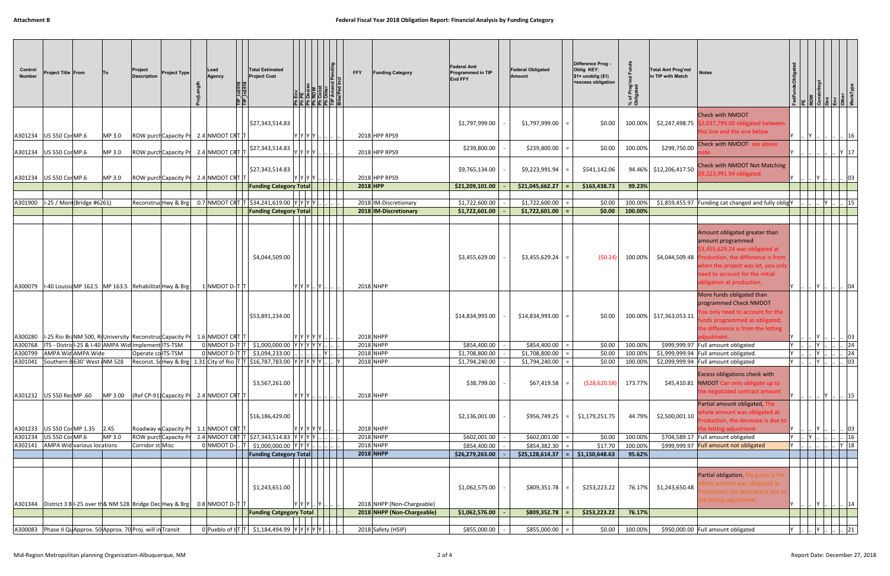Attachment B

# Federal Fiscal Year 2018 Obligation Report: Financial Analysis by Funding Category

| Control Number | Project Title | From | To | Project Description | Project Type | ProjLength | Lead Agency | TIP_ind2016 | TIP_ind2018 | Total Estimated Project Cost | Ph Env | Ph PE | Ph Design | Ph ROW | Ph Const | Ph Other | TIP Amend Pending | Bike/Ped Incl | FFY | Funding Category | Federal Amt Programmed in TIP End FFY | | Federal Obligated Amount | | Difference Prog - Oblig KEY: $1= unoblig ($1) =excess obligation | % of Prog'md Funds Obligated | Total Amt Prog'md in TIP with Match | Notes | FedFunds Obligated | PE | ROW | Constr/Impl | Des | Env | Other | WorkType |
|---|---|---|---|---|---|---|---|---|---|---|---|---|---|---|---|---|---|---|---|---|---|---|---|---|---|---|---|---|---|---|---|---|---|---|---|---|
| A301234 | US 550 Cor | MP.6 | MP 3.0 | ROW purch | Capacity Pr | 2.4 | NMDOT CRT | T | | $27,343,514.83 | Y | Y | Y | Y | .. | .. | .. | | 2018 | HPP RPS9 | $1,797,999.00 | - | $1,797,999.00 | = | $0.00 | 100.00% | $2,247,498.75 | Check with NMDOT $2,037,799.00 obligated between this line and the one below | Y | .. | Y | .. | .. | .. | .. | 16 |
| A301234 | US 550 Cor | MP.6 | MP 3.0 | ROW purch | Capacity Pr | 2.4 | NMDOT CRT | T | | $27,343,514.83 | Y | Y | Y | Y | .. | .. | .. | | 2018 | HPP RPS9 | $239,800.00 | - | $239,800.00 | = | $0.00 | 100.00% | $299,750.00 | Check with NMDOT see above note | Y | .. | .. | .. | .. | .. | Y | 17 |
| A301234 | US 550 Cor | MP.6 | MP 3.0 | ROW purch | Capacity Pr | 2.4 | NMDOT CRT | T | | $27,343,514.83 | Y | Y | Y | Y | .. | .. | .. | | 2018 | HPP RPS9 | $9,765,134.00 | - | $9,223,991.94 | = | $541,142.06 | 94.46% | $12,206,417.50 | Check with NMDOT Not Matching $9,223,991.94 obligated | Y | .. | .. | Y | .. | .. | .. | 03 |
| | | | | | | | | | | Funding Category Total | | | | | | | | | 2018 | HPP | $21,209,101.00 | - | $21,045,662.27 | = | $163,438.73 | 99.23% | | | | | | | | | | |
| A301900 | I-25 / Mont | (Bridge #6261) | | Reconstruc | Hwy & Brg | 0.7 | NMDOT CRT | T | | $34,241,619.00 | Y | Y | Y | Y | .. | .. | .. | .. | 2018 | IM-Discretionary | $1,722,600.00 | - | $1,722,600.00 | = | $0.00 | 100.00% | $1,859,455.97 | Funding cat changed and fully oblig | Y | .. | .. | .. | Y | .. | .. | 15 |
| | | | | | | | | | | Funding Category Total | | | | | | | | | 2018 | IM-Discretionary | $1,722,601.00 | - | $1,722,601.00 | = | $0.00 | 100.00% | | | | | | | | | | |
| A300079 | I-40 Louisia | MP 162.5 | MP 163.5 | Rehabilitat | Hwy & Brg | 1 | NMDOT D-T | T | | $4,044,509.00 | Y | Y | Y | .. | Y | .. | .. | .. | 2018 | NHPP | $3,455,629.00 | - | $3,455,629.24 | = | ($0.24) | 100.00% | $4,044,509.48 | Amount obligated greater than amount programmed $3,455,629.24 was obligated at Production, the difference is from when the project was let, you only need to account for the initial obligation at production. | Y | .. | .. | Y | .. | .. | .. | 04 |
| A300280 | I-25 Rio Bra | NM 500, Ri | University | Reconstruc | Capacity Pr | 1.6 | NMDOT CRT | T | | $53,891,234.00 | Y | Y | Y | Y | Y | .. | .. | .. | 2018 | NHPP | $14,834,993.00 | - | $14,834,993.00 | = | $0.00 | 100.00% | $17,363,053.11 | More funds obligated than programmed Check NMDOT You only need to account for the funds programmed as obligated, the difference is from the letting adjustment. | Y | .. | .. | Y | .. | .. | .. | 03 |
| A300768 | ITS - Distric | I-25 & I-40 | AMPA Wid | Implement | ITS-TSM | 0 | NMDOT D-T | T | | $1,000,000.00 | Y | Y | Y | Y | Y | .. | .. | .. | 2018 | NHPP | $854,400.00 | - | $854,400.00 | = | $0.00 | 100.00% | $999,999.97 | Full amount obligated | Y | .. | .. | Y | .. | .. | .. | 24 |
| A300799 | AMPA Wid | AMPA Wide | | Operate co | ITS-TSM | 0 | NMDOT D-T | T | | $3,094,233.00 | .. | .. | .. | .. | Y | .. | .. | .. | 2018 | NHPP | $1,708,800.00 | - | $1,708,800.00 | = | $0.00 | 100.00% | $1,999,999.94 | Full amount obligated. | Y | .. | .. | Y | .. | .. | .. | 24 |
| A301041 | Southern B | 630' West o | NM 528 | Reconst. Sc | Hwy & Brg | 1.31 | City of Rio | T | T | $16,787,783.00 | Y | Y | Y | Y | Y | .. | .. | Y | 2018 | NHPP | $1,794,240.00 | - | $1,794,240.00 | = | $0.00 | 100.00% | $2,099,999.94 | Full amount obligated | Y | .. | .. | Y | .. | .. | .. | 03 |
| A301232 | US 550 Rec | MP .60 | MP 3.00 | (Ref CP-91) | Capacity Pr | 2.4 | NMDOT CRT | T | | $3,567,261.00 | Y | Y | Y | .. | .. | .. | .. | .. | 2018 | NHPP | $38,799.00 | - | $67,419.58 | = | ($28,620.58) | 173.77% | $45,410.81 | Excess obligations check with NMDOT Can only obligate up to the negotiated contract amount | Y | .. | .. | .. | Y | .. | .. | 15 |
| A301233 | US 550 Cor | MP 1.35 | 2.45 | Roadway w | Capacity Pr | 1.1 | NMDOT CRT | T | | $16,186,429.00 | Y | Y | Y | Y | Y | .. | .. | .. | 2018 | NHPP | $2,136,001.00 | - | $956,749.25 | = | $1,179,251.75 | 44.79% | $2,500,001.10 | Partial amount obligated, The whole amount was obligated at Production, the decrease is due to the letting adjustment | Y | .. | .. | Y | .. | .. | .. | 03 |
| A301234 | US 550 Cor | MP.6 | MP 3.0 | ROW purch | Capacity Pr | 2.4 | NMDOT CRT | T | | $27,343,514.83 | Y | Y | Y | Y | .. | .. | .. | .. | 2018 | NHPP | $602,001.00 | - | $602,001.00 | = | $0.00 | 100.00% | $704,589.17 | Full amount obligated | Y | .. | Y | .. | .. | .. | .. | 16 |
| A302141 | AMPA Wid | various locations | | Corridor st | Misc | 0 | NMDOT D- | .. | T | $1,000,000.00 | Y | Y | Y | .. | .. | .. | .. | .. | 2018 | NHPP | $854,400.00 | - | $854,382.30 | = | $17.70 | 100.00% | $999,999.97 | Full amount not obligated | Y | .. | .. | .. | .. | .. | Y | 18 |
| | | | | | | | | | | Funding Category Total | | | | | | | | | 2018 | NHPP | $26,279,263.00 | - | $25,128,614.37 | = | $1,150,648.63 | 95.62% | | | | | | | | | | |
| A301344 | District 3 B | I-25 over th | & NM 528 | Bridge Dec | Hwy & Brg | 0.8 | NMDOT D-T | T | | $1,243,651.00 | Y | Y | Y | .. | Y | .. | .. | .. | 2018 | NHPP (Non-Chargeable) | $1,062,575.00 | - | $809,351.78 | = | $253,223.22 | 76.17% | $1,243,650.48 | Partial obligation, My guess is the whole amount was obligated at Production, the decrease is due to the letting adjustment | Y | .. | .. | Y | .. | .. | .. | 14 |
| | | | | | | | | | | Funding Catgegory Total | | | | | | | | | 2018 | NHPP (Non-Chargeable) | $1,062,576.00 | - | $809,352.78 | = | $253,223.22 | 76.17% | | | | | | | | | | |
| A300083 | Phase II Qu | Approx. 50 | Approx. 70 | Proj. will in | Transit | 0 | Pueblo of I | T | T | $1,184,494.99 | Y | Y | Y | Y | Y | .. | .. | .. | 2018 | Safety (HSIP) | $855,000.00 | - | $855,000.00 | = | $0.00 | 100.00% | $950,000.00 | Full amount obligated | Y | .. | .. | Y | .. | .. | .. | 21 |

Mid-Region Metropolitan planning Organization-Albuquerque, NM

Report Date: December 27, 2018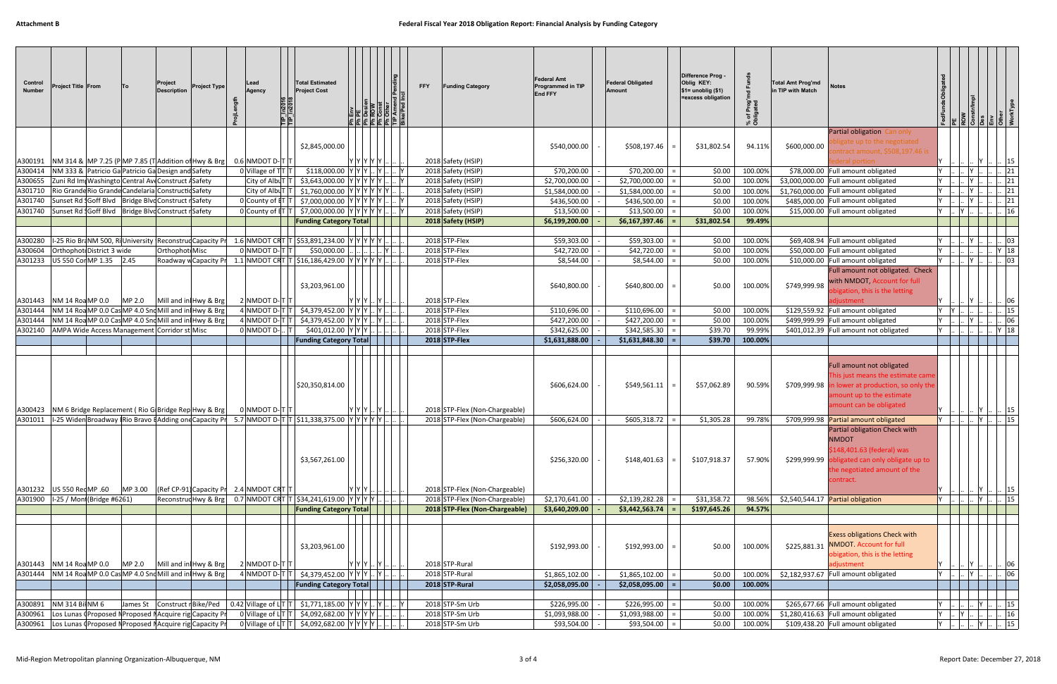**Attachment B**

# Federal Fiscal Year 2018 Obligation Report: Financial Analysis by Funding Category

| Control Number | Project Title | From | To | Project Description | Project Type | ProjLength | Lead Agency | TIP_In2016 | TIP_In2018 | Total Estimated Project Cost | Ph Env | Ph PE | Ph Design | Ph ROW | Ph Const | Ph Other | TIP Amend Pending | Bike/Ped Incl | FFY | Funding Category | Federal Amt Programmed in TIP End FFY | | Federal Obligated Amount | | Difference Prog - Oblig KEY: $1= unoblig ($1) =excess obligation | % of Prog'md Funds Obligated | Total Amt Prog'md in TIP with Match | Notes | FedFundsObligated | PE | ROW | Constr/Impl | Des | Env | Other | WorkType |
|---|---|---|---|---|---|---|---|---|---|---|---|---|---|---|---|---|---|---|---|---|---|---|---|---|---|---|---|---|---|---|---|---|---|---|---|---|
| A300191 | NM 314 & | MP 7.25 (P | MP 7.85 (T | Addition of | Hwy & Brg | 0.6 | NMDOT D- | T | T | $2,845,000.00 | Y | Y | Y | Y | Y | .. | .. | .. | 2018 | Safety (HSIP) | $540,000.00 | - | $508,197.46 | = | $31,802.54 | 94.11% | $600,000.00 | Partial obligation Can only obligate up to the negotiated contract amount, $508,197.46 is federal portion | Y | .. | .. | .. | Y | .. | .. | 15 |
| A300414 | NM 333 & | Patricio Ga | Patricio Ga | Design and | Safety | 0 | Village of T | T | T | $118,000.00 | Y | Y | Y | .. | Y | .. | .. | Y | 2018 | Safety (HSIP) | $70,200.00 | - | $70,200.00 | = | $0.00 | 100.00% | $78,000.00 | Full amount obligated | Y | .. | .. | Y | .. | .. | .. | 21 |
| A300655 | Zuni Rd Imp | Washingto | Central Ave | Construct A | Safety | | City of Albu | T | T | $3,643,000.00 | Y | Y | Y | Y | Y | .. | .. | Y | 2018 | Safety (HSIP) | $2,700,000.00 | - | $2,700,000.00 | = | $0.00 | 100.00% | $3,000,000.00 | Full amount obligated | Y | .. | .. | Y | .. | .. | .. | 21 |
| A301710 | Rio Grande | Rio Grande | Candelaria | Constructio | Safety | | City of Albu | T | T | $1,760,000.00 | Y | Y | Y | Y | Y | Y | .. | .. | 2018 | Safety (HSIP) | $1,584,000.00 | - | $1,584,000.00 | = | $0.00 | 100.00% | $1,760,000.00 | Full amount obligated | Y | .. | .. | Y | .. | .. | .. | 21 |
| A301740 | Sunset Rd S | Goff Blvd | Bridge Blvd | Construct r | Safety | 0 | County of B | T | T | $7,000,000.00 | Y | Y | Y | Y | Y | .. | .. | Y | 2018 | Safety (HSIP) | $436,500.00 | - | $436,500.00 | = | $0.00 | 100.00% | $485,000.00 | Full amount obligated | Y | .. | .. | Y | .. | .. | .. | 21 |
| A301740 | Sunset Rd S | Goff Blvd | Bridge Blvd | Construct r | Safety | 0 | County of B | T | T | $7,000,000.00 | Y | Y | Y | Y | Y | .. | .. | Y | 2018 | Safety (HSIP) | $13,500.00 | - | $13,500.00 | = | $0.00 | 100.00% | $15,000.00 | Full amount obligated | Y | .. | Y | .. | .. | .. | .. | 16 |
| | | | | | | | | | | **Funding Category Total** | | | | | | | | | | **2018 Safety (HSIP)** | **$6,199,200.00** | **-** | **$6,167,397.46** | **=** | **$31,802.54** | **99.49%** | | | | | | | | | | |
| A300280 | I-25 Rio Bra | NM 500, Ri | University | Reconstruc | Capacity Pr | 1.6 | NMDOT CRT | T | T | $53,891,234.00 | Y | Y | Y | Y | Y | Y | .. | .. | 2018 | STP-Flex | $59,303.00 | - | $59,303.00 | = | $0.00 | 100.00% | $69,408.94 | Full amount obligated | Y | .. | .. | Y | .. | .. | .. | 03 |
| A300604 | Orthophoto | District 3 wide | | Orthophoto | Misc | 0 | NMDOT D- | T | T | $50,000.00 | .. | .. | .. | .. | .. | Y | .. | .. | 2018 | STP-Flex | $42,720.00 | - | $42,720.00 | = | $0.00 | 100.00% | $50,000.00 | Full amount obligated | Y | .. | .. | .. | .. | .. | Y | 18 |
| A301233 | US 550 Cor | MP 1.35 | 2.45 | Roadway w | Capacity Pr | 1.1 | NMDOT CRT | T | T | $16,186,429.00 | Y | Y | Y | Y | Y | .. | .. | .. | 2018 | STP-Flex | $8,544.00 | - | $8,544.00 | = | $0.00 | 100.00% | $10,000.00 | Full amount obligated | Y | .. | .. | Y | .. | .. | .. | 03 |
| A301443 | NM 14 Roa | MP 0.0 | MP 2.0 | Mill and inl | Hwy & Brg | 2 | NMDOT D- | T | T | $3,203,961.00 | Y | Y | Y | .. | Y | .. | .. | .. | 2018 | STP-Flex | $640,800.00 | - | $640,800.00 | = | $0.00 | 100.00% | $749,999.98 | Full amount not obligated. Check with NMDOT, Account for full obigation, this is the letting adjustment | Y | .. | .. | Y | .. | .. | .. | 06 |
| A301444 | NM 14 Roa | MP 0.0 Cas | MP 4.0 Sno | Mill and inl | Hwy & Brg | 4 | NMDOT D- | T | T | $4,379,452.00 | Y | Y | Y | .. | Y | .. | .. | .. | 2018 | STP-Flex | $110,696.00 | - | $110,696.00 | = | $0.00 | 100.00% | $129,559.92 | Full amount obligated | Y | Y | .. | .. | .. | .. | .. | 15 |
| A301444 | NM 14 Roa | MP 0.0 Cas | MP 4.0 Sno | Mill and inl | Hwy & Brg | 4 | NMDOT D- | T | T | $4,379,452.00 | Y | Y | Y | .. | Y | .. | .. | .. | 2018 | STP-Flex | $427,200.00 | - | $427,200.00 | = | $0.00 | 100.00% | $499,999.99 | Full amount obligated | Y | .. | .. | Y | .. | .. | .. | 06 |
| A302140 | AMPA Wide | Access Management Corridor st | | | Misc | 0 | NMDOT D- | .. | T | $401,012.00 | Y | Y | Y | .. | .. | .. | .. | .. | 2018 | STP-Flex | $342,625.00 | - | $342,585.30 | = | $39.70 | 99.99% | $401,012.39 | Full amount not obligated | Y | .. | .. | .. | .. | .. | Y | 18 |
| | | | | | | | | | | **Funding Category Total** | | | | | | | | | | **2018 STP-Flex** | **$1,631,888.00** | **-** | **$1,631,848.30** | **=** | **$39.70** | **100.00%** | | | | | | | | | | |
| A300423 | NM 6 Bridge Replacement ( Rio G | | | Bridge Rep | Hwy & Brg | 0 | NMDOT D- | T | T | $20,350,814.00 | Y | Y | Y | .. | Y | .. | .. | .. | 2018 | STP-Flex (Non-Chargeable) | $606,624.00 | - | $549,561.11 | = | $57,062.89 | 90.59% | $709,999.98 | Full amount not obligated This just means the estimate came in lower at production, so only the amount up to the estimate amount can be obligated | Y | .. | .. | .. | Y | .. | .. | 15 |
| A301011 | I-25 Widen | Broadway ( | Rio Bravo B | Adding one | Capacity Pr | 5.7 | NMDOT D- | T | T | $11,338,375.00 | Y | Y | Y | Y | Y | .. | .. | .. | 2018 | STP-Flex (Non-Chargeable) | $606,624.00 | - | $605,318.72 | = | $1,305.28 | 99.78% | $709,999.98 | Partial amount obligated | Y | .. | .. | .. | Y | .. | .. | 15 |
| A301232 | US 550 Rec | MP .60 | MP 3.00 | (Ref CP-91) | Capacity Pr | 2.4 | NMDOT CRT | T | | $3,567,261.00 | Y | Y | Y | .. | .. | .. | .. | .. | 2018 | STP-Flex (Non-Chargeable) | $256,320.00 | - | $148,401.63 | = | $107,918.37 | 57.90% | $299,999.99 | Partial obligation Check with NMDOT $148,401.63 (federal) was obligated can only obligate up to the negotiated amount of the contract. | Y | .. | .. | .. | Y | .. | .. | 15 |
| A301900 | I-25 / Mont | (Bridge #6261) | | Reconstruc | Hwy & Brg | 0.7 | NMDOT CRT | T | T | $34,241,619.00 | Y | Y | Y | Y | .. | .. | .. | .. | 2018 | STP-Flex (Non-Chargeable) | $2,170,641.00 | - | $2,139,282.28 | = | $31,358.72 | 98.56% | $2,540,544.17 | Partial obligation | Y | .. | .. | .. | Y | .. | .. | 15 |
| | | | | | | | | | | **Funding Category Total** | | | | | | | | | | **2018 STP-Flex (Non-Chargeable)** | **$3,640,209.00** | **-** | **$3,442,563.74** | **=** | **$197,645.26** | **94.57%** | | | | | | | | | | |
| A301443 | NM 14 Roa | MP 0.0 | MP 2.0 | Mill and inl | Hwy & Brg | 2 | NMDOT D- | T | T | $3,203,961.00 | Y | Y | Y | .. | Y | .. | .. | .. | 2018 | STP-Rural | $192,993.00 | - | $192,993.00 | = | $0.00 | 100.00% | $225,881.31 | Exess obligations Check with NMDOT. Account for full obigation, this is the letting adjustment | Y | .. | .. | Y | .. | .. | .. | 06 |
| A301444 | NM 14 Roa | MP 0.0 Cas | MP 4.0 Sno | Mill and inl | Hwy & Brg | 4 | NMDOT D- | T | T | $4,379,452.00 | Y | Y | Y | .. | Y | .. | .. | .. | 2018 | STP-Rural | $1,865,102.00 | - | $1,865,102.00 | = | $0.00 | 100.00% | $2,182,937.67 | Full amount obligated | Y | .. | .. | Y | .. | .. | .. | 06 |
| | | | | | | | | | | **Funding Category Total** | | | | | | | | | | **2018 STP-Rural** | **$2,058,095.00** | **-** | **$2,058,095.00** | **=** | **$0.00** | **100.00%** | | | | | | | | | | |
| A300891 | NM 314 Bi | NM 6 | James St | Construct r | Bike/Ped | 0.42 | Village of L | T | T | $1,771,185.00 | Y | Y | Y | .. | Y | .. | .. | Y | 2018 | STP-Sm Urb | $226,995.00 | - | $226,995.00 | = | $0.00 | 100.00% | $265,677.66 | Full amount obligated | Y | .. | .. | .. | Y | .. | .. | 15 |
| A300961 | Los Lunas C | Proposed N | Proposed N | Acquire rig | Capacity Pr | 0 | Village of L | T | T | $4,092,682.00 | Y | Y | Y | Y | .. | .. | .. | .. | 2018 | STP-Sm Urb | $1,093,988.00 | - | $1,093,988.00 | = | $0.00 | 100.00% | $1,280,416.63 | Full amount obligated | Y | .. | Y | .. | .. | .. | .. | 16 |
| A300961 | Los Lunas C | Proposed N | Proposed N | Acquire rig | Capacity Pr | 0 | Village of L | T | T | $4,092,682.00 | Y | Y | Y | Y | .. | .. | .. | .. | 2018 | STP-Sm Urb | $93,504.00 | - | $93,504.00 | = | $0.00 | 100.00% | $109,438.20 | Full amount obligated | Y | .. | .. | .. | Y | .. | .. | 15 |

Mid-Region Metropolitan planning Organization-Albuquerque, NM

Report Date: December 27, 2018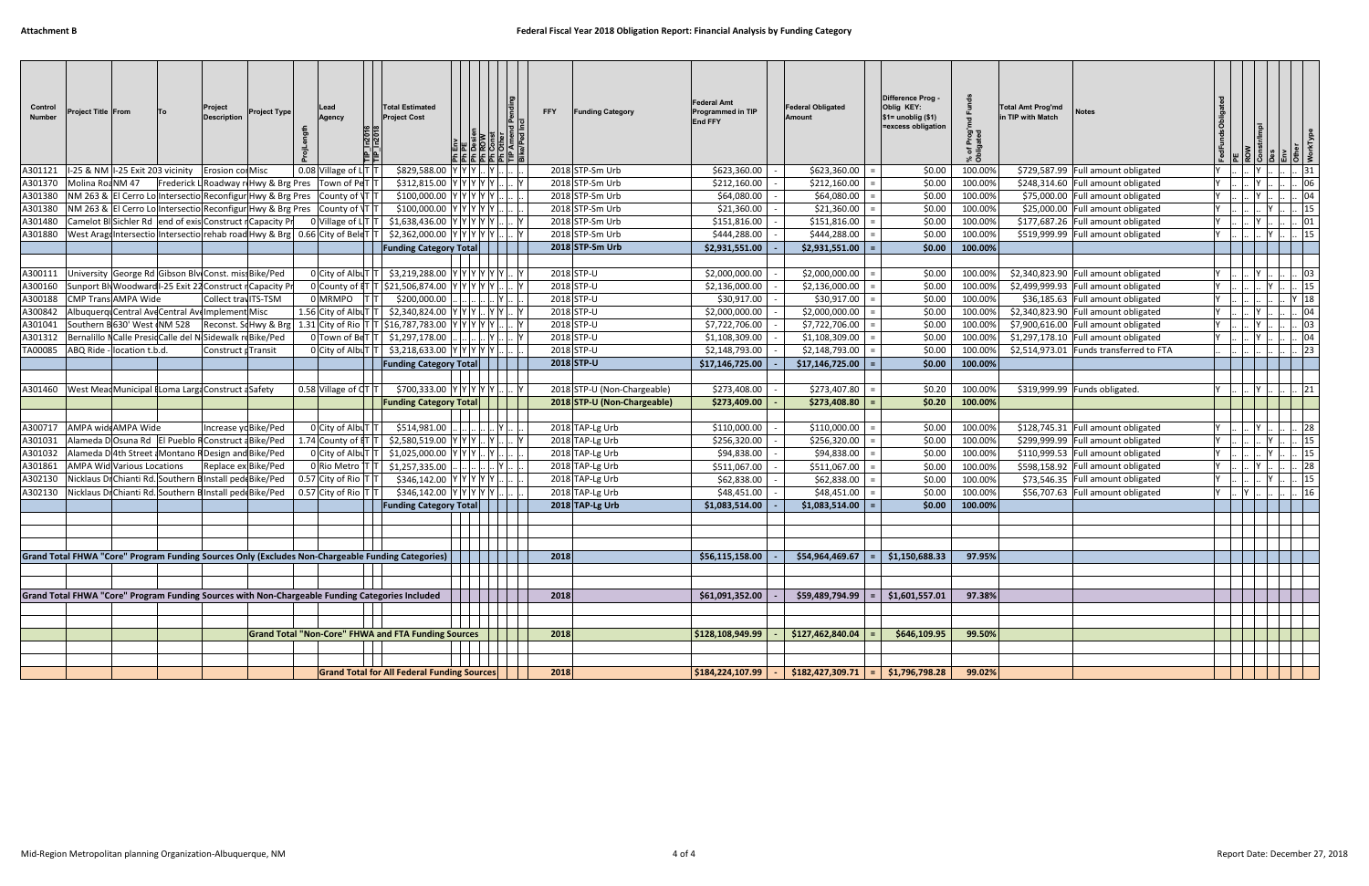# Federal Fiscal Year 2018 Obligation Report: Financial Analysis by Funding Category

| Control Number | Project Title | From | To | Project Description | Project Type | ProjLength | Lead Agency | TIP_in2016 | TIP_in2018 | Total Estimated Project Cost | Ph Env | Ph PE | Ph Design | Ph ROW | Ph Const | Ph Other | TIP Amend Pending | Bike/Ped Incl | FFY | Funding Category | Federal Amt Programmed in TIP End FFY | | Federal Obligated Amount | | Difference Prog - Oblig KEY: $1= unoblig ($1) =excess obligation | % of Prog'md Funds Obligated | Total Amt Prog'md in TIP with Match | Notes | FedFunds Obligated | PE | ROW | Constr/Impl | Des | Env | Other | WorkType |
|---|---|---|---|---|---|---|---|---|---|---|---|---|---|---|---|---|---|---|---|---|---|---|---|---|---|---|---|---|---|---|---|---|---|---|---|---|
| A301121 | I-25 & NM | I-25 Exit 203 | vicinity | Erosion cor | Misc | 0.08 | Village of L | T | T | $829,588.00 | Y | Y | Y | .. | Y | .. | .. | .. | 2018 | STP-Sm Urb | $623,360.00 | - | $623,360.00 | = | $0.00 | 100.00% | $729,587.99 | Full amount obligated | Y | .. | .. | Y | .. | .. | .. | 31 |
| A301370 | Molina Roa | NM 47 | Frederick L | Roadway re | Hwy & Brg Pres | | Town of Pe | T | T | $312,815.00 | Y | Y | Y | Y | Y | .. | .. | Y | 2018 | STP-Sm Urb | $212,160.00 | - | $212,160.00 | = | $0.00 | 100.00% | $248,314.60 | Full amount obligated | Y | .. | .. | Y | .. | .. | .. | 06 |
| A301380 | NM 263 & | El Cerro Lo | Intersectio | Reconfigur | Hwy & Brg Pres | | County of V | T | T | $100,000.00 | Y | Y | Y | Y | Y | .. | .. | .. | 2018 | STP-Sm Urb | $64,080.00 | - | $64,080.00 | = | $0.00 | 100.00% | $75,000.00 | Full amount obligated | Y | .. | .. | Y | .. | .. | .. | 04 |
| A301380 | NM 263 & | El Cerro Lo | Intersectio | Reconfigur | Hwy & Brg Pres | | County of V | T | T | $100,000.00 | Y | Y | Y | Y | Y | .. | .. | .. | 2018 | STP-Sm Urb | $21,360.00 | - | $21,360.00 | = | $0.00 | 100.00% | $25,000.00 | Full amount obligated | Y | .. | .. | .. | Y | .. | .. | 15 |
| A301480 | Camelot Bl | Sichler Rd | end of exis | Construct r | Capacity Pr | 0 | Village of L | T | T | $1,638,436.00 | Y | Y | Y | Y | Y | .. | .. | Y | 2018 | STP-Sm Urb | $151,816.00 | - | $151,816.00 | = | $0.00 | 100.00% | $177,687.26 | Full amount obligated | Y | .. | .. | Y | .. | .. | .. | 01 |
| A301880 | West Arago | Intersectio | Intersectio | rehab road | Hwy & Brg | 0.66 | City of Bele | T | T | $2,362,000.00 | Y | Y | Y | Y | Y | .. | .. | Y | 2018 | STP-Sm Urb | $444,288.00 | - | $444,288.00 | = | $0.00 | 100.00% | $519,999.99 | Full amount obligated | Y | .. | .. | .. | Y | .. | .. | 15 |
| | | | | | | | | | | **Funding Category Total** | | | | | | | | | **2018** | **STP-Sm Urb** | **$2,931,551.00** | - | **$2,931,551.00** | = | **$0.00** | **100.00%** | | | | | | | | | | |
| A300111 | University | George Rd | Gibson Blv | Const. miss | Bike/Ped | 0 | City of Albu | T | T | $3,219,288.00 | Y | Y | Y | Y | Y | Y | .. | Y | 2018 | STP-U | $2,000,000.00 | - | $2,000,000.00 | = | $0.00 | 100.00% | $2,340,823.90 | Full amount obligated | Y | .. | .. | Y | .. | .. | .. | 03 |
| A300160 | Sunport Bl | Woodward | I-25 Exit 22 | Construct r | Capacity Pr | 0 | County of B | T | T | $21,506,874.00 | Y | Y | Y | Y | Y | .. | .. | Y | 2018 | STP-U | $2,136,000.00 | - | $2,136,000.00 | = | $0.00 | 100.00% | $2,499,999.93 | Full amount obligated | Y | .. | .. | .. | Y | .. | .. | 15 |
| A300188 | CMP Trans | AMPA Wide | | Collect trav | ITS-TSM | 0 | MRMPO | T | T | $200,000.00 | .. | .. | .. | .. | .. | Y | .. | .. | 2018 | STP-U | $30,917.00 | - | $30,917.00 | = | $0.00 | 100.00% | $36,185.63 | Full amount obligated | Y | .. | .. | .. | .. | .. | Y | 18 |
| A300842 | Albuquerqu | Central Ave | Central Ave | Implement | Misc | 1.56 | City of Albu | T | T | $2,340,824.00 | Y | Y | Y | .. | Y | Y | Y | .. | 2018 | STP-U | $2,000,000.00 | - | $2,000,000.00 | = | $0.00 | 100.00% | $2,340,823.90 | Full amount obligated | Y | .. | .. | Y | .. | .. | .. | 04 |
| A301041 | Southern B | 630' West o | NM 528 | Reconst. Sc | Hwy & Brg | 1.31 | City of Rio | T | T | $16,787,783.00 | Y | Y | Y | Y | Y | .. | .. | Y | 2018 | STP-U | $7,722,706.00 | - | $7,722,706.00 | = | $0.00 | 100.00% | $7,900,616.00 | Full amount obligated | Y | .. | .. | Y | .. | .. | .. | 03 |
| A301312 | Bernalillo N | Calle Presid | Calle del N | Sidewalk re | Bike/Ped | 0 | Town of Be | T | T | $1,297,178.00 | .. | .. | .. | .. | Y | .. | .. | Y | 2018 | STP-U | $1,108,309.00 | - | $1,108,309.00 | = | $0.00 | 100.00% | $1,297,178.10 | Full amount obligated | Y | .. | .. | Y | .. | .. | .. | 04 |
| TA00085 | ABQ Ride - | location t.b.d. | | Construct p | Transit | 0 | City of Albu | T | T | $3,218,633.00 | Y | Y | Y | Y | Y | .. | .. | .. | 2018 | STP-U | $2,148,793.00 | - | $2,148,793.00 | = | $0.00 | 100.00% | $2,514,973.01 | Funds transferred to FTA | .. | .. | .. | .. | .. | .. | .. | 23 |
| | | | | | | | | | | **Funding Category Total** | | | | | | | | | **2018** | **STP-U** | **$17,146,725.00** | - | **$17,146,725.00** | = | **$0.00** | **100.00%** | | | | | | | | | | |
| A301460 | West Mead | Municipal B | Loma Larga | Construct a | Safety | 0.58 | Village of C | T | T | $700,333.00 | Y | Y | Y | Y | Y | .. | .. | Y | 2018 | STP-U (Non-Chargeable) | $273,408.00 | - | $273,407.80 | = | $0.20 | 100.00% | $319,999.99 | Funds obligated. | Y | .. | .. | Y | .. | .. | .. | 21 |
| | | | | | | | | | | **Funding Category Total** | | | | | | | | | **2018** | **STP-U (Non-Chargeable)** | **$273,409.00** | - | **$273,408.80** | = | **$0.20** | **100.00%** | | | | | | | | | | |
| A300717 | AMPA wide | AMPA Wide | | Increase yo | Bike/Ped | 0 | City of Albu | T | T | $514,981.00 | .. | .. | .. | .. | .. | Y | .. | .. | 2018 | TAP-Lg Urb | $110,000.00 | - | $110,000.00 | = | $0.00 | 100.00% | $128,745.31 | Full amount obligated | Y | .. | .. | Y | .. | .. | .. | 28 |
| A301031 | Alameda D | Osuna Rd | El Pueblo R | Construct a | Bike/Ped | 1.74 | County of B | T | T | $2,580,519.00 | Y | Y | Y | .. | Y | .. | .. | Y | 2018 | TAP-Lg Urb | $256,320.00 | - | $256,320.00 | = | $0.00 | 100.00% | $299,999.99 | Full amount obligated | Y | .. | .. | .. | Y | .. | .. | 15 |
| A301032 | Alameda D | 4th Street a | Montano R | Design and | Bike/Ped | 0 | City of Albu | T | T | $1,025,000.00 | Y | Y | Y | .. | Y | .. | .. | .. | 2018 | TAP-Lg Urb | $94,838.00 | - | $94,838.00 | = | $0.00 | 100.00% | $110,999.53 | Full amount obligated | Y | .. | .. | .. | Y | .. | .. | 15 |
| A301861 | AMPA Wid | Various Locations | | Replace ex | Bike/Ped | 0 | Rio Metro | T | T | $1,257,335.00 | .. | .. | .. | .. | Y | .. | .. | .. | 2018 | TAP-Lg Urb | $511,067.00 | - | $511,067.00 | = | $0.00 | 100.00% | $598,158.92 | Full amount obligated | Y | .. | .. | Y | .. | .. | .. | 28 |
| A302130 | Nicklaus Dr | Chianti Rd. | Southern B | Install pede | Bike/Ped | 0.57 | City of Rio | T | T | $346,142.00 | Y | Y | Y | Y | Y | .. | .. | .. | 2018 | TAP-Lg Urb | $62,838.00 | - | $62,838.00 | = | $0.00 | 100.00% | $73,546.35 | Full amount obligated | Y | .. | .. | .. | Y | .. | .. | 15 |
| A302130 | Nicklaus Dr | Chianti Rd. | Southern B | Install pede | Bike/Ped | 0.57 | City of Rio | T | T | $346,142.00 | Y | Y | Y | Y | Y | .. | .. | .. | 2018 | TAP-Lg Urb | $48,451.00 | - | $48,451.00 | = | $0.00 | 100.00% | $56,707.63 | Full amount obligated | Y | .. | Y | .. | .. | .. | .. | 16 |
| | | | | | | | | | | **Funding Category Total** | | | | | | | | | **2018** | **TAP-Lg Urb** | **$1,083,514.00** | - | **$1,083,514.00** | = | **$0.00** | **100.00%** | | | | | | | | | | |
| **Grand Total FHWA "Core" Program Funding Sources Only (Excludes Non-Chargeable Funding Categories)** | | | | | | | | | | | | | | | | | | | **2018** | | **$56,115,158.00** | - | **$54,964,469.67** | = | **$1,150,688.33** | **97.95%** | | | | | | | | | | |
| **Grand Total FHWA "Core" Program Funding Sources with Non-Chargeable Funding Categories Included** | | | | | | | | | | | | | | | | | | | **2018** | | **$61,091,352.00** | - | **$59,489,794.99** | = | **$1,601,557.01** | **97.38%** | | | | | | | | | | |
| **Grand Total "Non-Core" FHWA and FTA Funding Sources** | | | | | | | | | | | | | | | | | | | **2018** | | **$128,108,949.99** | - | **$127,462,840.04** | = | **$646,109.95** | **99.50%** | | | | | | | | | | |
| **Grand Total for All Federal Funding Sources** | | | | | | | | | | | | | | | | | | | **2018** | | **$184,224,107.99** | - | **$182,427,309.71** | = | **$1,796,798.28** | **99.02%** | | | | | | | | | | |

Mid-Region Metropolitan planning Organization-Albuquerque, NM

Report Date: December 27, 2018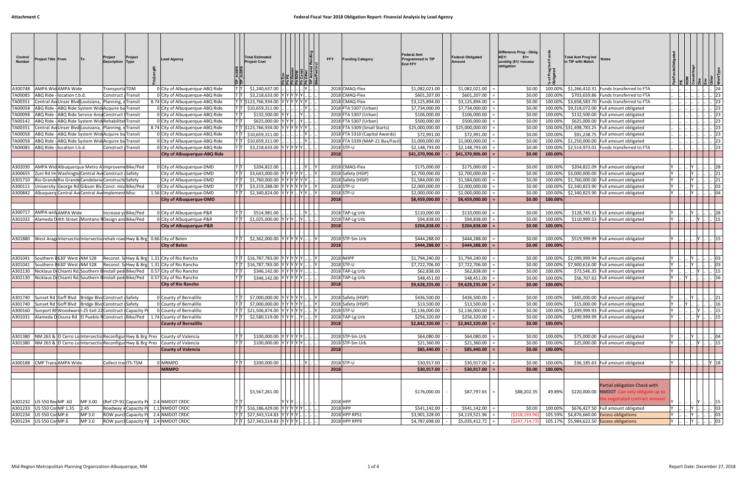**Attachment C**

## Federal Fiscal Year 2018 Obligation Report: Financial Analysis by Lead Agency

| Control Number | Project Title | From | To | Project Description | Project Type | ProjLength | Lead Agency | TIP in 2016 TIP in 2018 | Total Estimated Project Cost | Ph Env Ph PE Ph Design Ph ROW Ph Const Ph Other TIP Amend Pending Bike/Ped Incl | FFY | Funding Category | Federal Amt Programmed in TIP End FFY | | Federal Obligated Amount | | Difference Prog - Oblig KEY: $1= unoblig ($1) =excess obligation | % of Prog'md Funds Obligated | Total Amt Prog'md in TIP with Match | Notes | FedFundsObligated PE ROW Const/Impl Des Env Other | WorkType |
|---|---|---|---|---|---|---|---|---|---|---|---|---|---|---|---|---|---|---|---|---|---|---|
| A300748 | AMPA Wid | AMPA Wide | | Transporta | TDM | 0 | City of Albuquerque-ABQ Ride | T T | $1,240,637.00 | .. .. .. .. Y .. .. | 2018 | CMAQ-Flex | $1,082,021.00 | - | $1,082,021.00 | = | $0.00 | 100.00% | $1,266,410.31 | Funds transferred to FTA | .. .. .. .. .. .. .. | 24 |
| TA00085 | ABQ Ride - | location t.b.d. | | Construct | Transit | 0 | City of Albuquerque-ABQ Ride | T T | $3,218,633.00 | Y Y Y Y Y .. .. | 2018 | CMAQ-Flex | $601,207.00 | - | $601,207.00 | = | $0.00 | 100.00% | $703,659.86 | Funds transferred to FTA | .. .. .. .. .. .. .. | 23 |
| TA00351 | Central Av | Unser Blvd | Louisiana, | Planning, e | Transit | 8.74 | City of Albuquerque-ABQ Ride | T T | $123,766,934.00 | Y Y Y Y Y Y .. | 2018 | CMAQ-Flex | $3,125,894.00 | - | $3,125,894.00 | = | $0.00 | 100.00% | $3,658,583.70 | Funds transferred to FTA | .. .. .. .. .. .. .. | 23 |
| TA00058 | ABQ Ride - | ABQ Ride System Wid | | Acquire bu | Transit | 0 | City of Albuquerque-ABQ Ride | T T | $10,659,311.00 | .. .. .. .. Y .. .. | 2018 | FTA 5307 (Urban) | $7,734,000.00 | - | $7,734,000.00 | = | $0.00 | 100.00% | $9,318,072.00 | Full amount obligated | .. .. .. .. .. .. .. | 23 |
| TA00098 | ABQ Ride - | ABQ Ride Service Area | | Construct | Transit | 0 | City of Albuquerque-ABQ Ride | T T | $132,500.00 | Y Y .. .. Y .. .. | 2018 | FTA 5307 (Urban) | $106,000.00 | - | $106,000.00 | = | $0.00 | 100.00% | $132,500.00 | Full amount obligated | .. .. .. .. .. .. .. | 23 |
| TA00142 | ABQ Ride - | ABQ Ride System Wid | | Rehabilitat | Transit | 0 | City of Albuquerque-ABQ Ride | T T | $625,000.00 | Y Y Y .. Y .. .. | 2018 | FTA 5307 (Urban) | $500,000.00 | - | $500,000.00 | = | $0.00 | 100.00% | $625,000.00 | Full amount obligated | .. .. .. .. .. .. .. | 23 |
| TA00351 | Central Av | Unser Blvd | Louisiana, | Planning, e | Transit | 8.74 | City of Albuquerque-ABQ Ride | T T | $123,766,934.00 | Y Y Y Y Y Y .. | 2018 | FTA 5309 (Small Starts) | $25,000,000.00 | - | $25,000,000.00 | = | $0.00 | 100.00% | $31,498,783.25 | Full amount obligated | .. .. .. .. .. .. .. | 23 |
| TA00058 | ABQ Ride - | ABQ Ride System Wid | | Acquire bu | Transit | 0 | City of Albuquerque-ABQ Ride | T T | $10,659,311.00 | .. .. .. .. Y .. .. | 2018 | FTA 5310 (Capital Awards) | $72,991.00 | - | $72,991.00 | = | $0.00 | 100.00% | $91,238.75 | Full amount obligated | .. .. .. .. .. .. .. | 23 |
| TA00058 | ABQ Ride - | ABQ Ride System Wid | | Acquire bu | Transit | 0 | City of Albuquerque-ABQ Ride | T T | $10,659,311.00 | .. .. .. .. Y .. .. | 2018 | FTA 5339 (MAP-21 Bus/Facil) | $1,000,000.00 | - | $1,000,000.00 | = | $0.00 | 100.00% | $1,250,000.00 | Full amount obligated | .. .. .. .. .. .. .. | 23 |
| TA00085 | ABQ Ride - | location t.b.d. | | Construct | Transit | 0 | City of Albuquerque-ABQ Ride | T T | $3,218,633.00 | Y Y Y Y Y .. .. | 2018 | STP-U | $2,148,793.00 | - | $2,148,793.00 | = | $0.00 | 100.00% | $2,514,973.01 | Funds transferred to FTA | .. .. .. .. .. .. .. | 23 |
| | | | | | | | **City of Albuquerque-ABQ Ride** | | | | **2018** | | **$41,370,906.00** | - | **$41,370,906.00** | = | **$0.00** | **100.00%** | | | | |
| | | | | | | | | | | | | | | | | | | | | | | |
| A302030 | AMPA Wid | Albuquerque Metro A | | Improveme | Bike/Ped | 0 | City of Albuquerque-DMD | T T | $204,822.00 | .. .. .. .. Y .. Y | 2018 | CMAQ-Flex | $175,000.00 | - | $175,000.00 | = | $0.00 | 100.00% | $204,822.09 | Full amount obligated | Y .. .. Y .. .. .. | 28 |
| A300655 | Zuni Rd Im | Washingto | Central Av | Construct | Safety | | City of Albuquerque-DMD | T T | $3,643,000.00 | Y Y Y Y Y .. Y | 2018 | Safety (HSIP) | $2,700,000.00 | - | $2,700,000.00 | = | $0.00 | 100.00% | $3,000,000.00 | Full amount obligated | Y .. .. Y .. .. .. | 21 |
| A301710 | Rio Grande | Rio Grande | Candelaria | Constructio | Safety | | City of Albuquerque-DMD | T T | $1,760,000.00 | Y Y Y Y Y .. Y | 2018 | Safety (HSIP) | $1,584,000.00 | - | $1,584,000.00 | = | $0.00 | 100.00% | $1,760,000.00 | Full amount obligated | Y .. .. Y .. .. .. | 21 |
| A300111 | University | George Rd | Gibson Blv | Const. miss | Bike/Ped | 0 | City of Albuquerque-DMD | T T | $3,219,288.00 | Y Y Y Y Y .. Y | 2018 | STP-U | $2,000,000.00 | - | $2,000,000.00 | = | $0.00 | 100.00% | $2,340,823.90 | Full amount obligated | Y .. .. Y .. .. .. | 03 |
| A300842 | Albuquerq | Central Av | Central Av | Implement | Misc | 1.56 | City of Albuquerque-DMD | T T | $2,340,824.00 | Y Y Y .. Y Y .. Y | 2018 | STP-U | $2,000,000.00 | - | $2,000,000.00 | = | $0.00 | 100.00% | $2,340,823.90 | Full amount obligated | Y .. .. Y .. .. .. | 04 |
| | | | | | | | **City of Albuquerque-DMD** | | | | **2018** | | **$8,459,000.00** | - | **$8,459,000.00** | = | **$0.00** | **100.00%** | | | | |
| | | | | | | | | | | | | | | | | | | | | | | |
| A300717 | AMPA wid | AMPA Wide | | Increase y | Bike/Ped | 0 | City of Albuquerque-P&R | T T | $514,981.00 | .. .. .. .. Y .. .. | 2018 | TAP-Lg Urb | $110,000.00 | - | $110,000.00 | = | $0.00 | 100.00% | $128,745.31 | Full amount obligated | Y .. .. Y .. .. .. | 28 |
| A301032 | Alameda D | 4th Street | Montano R | Design and | Bike/Ped | 0 | City of Albuquerque-P&R | T T | $1,025,000.00 | Y Y Y .. Y .. .. | 2018 | TAP-Lg Urb | $94,838.00 | - | $94,838.00 | = | $0.00 | 100.00% | $110,999.53 | Full amount obligated | Y .. .. .. Y .. .. | 15 |
| | | | | | | | **City of Albuquerque-P&R** | | | | **2018** | | **$204,838.00** | - | **$204,838.00** | = | **$0.00** | **100.00%** | | | | |
| | | | | | | | | | | | | | | | | | | | | | | |
| A301880 | West Arag | Intersectio | Intersectio | rehab road | Hwy & Brg | 0.66 | City of Belen | T T | $2,362,000.00 | Y Y Y Y Y .. .. Y | 2018 | STP-Sm Urb | $444,288.00 | - | $444,288.00 | = | $0.00 | 100.00% | $519,999.99 | Full amount obligated | Y .. .. .. Y .. .. | 15 |
| | | | | | | | **City of Belen** | | | | **2018** | | **$444,288.00** | - | **$444,288.00** | = | **$0.00** | **100.00%** | | | | |
| | | | | | | | | | | | | | | | | | | | | | | |
| A301041 | Southern B | 630' West | NM 528 | Reconst. S | Hwy & Brg | 1.31 | City of Rio Rancho | T T | $16,787,783.00 | Y Y Y Y Y .. .. Y | 2018 | NHPP | $1,794,240.00 | - | $1,794,240.00 | = | $0.00 | 100.00% | $2,099,999.94 | Full amount obligated | Y .. .. Y .. .. .. | 03 |
| A301041 | Southern B | 630' West | NM 528 | Reconst. S | Hwy & Brg | 1.31 | City of Rio Rancho | T T | $16,787,783.00 | Y Y Y Y Y .. .. Y | 2018 | STP-U | $7,722,706.00 | - | $7,722,706.00 | = | $0.00 | 100.00% | $7,900,616.00 | Full amount obligated | Y .. .. Y .. .. .. | 03 |
| A302130 | Nicklaus D | Chianti Rd | Southern B | Install ped | Bike/Ped | 0.57 | City of Rio Rancho | T T | $346,142.00 | Y Y Y Y Y .. .. | 2018 | TAP-Lg Urb | $62,838.00 | - | $62,838.00 | = | $0.00 | 100.00% | $73,546.35 | Full amount obligated | Y .. .. .. Y .. .. | 15 |
| A302130 | Nicklaus D | Chianti Rd | Southern B | Install ped | Bike/Ped | 0.57 | City of Rio Rancho | T T | $346,142.00 | Y Y Y Y Y .. .. | 2018 | TAP-Lg Urb | $48,451.00 | - | $48,451.00 | = | $0.00 | 100.00% | $56,707.63 | Full amount obligated | Y .. Y .. .. .. .. | 16 |
| | | | | | | | **City of Rio Rancho** | | | | **2018** | | **$9,628,235.00** | - | **$9,628,235.00** | = | **$0.00** | **100.00%** | | | | |
| | | | | | | | | | | | | | | | | | | | | | | |
| A301740 | Sunset Rd | Goff Blvd | Bridge Blvd | Construct | Safety | 0 | County of Bernalillo | T T | $7,000,000.00 | Y Y Y Y Y .. .. Y | 2018 | Safety (HSIP) | $436,500.00 | - | $436,500.00 | = | $0.00 | 100.00% | $485,000.00 | Full amount obligated | Y .. .. Y .. .. .. | 21 |
| A301740 | Sunset Rd | Goff Blvd | Bridge Blvd | Construct | Safety | 0 | County of Bernalillo | T T | $7,000,000.00 | Y Y Y Y Y .. .. Y | 2018 | Safety (HSIP) | $13,500.00 | - | $13,500.00 | = | $0.00 | 100.00% | $15,000.00 | Full amount obligated | Y .. Y .. .. .. .. | 16 |
| A300160 | Sunport Bl | Woodward | I-25 Exit 22 | Construct | Capacity P | 0 | County of Bernalillo | T T | $21,506,874.00 | Y Y Y Y Y .. .. Y | 2018 | STP-U | $2,136,000.00 | - | $2,136,000.00 | = | $0.00 | 100.00% | $2,499,999.93 | Full amount obligated | Y .. .. .. Y .. .. | 15 |
| A301031 | Alameda D | Osuna Rd | El Pueblo R | Construct | Bike/Ped | 1.74 | County of Bernalillo | T T | $2,580,519.00 | Y Y Y .. Y .. .. Y | 2018 | TAP-Lg Urb | $256,320.00 | - | $256,320.00 | = | $0.00 | 100.00% | $299,999.99 | Full amount obligated | Y .. .. .. Y .. .. | 15 |
| | | | | | | | **County of Bernalillo** | | | | **2018** | | **$2,842,320.00** | - | **$2,842,320.00** | = | **$0.00** | **100.00%** | | | | |
| | | | | | | | | | | | | | | | | | | | | | | |
| A301380 | NM 263 & | El Cerro Lo | Intersectio | Reconfigur | Hwy & Brg | Pres | County of Valencia | T T | $100,000.00 | Y Y Y Y Y .. .. | 2018 | STP-Sm Urb | $64,080.00 | - | $64,080.00 | = | $0.00 | 100.00% | $75,000.00 | Full amount obligated | Y .. .. Y .. .. .. | 04 |
| A301380 | NM 263 & | El Cerro Lo | Intersectio | Reconfigur | Hwy & Brg | Pres | County of Valencia | T T | $100,000.00 | Y Y Y Y Y .. .. | 2018 | STP-Sm Urb | $21,360.00 | - | $21,360.00 | = | $0.00 | 100.00% | $25,000.00 | Full amount obligated | Y .. .. .. Y .. .. | 15 |
| | | | | | | | **County of Valencia** | | | | **2018** | | **$85,440.00** | - | **$85,440.00** | = | **$0.00** | **100.00%** | | | | |
| | | | | | | | | | | | | | | | | | | | | | | |
| A300188 | CMP Trans | AMPA Wide | | Collect tra | ITS-TSM | 0 | MRMPO | T T | $200,000.00 | .. .. .. .. Y .. .. | 2018 | STP-U | $30,917.00 | - | $30,917.00 | = | $0.00 | 100.00% | $36,185.63 | Full amount obligated | Y .. .. .. .. .. Y | 18 |
| | | | | | | | **MRMPO** | | | | **2018** | | **$30,917.00** | - | **$30,917.00** | = | **$0.00** | **100.00%** | | | | |
| | | | | | | | | | | | | | | | | | | | | | | |
| A301232 | US 550 Rec | MP .60 | MP 3.00 | (Ref CP-91 | Capacity P | 2.4 | NMDOT CRDC | T T | $3,567,261.00 | Y Y Y .. .. .. .. | 2018 | HPP | $176,000.00 | - | $87,797.65 | = | $88,202.35 | 49.89% | $220,000.00 | Partial obligation Check with NMDOT Can only obligate up to the negotiated contract amount | Y .. .. .. Y .. .. | 15 |
| A301233 | US 550 Cor | MP 1.35 | 2.45 | Roadway v | Capacity P | 1.1 | NMDOT CRDC | T T | $16,186,429.00 | Y Y Y Y Y .. .. | 2018 | HPP | $541,142.00 | - | $541,142.00 | = | $0.00 | 100.00% | $676,427.50 | Full amount obligated | Y .. .. Y .. .. .. | 03 |
| A301234 | US 550 Cor | MP.6 | MP 3.0 | ROW purcl | Capacity P | 2.4 | NMDOT CRDC | T T | $27,343,514.83 | Y Y Y Y .. .. .. | 2018 | HPP RPS1 | $3,901,328.00 | - | $4,119,521.96 | = | ($218,193.96) | 105.59% | $4,876,660.00 | Excess obligations | Y .. .. Y .. .. .. | 03 |
| A301234 | US 550 Cor | MP.6 | MP 3.0 | ROW purcl | Capacity P | 2.4 | NMDOT CRDC | T T | $27,343,514.83 | Y Y Y Y .. .. .. | 2018 | HPP RPF9 | $4,787,698.00 | - | $5,035,412.72 | = | ($247,714.72) | 105.17% | $5,984,622.50 | Excess obligations | Y .. .. Y .. .. .. | 03 |

Mid-Region Metropolitan Planning Organization-Albuquerque, NM

Report Date: December 27, 2018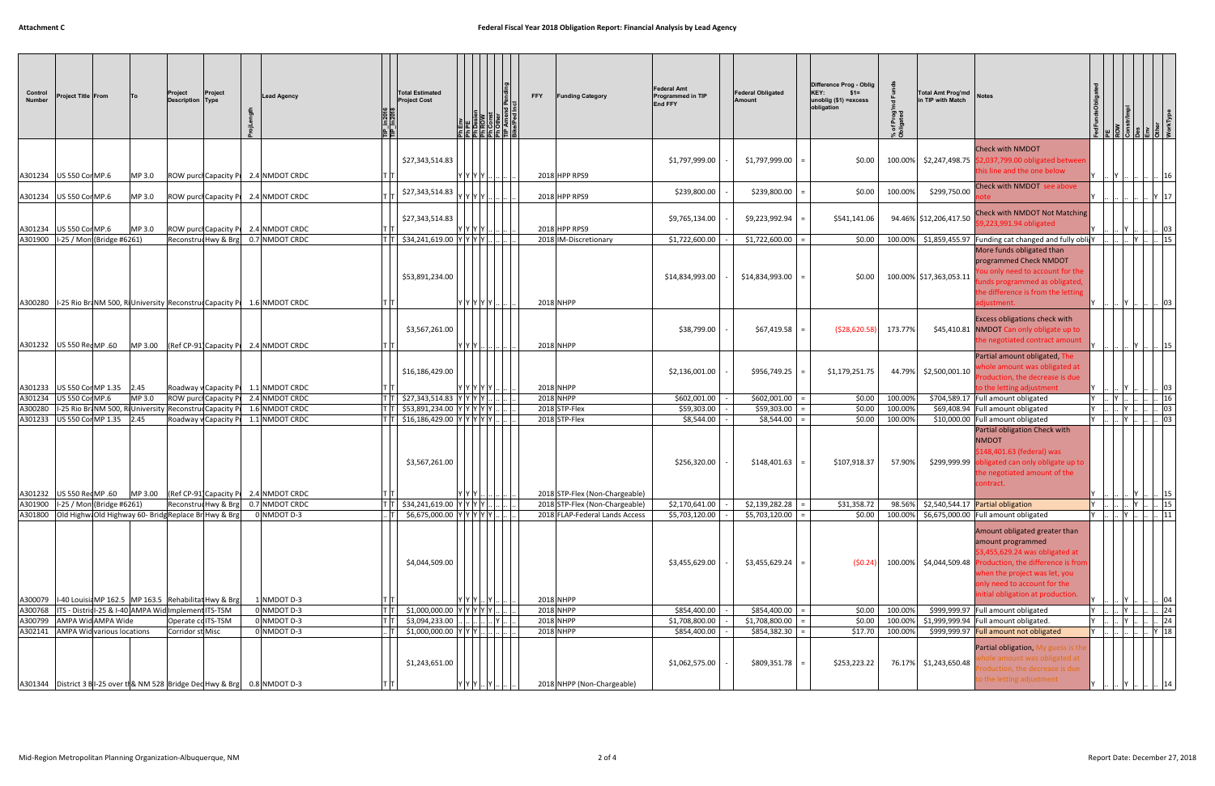## Attachment C

## Federal Fiscal Year 2018 Obligation Report: Financial Analysis by Lead Agency

| Control Number | Project Title | From | To | Project Description | Project Type | ProjLength | Lead Agency | TIP_in2016 | TIP_in2018 | Total Estimated Project Cost | Ph Env | Ph PE | Ph Design | Ph ROW | Ph Const | Ph Other | TIP Amend Pending | Bike/Ped Incl | FFY | Funding Category | Federal Amt Programmed in TIP End FFY | | Federal Obligated Amount | | Difference Prog - Oblig KEY: $1= unoblig ($1) =excess obligation | % of Prog'md Funds Obligated | Total Amt Prog'md in TIP with Match | Notes | FedFundsObligated | PE | ROW | Const/Impl | Des | Env | Other | WorkType |
|---|---|---|---|---|---|---|---|---|---|---|---|---|---|---|---|---|---|---|---|---|---|---|---|---|---|---|---|---|---|---|---|---|---|---|---|---|
| A301234 | US 550 Cor | MP.6 | MP 3.0 | ROW purch | Capacity Pr | 2.4 | NMDOT CRDC | T | T | $27,343,514.83 | Y | Y | Y | Y | .. | .. | .. | | 2018 | HPP RPS9 | $1,797,999.00 | - | $1,797,999.00 | = | $0.00 | 100.00% | $2,247,498.75 | Check with NMDOT $2,037,799.00 obligated between this line and the one below | Y | .. | Y | .. | .. | .. | .. | 16 |
| A301234 | US 550 Cor | MP.6 | MP 3.0 | ROW purch | Capacity Pr | 2.4 | NMDOT CRDC | T | T | $27,343,514.83 | Y | Y | Y | Y | .. | .. | .. | | 2018 | HPP RPS9 | $239,800.00 | - | $239,800.00 | = | $0.00 | 100.00% | $299,750.00 | Check with NMDOT see above note | Y | .. | .. | .. | .. | .. | Y | 17 |
| A301234 | US 550 Cor | MP.6 | MP 3.0 | ROW purch | Capacity Pr | 2.4 | NMDOT CRDC | T | T | $27,343,514.83 | Y | Y | Y | Y | .. | .. | .. | | 2018 | HPP RPS9 | $9,765,134.00 | - | $9,223,992.94 | = | $541,141.06 | 94.46% | $12,206,417.50 | Check with NMDOT Not Matching $9,223,991.94 obligated | Y | .. | .. | Y | .. | .. | .. | 03 |
| A301900 | I-25 / Mont | (Bridge #6261) | | Reconstruc | Hwy & Brg | 0.7 | NMDOT CRDC | T | T | $34,241,619.00 | Y | Y | Y | Y | .. | .. | .. | | 2018 | IM-Discretionary | $1,722,600.00 | - | $1,722,600.00 | = | $0.00 | 100.00% | $1,859,455.97 | Funding cat changed and fully oblig | Y | .. | .. | .. | Y | .. | .. | 15 |
| A300280 | I-25 Rio Bra | NM 500, Ri | University | Reconstruc | Capacity Pr | 1.6 | NMDOT CRDC | T | T | $53,891,234.00 | Y | Y | Y | Y | Y | .. | .. | | 2018 | NHPP | $14,834,993.00 | - | $14,834,993.00 | = | $0.00 | 100.00% | $17,363,053.11 | More funds obligated than programmed Check NMDOT You only need to account for the funds programmed as obligated, the difference is from the letting adjustment. | Y | .. | .. | Y | .. | .. | .. | 03 |
| A301232 | US 550 Rec | MP .60 | MP 3.00 | (Ref CP-91 | Capacity Pr | 2.4 | NMDOT CRDC | T | T | $3,567,261.00 | Y | Y | Y | .. | .. | .. | .. | | 2018 | NHPP | $38,799.00 | - | $67,419.58 | = | ($28,620.58) | 173.77% | $45,410.81 | Excess obligations check with NMDOT Can only obligate up to the negotiated contract amount | Y | .. | .. | .. | Y | .. | .. | 15 |
| A301233 | US 550 Cor | MP 1.35 | 2.45 | Roadway w | Capacity Pr | 1.1 | NMDOT CRDC | T | T | $16,186,429.00 | Y | Y | Y | Y | Y | .. | .. | | 2018 | NHPP | $2,136,001.00 | - | $956,749.25 | = | $1,179,251.75 | 44.79% | $2,500,001.10 | Partial amount obligated, The whole amount was obligated at Production, the decrease is due to the letting adjustment | Y | .. | .. | Y | .. | .. | .. | 03 |
| A301234 | US 550 Cor | MP.6 | MP 3.0 | ROW purch | Capacity Pr | 2.4 | NMDOT CRDC | T | T | $27,343,514.83 | Y | Y | Y | Y | .. | .. | .. | | 2018 | NHPP | $602,001.00 | - | $602,001.00 | = | $0.00 | 100.00% | $704,589.17 | Full amount obligated | Y | .. | Y | .. | .. | .. | .. | 16 |
| A300280 | I-25 Rio Bra | NM 500, Ri | University | Reconstruc | Capacity Pr | 1.6 | NMDOT CRDC | T | T | $53,891,234.00 | Y | Y | Y | Y | Y | .. | .. | | 2018 | STP-Flex | $59,303.00 | - | $59,303.00 | = | $0.00 | 100.00% | $69,408.94 | Full amount obligated | Y | .. | .. | Y | .. | .. | .. | 03 |
| A301233 | US 550 Cor | MP 1.35 | 2.45 | Roadway w | Capacity Pr | 1.1 | NMDOT CRDC | T | T | $16,186,429.00 | Y | Y | Y | Y | Y | .. | .. | | 2018 | STP-Flex | $8,544.00 | - | $8,544.00 | = | $0.00 | 100.00% | $10,000.00 | Full amount obligated | Y | .. | .. | Y | .. | .. | .. | 03 |
| A301232 | US 550 Rec | MP .60 | MP 3.00 | (Ref CP-91 | Capacity Pr | 2.4 | NMDOT CRDC | T | T | $3,567,261.00 | Y | Y | Y | .. | .. | .. | .. | | 2018 | STP-Flex (Non-Chargeable) | $256,320.00 | - | $148,401.63 | = | $107,918.37 | 57.90% | $299,999.99 | Partial obligation Check with NMDOT $148,401.63 (federal) was obligated can only obligate up to the negotiated amount of the contract. | Y | .. | .. | .. | Y | .. | .. | 15 |
| A301900 | I-25 / Mont | (Bridge #6261) | | Reconstruc | Hwy & Brg | 0.7 | NMDOT CRDC | T | T | $34,241,619.00 | Y | Y | Y | Y | .. | .. | .. | | 2018 | STP-Flex (Non-Chargeable) | $2,170,641.00 | - | $2,139,282.28 | = | $31,358.72 | 98.56% | $2,540,544.17 | Partial obligation | Y | .. | .. | .. | Y | .. | .. | 15 |
| A301800 | Old Highwa | Old Highway 60- | Bridg | Replace Br | Hwy & Brg | 0 | NMDOT D-3 | .. | T | $6,675,000.00 | Y | Y | Y | Y | Y | .. | .. | | 2018 | FLAP-Federal Lands Access | $5,703,120.00 | - | $5,703,120.00 | = | $0.00 | 100.00% | $6,675,000.00 | Full amount obligated | Y | .. | .. | Y | .. | .. | .. | 11 |
| A300079 | I-40 Louisia | MP 162.5 | MP 163.5 | Rehabilitat | Hwy & Brg | 1 | NMDOT D-3 | T | T | $4,044,509.00 | Y | Y | Y | .. | Y | .. | .. | | 2018 | NHPP | $3,455,629.00 | - | $3,455,629.24 | = | ($0.24) | 100.00% | $4,044,509.48 | Amount obligated greater than amount programmed $3,455,629.24 was obligated at Production, the difference is from when the project was let, you only need to account for the initial obligation at production. | Y | .. | .. | Y | .. | .. | .. | 04 |
| A300768 | ITS - Distric | I-25 & I-40 | AMPA Wid | Implement | ITS-TSM | 0 | NMDOT D-3 | T | T | $1,000,000.00 | Y | Y | Y | Y | Y | .. | .. | | 2018 | NHPP | $854,400.00 | - | $854,400.00 | = | $0.00 | 100.00% | $999,999.97 | Full amount obligated | Y | .. | .. | Y | .. | .. | .. | 24 |
| A300799 | AMPA Wid | AMPA Wide | | Operate co | ITS-TSM | 0 | NMDOT D-3 | T | T | $3,094,233.00 | .. | .. | .. | .. | Y | .. | .. | | 2018 | NHPP | $1,708,800.00 | - | $1,708,800.00 | = | $0.00 | 100.00% | $1,999,999.94 | Full amount obligated. | Y | .. | .. | Y | .. | .. | .. | 24 |
| A302141 | AMPA Wid | various locations | | Corridor st | Misc | 0 | NMDOT D-3 | .. | T | $1,000,000.00 | Y | Y | Y | .. | .. | .. | .. | | 2018 | NHPP | $854,400.00 | - | $854,382.30 | = | $17.70 | 100.00% | $999,999.97 | Full amount not obligated | Y | .. | .. | .. | .. | .. | Y | 18 |
| A301344 | District 3 B | I-25 over th | & NM 528 | Bridge Dec | Hwy & Brg | 0.8 | NMDOT D-3 | T | T | $1,243,651.00 | Y | Y | Y | .. | Y | .. | .. | | 2018 | NHPP (Non-Chargeable) | $1,062,575.00 | - | $809,351.78 | = | $253,223.22 | 76.17% | $1,243,650.48 | Partial obligation, My guess is the whole amount was obligated at Production, the decrease is due to the letting adjustment | Y | .. | .. | Y | .. | .. | .. | 14 |

Mid-Region Metropolitan Planning Organization-Albuquerque, NM

Report Date: December 27, 2018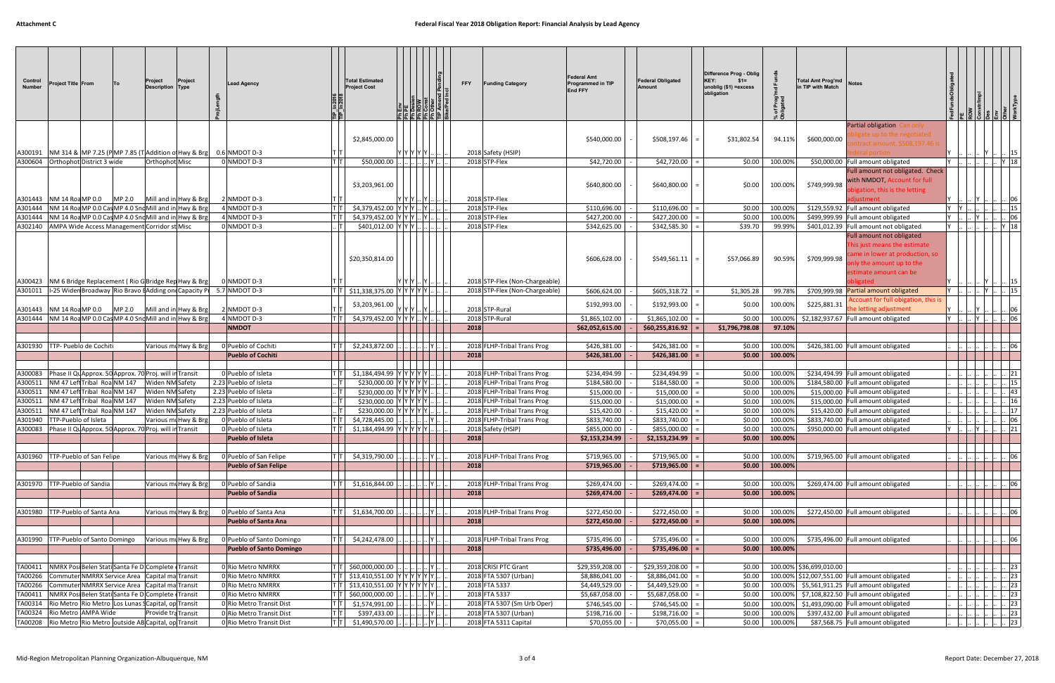## Attachment C

## Federal Fiscal Year 2018 Obligation Report: Financial Analysis by Lead Agency

| Control Number | Project Title | From | To | Project Description | Project Type | ProjLength | Lead Agency | TIP in2016 | TIP in2018 | Total Estimated Project Cost | Ph Env | Ph PE | Ph Design | Ph ROW | Ph Const | Ph Other | TIP Amend Pending | Bike/Ped incl | FFY | Funding Category | Federal Amt Programmed in TIP End FFY | | Federal Obligated Amount | | Difference Prog - Oblig KEY: $1= unoblig ($1) =excess obligation | % of Prog'md Funds Obligated | Total Amt Prog'md in TIP with Match | Notes | FedFundsObligated | PE | ROW | Const/Impl | Des | Env | Other | WorkType |
|---|---|---|---|---|---|---|---|---|---|---|---|---|---|---|---|---|---|---|---|---|---|---|---|---|---|---|---|---|---|---|---|---|---|---|---|---|
| A300191 | NM 314 & | MP 7.25 (P | MP 7.85 (T | Addition o | Hwy & Brg | 0.6 | NMDOT D-3 | T | T | $2,845,000.00 | Y | Y | Y | Y | Y | .. | .. | | 2018 | Safety (HSIP) | $540,000.00 | - | $508,197.46 | = | $31,802.54 | 94.11% | $600,000.00 | Partial obligation Can only obligate up to the negotiated contract amount, $508,197.46 is federal portion | Y | .. | .. | Y | .. | .. | .. | 15 |
| A300604 | Orthophot | District 3 wide | | Orthophot | Misc | 0 | NMDOT D-3 | T | T | $50,000.00 | .. | .. | .. | .. | .. | Y | .. | | 2018 | STP-Flex | $42,720.00 | - | $42,720.00 | = | $0.00 | 100.00% | $50,000.00 | Full amount obligated | Y | .. | .. | .. | .. | .. | Y | 18 |
| A301443 | NM 14 Roa | MP 0.0 | MP 2.0 | Mill and in | Hwy & Brg | 2 | NMDOT D-3 | T | T | $3,203,961.00 | Y | Y | Y | .. | Y | .. | .. | | 2018 | STP-Flex | $640,800.00 | - | $640,800.00 | = | $0.00 | 100.00% | $749,999.98 | Full amount not obligated. Check with NMDOT, Account for full obigation, this is the letting adjustment | Y | .. | .. | Y | .. | .. | .. | 06 |
| A301444 | NM 14 Roa | MP 0.0 Cas | MP 4.0 Snc | Mill and in | Hwy & Brg | 4 | NMDOT D-3 | T | T | $4,379,452.00 | Y | Y | Y | .. | Y | .. | .. | | 2018 | STP-Flex | $110,696.00 | - | $110,696.00 | = | $0.00 | 100.00% | $129,559.92 | Full amount obligated | Y | Y | .. | .. | .. | .. | .. | 15 |
| A301444 | NM 14 Roa | MP 0.0 Cas | MP 4.0 Snc | Mill and in | Hwy & Brg | 4 | NMDOT D-3 | T | T | $4,379,452.00 | Y | Y | Y | .. | Y | .. | .. | | 2018 | STP-Flex | $427,200.00 | - | $427,200.00 | = | $0.00 | 100.00% | $499,999.99 | Full amount obligated | Y | .. | .. | Y | .. | .. | .. | 06 |
| A302140 | AMPA Wide Access Management Corridor st | | | | Misc | 0 | NMDOT D-3 | .. | T | $401,012.00 | Y | Y | Y | .. | .. | .. | .. | | 2018 | STP-Flex | $342,625.00 | - | $342,585.30 | = | $39.70 | 99.99% | $401,012.39 | Full amount not obligated | Y | .. | .. | .. | .. | .. | Y | 18 |
| A300423 | NM 6 Bridge Replacement ( Rio G | | | Bridge Rep | Hwy & Brg | 0 | NMDOT D-3 | T | T | $20,350,814.00 | Y | Y | Y | .. | Y | .. | .. | | 2018 | STP-Flex (Non-Chargeable) | $606,628.00 | - | $549,561.11 | = | $57,066.89 | 90.59% | $709,999.98 | Full amount not obligated This just means the estimate came in lower at production, so only the amount up to the estimate amount can be obligated | Y | .. | .. | Y | .. | .. | .. | 15 |
| A301011 | I-25 Widen | Broadway | Rio Bravo E | Adding one | Capacity P | 5.7 | NMDOT D-3 | T | T | $11,338,375.00 | Y | Y | Y | Y | Y | .. | .. | | 2018 | STP-Flex (Non-Chargeable) | $606,624.00 | - | $605,318.72 | = | $1,305.28 | 99.78% | $709,999.98 | Partial amount obligated | Y | .. | .. | Y | .. | .. | .. | 15 |
| A301443 | NM 14 Roa | MP 0.0 | MP 2.0 | Mill and in | Hwy & Brg | 2 | NMDOT D-3 | T | T | $3,203,961.00 | Y | Y | Y | .. | Y | .. | .. | | 2018 | STP-Rural | $192,993.00 | - | $192,993.00 | = | $0.00 | 100.00% | $225,881.31 | Account for full obligation, this is the letting adjustment | Y | .. | .. | Y | .. | .. | .. | 06 |
| A301444 | NM 14 Roa | MP 0.0 Cas | MP 4.0 Snc | Mill and in | Hwy & Brg | 4 | NMDOT D-3 | T | T | $4,379,452.00 | Y | Y | Y | .. | Y | .. | .. | | 2018 | STP-Rural | $1,865,102.00 | - | $1,865,102.00 | = | $0.00 | 100.00% | $2,182,937.67 | Full amount obligated | Y | .. | .. | Y | .. | .. | .. | 06 |
| | | | | | | | **NMDOT** | | | | | | | | | | | | **2018** | | **$62,052,615.00** | - | **$60,255,816.92** | = | **$1,796,798.08** | **97.10%** | | | | | | | | | | |
| A301930 | TTP- Pueblo de Cochiti | | | Various mu | Hwy & Brg | 0 | Pueblo of Cochiti | T | T | $2,243,872.00 | .. | .. | .. | .. | .. | Y | .. | | 2018 | FLHP-Tribal Trans Prog | $426,381.00 | - | $426,381.00 | = | $0.00 | 100.00% | $426,381.00 | Full amount obligated | .. | .. | .. | .. | .. | .. | .. | 06 |
| | | | | | | | **Pueblo of Cochiti** | | | | | | | | | | | | **2018** | | **$426,381.00** | - | **$426,381.00** | = | **$0.00** | **100.00%** | | | | | | | | | | |
| A300083 | Phase II Qu | Approx. 50 | Approx. 70 | Proj. will in | Transit | 0 | Pueblo of Isleta | T | T | $1,184,494.99 | Y | Y | Y | Y | Y | .. | .. | | 2018 | FLHP-Tribal Trans Prog | $234,494.99 | - | $234,494.99 | = | $0.00 | 100.00% | $234,494.99 | Full amount obligated | .. | .. | .. | .. | .. | .. | .. | 21 |
| A300511 | NM 47 Left | Tribal Roa | NM 147 | Widen NM | Safety | 2.23 | Pueblo of Isleta | .. | T | $230,000.00 | Y | Y | Y | Y | Y | .. | .. | | 2018 | FLHP-Tribal Trans Prog | $184,580.00 | - | $184,580.00 | = | $0.00 | 100.00% | $184,580.00 | Full amount obligated | .. | .. | .. | .. | .. | .. | .. | 15 |
| A300511 | NM 47 Left | Tribal Roa | NM 147 | Widen NM | Safety | 2.23 | Pueblo of Isleta | .. | T | $230,000.00 | Y | Y | Y | Y | Y | .. | .. | | 2018 | FLHP-Tribal Trans Prog | $15,000.00 | - | $15,000.00 | = | $0.00 | 100.00% | $15,000.00 | Full amount obligated | .. | .. | .. | .. | .. | .. | .. | 43 |
| A300511 | NM 47 Left | Tribal Roa | NM 147 | Widen NM | Safety | 2.23 | Pueblo of Isleta | .. | T | $230,000.00 | Y | Y | Y | Y | Y | .. | .. | | 2018 | FLHP-Tribal Trans Prog | $15,000.00 | - | $15,000.00 | = | $0.00 | 100.00% | $15,000.00 | Full amount obligated | .. | .. | .. | .. | .. | .. | .. | 16 |
| A300511 | NM 47 Left | Tribal Roa | NM 147 | Widen NM | Safety | 2.23 | Pueblo of Isleta | .. | T | $230,000.00 | Y | Y | Y | Y | Y | .. | .. | | 2018 | FLHP-Tribal Trans Prog | $15,420.00 | - | $15,420.00 | = | $0.00 | 100.00% | $15,420.00 | Full amount obligated | .. | .. | .. | .. | .. | .. | .. | 17 |
| A301940 | TTP-Pueblo of Isleta | | | Various mu | Hwy & Brg | 0 | Pueblo of Isleta | T | T | $4,728,445.00 | .. | .. | .. | .. | .. | Y | .. | | 2018 | FLHP-Tribal Trans Prog | $833,740.00 | - | $833,740.00 | = | $0.00 | 100.00% | $833,740.00 | Full amount obligated | .. | .. | .. | .. | .. | .. | .. | 06 |
| A300083 | Phase II Qu | Approx. 50 | Approx. 70 | Proj. will in | Transit | 0 | Pueblo of Isleta | T | T | $1,184,494.99 | Y | Y | Y | Y | Y | .. | .. | | 2018 | Safety (HSIP) | $855,000.00 | - | $855,000.00 | = | $0.00 | 100.00% | $950,000.00 | Full amount obligated | Y | .. | .. | Y | .. | .. | .. | 21 |
| | | | | | | | **Pueblo of Isleta** | | | | | | | | | | | | **2018** | | **$2,153,234.99** | - | **$2,153,234.99** | = | **$0.00** | **100.00%** | | | | | | | | | | |
| A301960 | TTP-Pueblo of San Felipe | | | Various mu | Hwy & Brg | 0 | Pueblo of San Felipe | T | T | $4,319,790.00 | .. | .. | .. | .. | .. | Y | .. | | 2018 | FLHP-Tribal Trans Prog | $719,965.00 | - | $719,965.00 | = | $0.00 | 100.00% | $719,965.00 | Full amount obligated | .. | .. | .. | .. | .. | .. | .. | 06 |
| | | | | | | | **Pueblo of San Felipe** | | | | | | | | | | | | **2018** | | **$719,965.00** | - | **$719,965.00** | = | **$0.00** | **100.00%** | | | | | | | | | | |
| A301970 | TTP-Pueblo of Sandia | | | Various mu | Hwy & Brg | 0 | Pueblo of Sandia | T | T | $1,616,844.00 | .. | .. | .. | .. | .. | Y | .. | | 2018 | FLHP-Tribal Trans Prog | $269,474.00 | - | $269,474.00 | = | $0.00 | 100.00% | $269,474.00 | Full amount obligated | .. | .. | .. | .. | .. | .. | .. | 06 |
| | | | | | | | **Pueblo of Sandia** | | | | | | | | | | | | **2018** | | **$269,474.00** | - | **$269,474.00** | = | **$0.00** | **100.00%** | | | | | | | | | | |
| A301980 | TTP-Pueblo of Santa Ana | | | Various mu | Hwy & Brg | 0 | Pueblo of Santa Ana | T | T | $1,634,700.00 | .. | .. | .. | .. | .. | Y | .. | | 2018 | FLHP-Tribal Trans Prog | $272,450.00 | - | $272,450.00 | = | $0.00 | 100.00% | $272,450.00 | Full amount obligated | .. | .. | .. | .. | .. | .. | .. | 06 |
| | | | | | | | **Pueblo of Santa Ana** | | | | | | | | | | | | **2018** | | **$272,450.00** | - | **$272,450.00** | = | **$0.00** | **100.00%** | | | | | | | | | | |
| A301990 | TTP-Pueblo of Santo Domingo | | | Various mu | Hwy & Brg | 0 | Pueblo of Santo Domingo | T | T | $4,242,478.00 | .. | .. | .. | .. | .. | Y | .. | | 2018 | FLHP-Tribal Trans Prog | $735,496.00 | - | $735,496.00 | = | $0.00 | 100.00% | $735,496.00 | Full amount obligated | .. | .. | .. | .. | .. | .. | .. | 06 |
| | | | | | | | **Pueblo of Santo Domingo** | | | | | | | | | | | | **2018** | | **$735,496.00** | - | **$735,496.00** | = | **$0.00** | **100.00%** | | | | | | | | | | |
| TA00411 | NMRX Pos | Belen Stati | Santa Fe D | Complete | Transit | 0 | Rio Metro NMRRX | T | T | $60,000,000.00 | .. | .. | .. | .. | .. | Y | .. | | 2018 | CRISI PTC Grant | $29,359,208.00 | - | $29,359,208.00 | = | $0.00 | 100.00% | $36,699,010.00 | | .. | .. | .. | .. | .. | .. | .. | 23 |
| TA00266 | Commuter | NMRRX Service Area | | Capital ma | Transit | 0 | Rio Metro NMRRX | T | T | $13,410,551.00 | Y | Y | Y | Y | Y | Y | .. | | 2018 | FTA 5307 (Urban) | $8,886,041.00 | - | $8,886,041.00 | = | $0.00 | 100.00% | $12,007,551.00 | Full amount obligated | .. | .. | .. | .. | .. | .. | .. | 23 |
| TA00266 | Commuter | NMRRX Service Area | | Capital ma | Transit | 0 | Rio Metro NMRRX | T | T | $13,410,551.00 | Y | Y | Y | Y | Y | Y | .. | | 2018 | FTA 5337 | $4,449,529.00 | - | $4,449,529.00 | = | $0.00 | 100.00% | $5,561,911.25 | Full amount obligated | .. | .. | .. | .. | .. | .. | .. | 23 |
| TA00411 | NMRX Pos | Belen Stati | Santa Fe D | Complete | Transit | 0 | Rio Metro NMRRX | T | T | $60,000,000.00 | .. | .. | .. | .. | .. | Y | .. | | 2018 | FTA 5337 | $5,687,058.00 | - | $5,687,058.00 | = | $0.00 | 100.00% | $7,108,822.50 | Full amount obligated | .. | .. | .. | .. | .. | .. | .. | 23 |
| TA00314 | Rio Metro | Rio Metro | Los Lunas S | Capital, op | Transit | 0 | Rio Metro Transit Dist | T | T | $1,574,991.00 | .. | .. | .. | .. | .. | Y | .. | | 2018 | FTA 5307 (Sm Urb Oper) | $746,545.00 | - | $746,545.00 | = | $0.00 | 100.00% | $1,493,090.00 | Full amount obligated | .. | .. | .. | .. | .. | .. | .. | 23 |
| TA00324 | Rio Metro | AMPA Wide | | Provide tra | Transit | 0 | Rio Metro Transit Dist | T | T | $397,433.00 | .. | .. | .. | .. | .. | Y | .. | | 2018 | FTA 5307 (Urban) | $198,716.00 | - | $198,716.00 | = | $0.00 | 100.00% | $397,432.00 | Full amount obligated | .. | .. | .. | .. | .. | .. | .. | 23 |
| TA00208 | Rio Metro | Rio Metro | outside AB | Capital, op | Transit | 0 | Rio Metro Transit Dist | T | T | $1,490,570.00 | .. | .. | .. | .. | .. | Y | .. | | 2018 | FTA 5311 Capital | $70,055.00 | - | $70,055.00 | = | $0.00 | 100.00% | $87,568.75 | Full amount obligated | .. | .. | .. | .. | .. | .. | .. | 23 |

Mid-Region Metropolitan Planning Organization-Albuquerque, NM

Report Date: December 27, 2018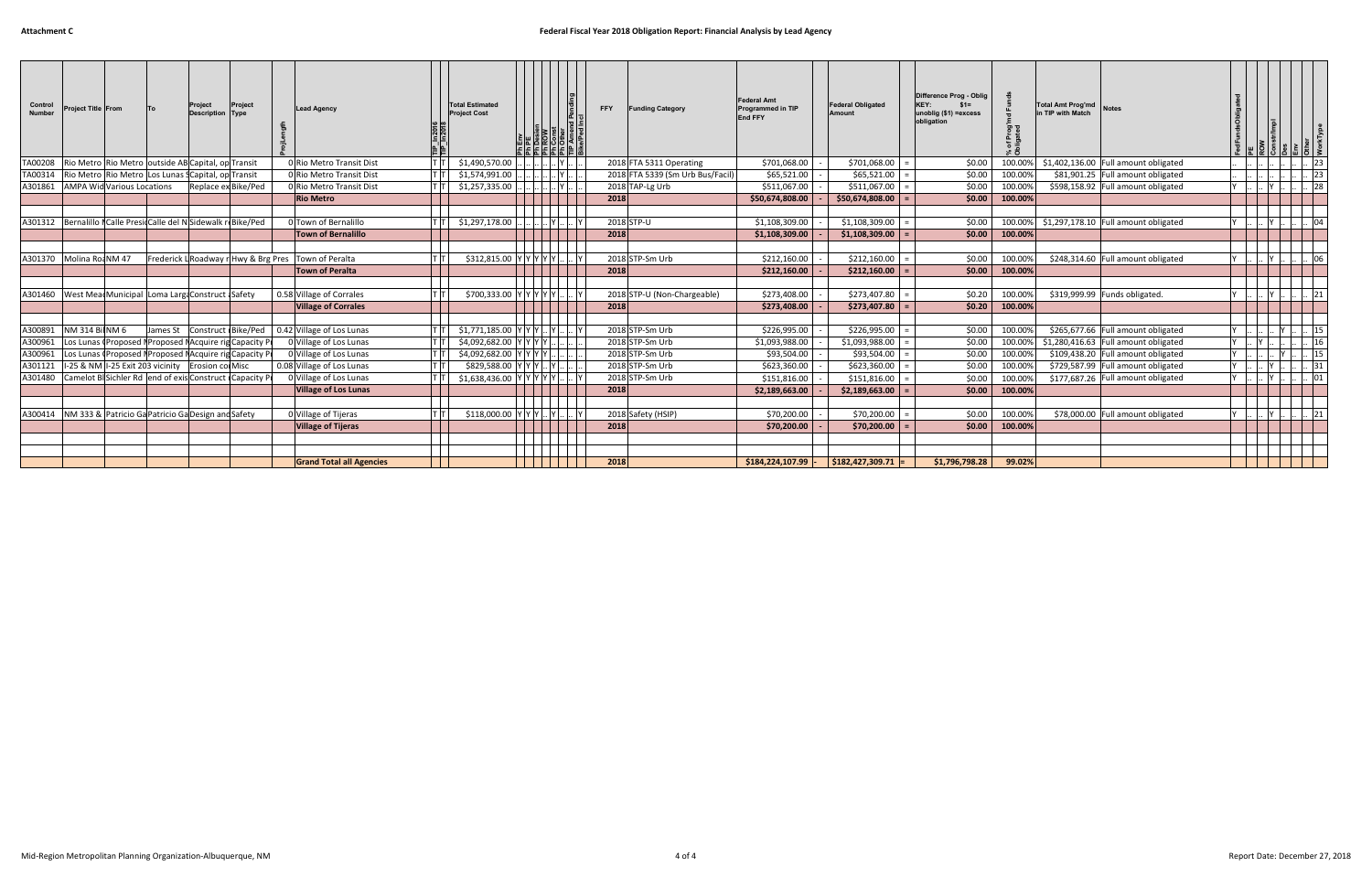**Attachment C**

# Federal Fiscal Year 2018 Obligation Report: Financial Analysis by Lead Agency

| Control Number | Project Title | From | To | Project Description | Project Type | ProjLength | Lead Agency | TIP_in2016 | TIP_in2018 | Total Estimated Project Cost | Ph Env | Ph PE | Ph Design | Ph ROW | Ph Const | Ph Other | TIP Amend Pending | Bike/Ped Incl | FFY | Funding Category | Federal Amt Programmed in TIP End FFY | | Federal Obligated Amount | | Difference Prog - Oblig KEY: $1= unoblig ($1) =excess obligation | % of Prog'md Funds Obligated | Total Amt Prog'md in TIP with Match | Notes | FedFundsObligated | PE | ROW | Const/Impl | Des | Env | Other | WorkType |
|---|---|---|---|---|---|---|---|---|---|---|---|---|---|---|---|---|---|---|---|---|---|---|---|---|---|---|---|---|---|---|---|---|---|---|---|---|
| TA00208 | Rio Metro | Rio Metro | outside AB | Capital, op | Transit | 0 | Rio Metro Transit Dist | T | T | $1,490,570.00 | .. | .. | .. | .. | .. | Y | .. | .. | 2018 | FTA 5311 Operating | $701,068.00 | - | $701,068.00 | = | $0.00 | 100.00% | $1,402,136.00 | Full amount obligated | .. | .. | .. | .. | .. | .. | .. | 23 |
| TA00314 | Rio Metro | Rio Metro | Los Lunas | Capital, op | Transit | 0 | Rio Metro Transit Dist | T | T | $1,574,991.00 | .. | .. | .. | .. | .. | Y | .. | .. | 2018 | FTA 5339 (Sm Urb Bus/Facil) | $65,521.00 | - | $65,521.00 | = | $0.00 | 100.00% | $81,901.25 | Full amount obligated | .. | .. | .. | .. | .. | .. | .. | 23 |
| A301861 | AMPA Wid | Various Locations | | Replace ex | Bike/Ped | 0 | Rio Metro Transit Dist | T | T | $1,257,335.00 | .. | .. | .. | .. | .. | Y | .. | .. | 2018 | TAP-Lg Urb | $511,067.00 | - | $511,067.00 | = | $0.00 | 100.00% | $598,158.92 | Full amount obligated | Y | .. | .. | Y | .. | .. | .. | 28 |
| | | | | | | | **Rio Metro** | | | | | | | | | | | | **2018** | | **$50,674,808.00** | **-** | **$50,674,808.00** | **=** | **$0.00** | **100.00%** | | | | | | | | | | |
| | | | | | | | | | | | | | | | | | | | | | | | | | | | | | | | | | | | | |
| A301312 | Bernalillo N | Calle Presid | Calle del N | Sidewalk re | Bike/Ped | 0 | Town of Bernalillo | T | T | $1,297,178.00 | .. | .. | .. | .. | Y | .. | .. | Y | 2018 | STP-U | $1,108,309.00 | - | $1,108,309.00 | = | $0.00 | 100.00% | $1,297,178.10 | Full amount obligated | Y | .. | .. | Y | .. | .. | .. | 04 |
| | | | | | | | **Town of Bernalillo** | | | | | | | | | | | | **2018** | | **$1,108,309.00** | **-** | **$1,108,309.00** | **=** | **$0.00** | **100.00%** | | | | | | | | | | |
| | | | | | | | | | | | | | | | | | | | | | | | | | | | | | | | | | | | | |
| A301370 | Molina Roa | NM 47 | Frederick L | Roadway r | Hwy & Brg Pres | | Town of Peralta | T | T | $312,815.00 | Y | Y | Y | Y | Y | .. | .. | Y | 2018 | STP-Sm Urb | $212,160.00 | - | $212,160.00 | = | $0.00 | 100.00% | $248,314.60 | Full amount obligated | Y | .. | .. | Y | .. | .. | .. | 06 |
| | | | | | | | **Town of Peralta** | | | | | | | | | | | | **2018** | | **$212,160.00** | **-** | **$212,160.00** | **=** | **$0.00** | **100.00%** | | | | | | | | | | |
| | | | | | | | | | | | | | | | | | | | | | | | | | | | | | | | | | | | | |
| A301460 | West Mead | Municipal | Loma Larga | Construct a | Safety | 0.58 | Village of Corrales | T | T | $700,333.00 | Y | Y | Y | Y | Y | .. | .. | Y | 2018 | STP-U (Non-Chargeable) | $273,408.00 | - | $273,407.80 | = | $0.20 | 100.00% | $319,999.99 | Funds obligated. | Y | .. | .. | Y | .. | .. | .. | 21 |
| | | | | | | | **Village of Corrales** | | | | | | | | | | | | **2018** | | **$273,408.00** | **-** | **$273,407.80** | **=** | **$0.20** | **100.00%** | | | | | | | | | | |
| | | | | | | | | | | | | | | | | | | | | | | | | | | | | | | | | | | | | |
| A300891 | NM 314 Bi | NM 6 | James St | Construct | Bike/Ped | 0.42 | Village of Los Lunas | T | T | $1,771,185.00 | Y | Y | Y | .. | Y | .. | .. | Y | 2018 | STP-Sm Urb | $226,995.00 | - | $226,995.00 | = | $0.00 | 100.00% | $265,677.66 | Full amount obligated | Y | .. | .. | .. | Y | .. | .. | 15 |
| A300961 | Los Lunas | Proposed N | Proposed N | Acquire rig | Capacity P | 0 | Village of Los Lunas | T | T | $4,092,682.00 | Y | Y | Y | Y | .. | .. | .. | .. | 2018 | STP-Sm Urb | $1,093,988.00 | - | $1,093,988.00 | = | $0.00 | 100.00% | $1,280,416.63 | Full amount obligated | Y | .. | Y | .. | .. | .. | .. | 16 |
| A300961 | Los Lunas | Proposed N | Proposed N | Acquire rig | Capacity P | 0 | Village of Los Lunas | T | T | $4,092,682.00 | Y | Y | Y | Y | .. | .. | .. | .. | 2018 | STP-Sm Urb | $93,504.00 | - | $93,504.00 | = | $0.00 | 100.00% | $109,438.20 | Full amount obligated | Y | .. | .. | .. | Y | .. | .. | 15 |
| A301121 | I-25 & NM | I-25 Exit 203 vicinity | | Erosion co | Misc | 0.08 | Village of Los Lunas | T | T | $829,588.00 | Y | Y | Y | .. | Y | .. | .. | .. | 2018 | STP-Sm Urb | $623,360.00 | - | $623,360.00 | = | $0.00 | 100.00% | $729,587.99 | Full amount obligated | Y | .. | .. | Y | .. | .. | .. | 31 |
| A301480 | Camelot B | Sichler Rd | end of exis | Construct | Capacity P | 0 | Village of Los Lunas | T | T | $1,638,436.00 | Y | Y | Y | Y | Y | .. | .. | Y | 2018 | STP-Sm Urb | $151,816.00 | - | $151,816.00 | = | $0.00 | 100.00% | $177,687.26 | Full amount obligated | Y | .. | .. | Y | .. | .. | .. | 01 |
| | | | | | | | **Village of Los Lunas** | | | | | | | | | | | | **2018** | | **$2,189,663.00** | **-** | **$2,189,663.00** | **=** | **$0.00** | **100.00%** | | | | | | | | | | |
| | | | | | | | | | | | | | | | | | | | | | | | | | | | | | | | | | | | | |
| A300414 | NM 333 & | Patricio Ga | Patricio Ga | Design and | Safety | 0 | Village of Tijeras | T | T | $118,000.00 | Y | Y | Y | .. | Y | .. | .. | Y | 2018 | Safety (HSIP) | $70,200.00 | - | $70,200.00 | = | $0.00 | 100.00% | $78,000.00 | Full amount obligated | Y | .. | .. | Y | .. | .. | .. | 21 |
| | | | | | | | **Village of Tijeras** | | | | | | | | | | | | **2018** | | **$70,200.00** | **-** | **$70,200.00** | **=** | **$0.00** | **100.00%** | | | | | | | | | | |
| | | | | | | | | | | | | | | | | | | | | | | | | | | | | | | | | | | | | |
| | | | | | | | **Grand Total all Agencies** | | | | | | | | | | | | **2018** | | **$184,224,107.99** | **-** | **$182,427,309.71** | **=** | **$1,796,798.28** | **99.02%** | | | | | | | | | | |

Mid-Region Metropolitan Planning Organization-Albuquerque, NM

Report Date: December 27, 2018